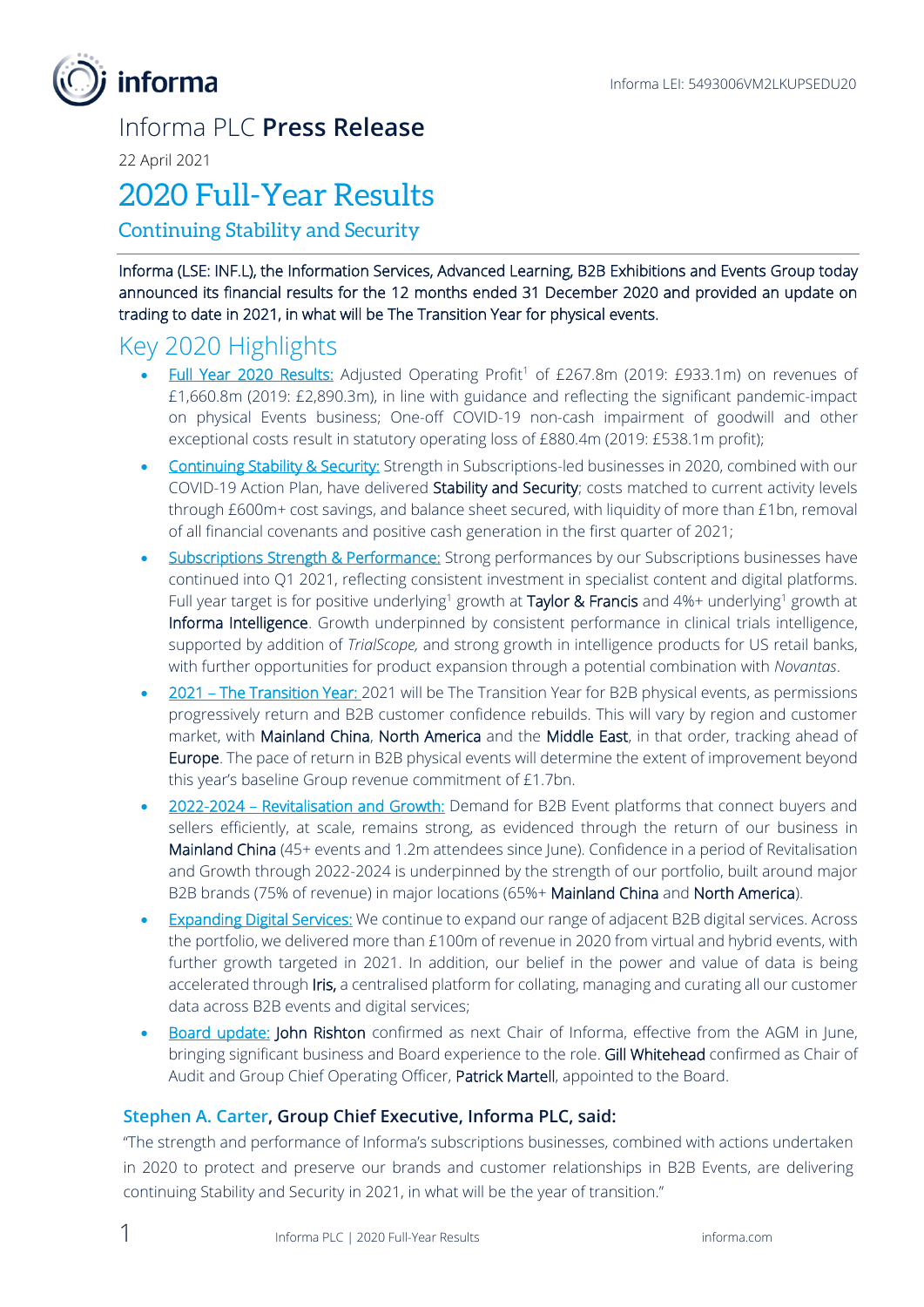Informa LEI: 5493006VM2LKUPSEDU20

# Informa PLC **Press Release**

22 April 2021

# 2020 Full-Year Results

## Continuing Stability and Security

**Informa (LSE: INF.L), the Information Services, Advanced Learning, B2B Exhibitions and Events Group today announced its financial results for the 12 months ended 31 December 2020 and provided an update on trading to date in 2021, in what will be The Transition Year for physical events.**

## Key 2020 Highlights

- Full Year 2020 Results: Adjusted Operating Profit[1] of £267.8m (2019: £933.1m) on revenues of £1,660.8m (2019: £2,890.3m), in line with guidance and reflecting the significant pandemic-impact on physical Events business; One-off COVID-19 non-cash impairment of goodwill and other exceptional costs result in statutory operating loss of £880.4m (2019: £538.1m profit);
- Continuing Stability & Security: Strength in Subscriptions-led businesses in 2020, combined with our COVID-19 Action Plan, have delivered Stability and Security; costs matched to current activity levels through £600m+ cost savings, and balance sheet secured, with liquidity of more than £1bn, removal of all financial covenants and positive cash generation in the first quarter of 2021;
- Subscriptions Strength & Performance: Strong performances by our Subscriptions businesses have continued into Q1 2021, reflecting consistent investment in specialist content and digital platforms. Full year target is for positive underlying[1] growth at Taylor & Francis and 4%+ underlying[1] growth at Informa Intelligence. Growth underpinned by consistent performance in clinical trials intelligence, supported by addition of *TrialScope,* and strong growth in intelligence products for US retail banks, with further opportunities for product expansion through a potential combination with *Novantas*.
- 2021 – The Transition Year: 2021 will be The Transition Year for B2B physical events, as permissions progressively return and B2B customer confidence rebuilds. This will vary by region and customer market, with Mainland China, North America and the Middle East, in that order, tracking ahead of Europe. The pace of return in B2B physical events will determine the extent of improvement beyond this year's baseline Group revenue commitment of £1.7bn.
- 2022-2024 – Revitalisation and Growth: Demand for B2B Event platforms that connect buyers and sellers efficiently, at scale, remains strong, as evidenced through the return of our business in Mainland China (45+ events and 1.2m attendees since June). Confidence in a period of Revitalisation and Growth through 2022-2024 is underpinned by the strength of our portfolio, built around major B2B brands (75% of revenue) in major locations (65%+ Mainland China and North America).
- Expanding Digital Services: We continue to expand our range of adjacent B2B digital services. Across the portfolio, we delivered more than £100m of revenue in 2020 from virtual and hybrid events, with further growth targeted in 2021. In addition, our belief in the power and value of data is being accelerated through Iris, a centralised platform for collating, managing and curating all our customer data across B2B events and digital services;
- Board update: John Rishton confirmed as next Chair of Informa, effective from the AGM in June, bringing significant business and Board experience to the role. Gill Whitehead confirmed as Chair of Audit and Group Chief Operating Officer, Patrick Martell, appointed to the Board.

### Stephen A. Carter, Group Chief Executive, Informa PLC, said:

"The strength and performance of Informa's subscriptions businesses, combined with actions undertaken in 2020 to protect and preserve our brands and customer relationships in B2B Events, are delivering continuing Stability and Security in 2021, in what will be the year of transition."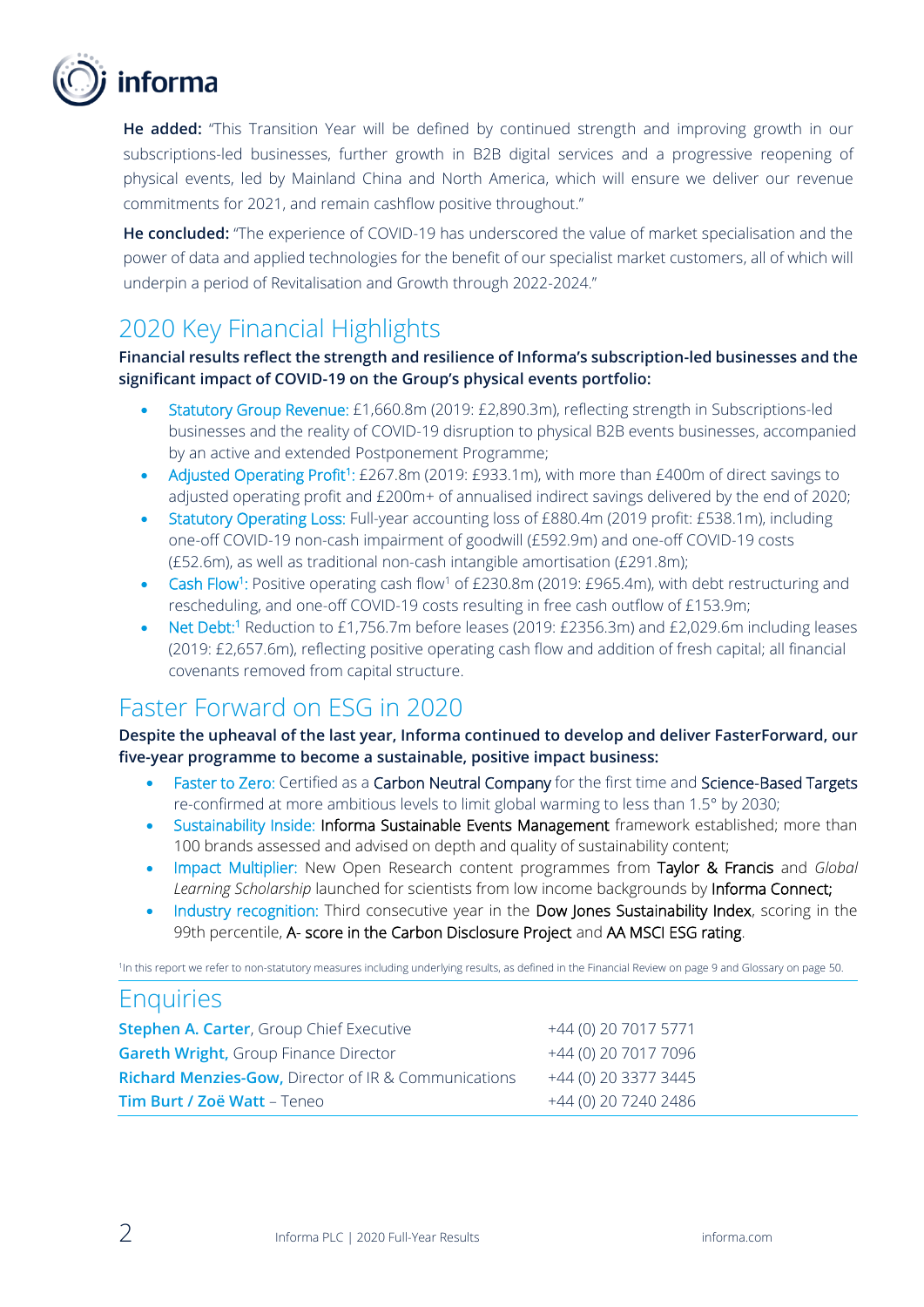**He added:** "This Transition Year will be defined by continued strength and improving growth in our subscriptions-led businesses, further growth in B2B digital services and a progressive reopening of physical events, led by Mainland China and North America, which will ensure we deliver our revenue commitments for 2021, and remain cashflow positive throughout."

**He concluded:** "The experience of COVID-19 has underscored the value of market specialisation and the power of data and applied technologies for the benefit of our specialist market customers, all of which will underpin a period of Revitalisation and Growth through 2022-2024."

## 2020 Key Financial Highlights

**Financial results reflect the strength and resilience of Informa's subscription-led businesses and the significant impact of COVID-19 on the Group's physical events portfolio:**

- Statutory Group Revenue: £1,660.8m (2019: £2,890.3m), reflecting strength in Subscriptions-led businesses and the reality of COVID-19 disruption to physical B2B events businesses, accompanied by an active and extended Postponement Programme;
- Adjusted Operating Profit[1]: £267.8m (2019: £933.1m), with more than £400m of direct savings to adjusted operating profit and £200m+ of annualised indirect savings delivered by the end of 2020;
- Statutory Operating Loss: Full-year accounting loss of £880.4m (2019 profit: £538.1m), including one-off COVID-19 non-cash impairment of goodwill (£592.9m) and one-off COVID-19 costs (£52.6m), as well as traditional non-cash intangible amortisation (£291.8m);
- Cash Flow[1]: Positive operating cash flow[1] of £230.8m (2019: £965.4m), with debt restructuring and rescheduling, and one-off COVID-19 costs resulting in free cash outflow of £153.9m;
- Net Debt:[1] Reduction to £1,756.7m before leases (2019: £2356.3m) and £2,029.6m including leases (2019: £2,657.6m), reflecting positive operating cash flow and addition of fresh capital; all financial covenants removed from capital structure.

## Faster Forward on ESG in 2020

**Despite the upheaval of the last year, Informa continued to develop and deliver FasterForward, our five-year programme to become a sustainable, positive impact business:**

- Faster to Zero: Certified as a Carbon Neutral Company for the first time and Science-Based Targets re-confirmed at more ambitious levels to limit global warming to less than 1.5° by 2030;
- Sustainability Inside: Informa Sustainable Events Management framework established; more than 100 brands assessed and advised on depth and quality of sustainability content;
- Impact Multiplier: New Open Research content programmes from Taylor & Francis and *Global Learning Scholarship* launched for scientists from low income backgrounds by Informa Connect;
- Industry recognition: Third consecutive year in the Dow Jones Sustainability Index, scoring in the 99th percentile, A- score in the Carbon Disclosure Project and AA MSCI ESG rating.

[1]In this report we refer to non-statutory measures including underlying results, as defined in the Financial Review on page 9 and Glossary on page 50.

## Enquiries

| | |
|---|---|
| **Stephen A. Carter**, Group Chief Executive | +44 (0) 20 7017 5771 |
| **Gareth Wright**, Group Finance Director | +44 (0) 20 7017 7096 |
| **Richard Menzies-Gow**, Director of IR & Communications | +44 (0) 20 3377 3445 |
| **Tim Burt / Zoë Watt** – Teneo | +44 (0) 20 7240 2486 |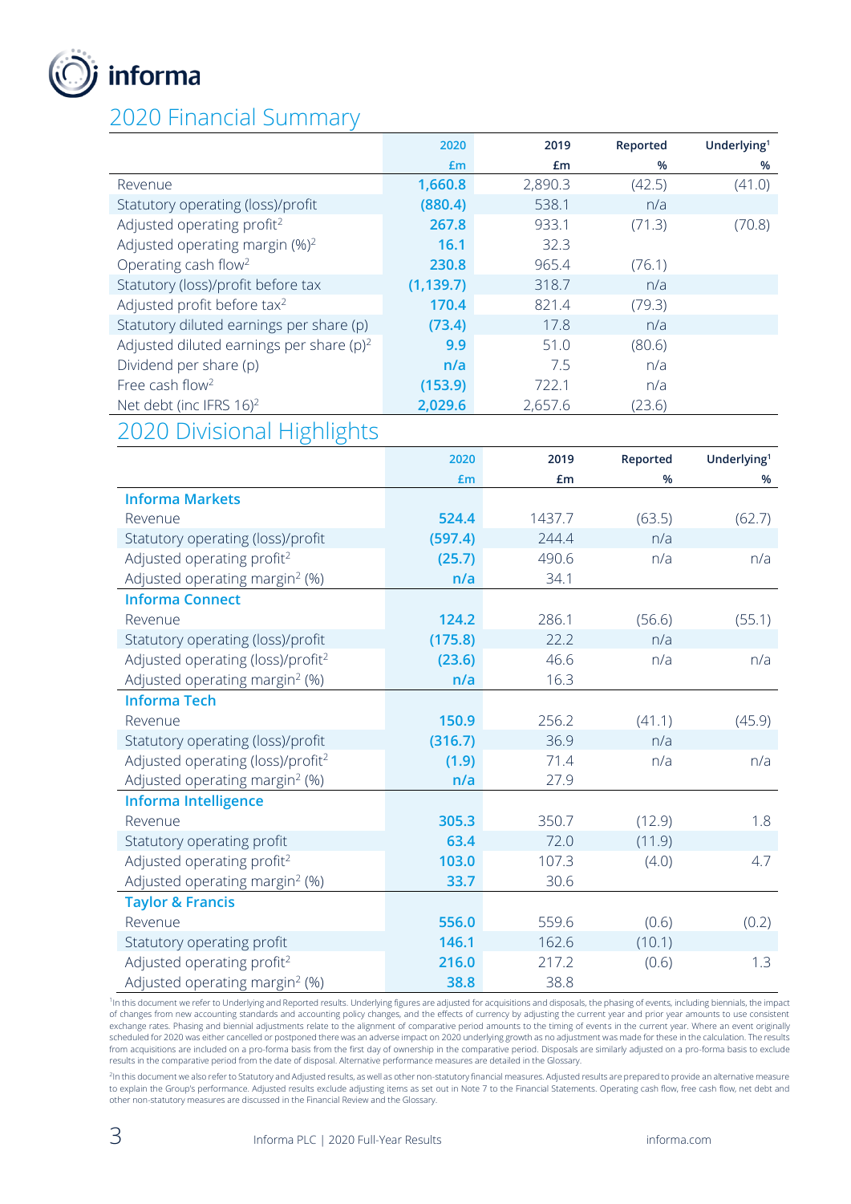informa

# 2020 Financial Summary

| | 2020 £m | 2019 £m | Reported % | Underlying[1] % |
|---|---|---|---|---|
| Revenue | **1,660.8** | 2,890.3 | (42.5) | (41.0) |
| Statutory operating (loss)/profit | **(880.4)** | 538.1 | n/a | |
| Adjusted operating profit[2] | **267.8** | 933.1 | (71.3) | (70.8) |
| Adjusted operating margin (%)[2] | **16.1** | 32.3 | | |
| Operating cash flow[2] | **230.8** | 965.4 | (76.1) | |
| Statutory (loss)/profit before tax | **(1,139.7)** | 318.7 | n/a | |
| Adjusted profit before tax[2] | **170.4** | 821.4 | (79.3) | |
| Statutory diluted earnings per share (p) | **(73.4)** | 17.8 | n/a | |
| Adjusted diluted earnings per share (p)[2] | **9.9** | 51.0 | (80.6) | |
| Dividend per share (p) | **n/a** | 7.5 | n/a | |
| Free cash flow[2] | **(153.9)** | 722.1 | n/a | |
| Net debt (inc IFRS 16)[2] | **2,029.6** | 2,657.6 | (23.6) | |

# 2020 Divisional Highlights

| | 2020 £m | 2019 £m | Reported % | Underlying[1] % |
|---|---|---|---|---|
| **Informa Markets** | | | | |
| Revenue | **524.4** | 1437.7 | (63.5) | (62.7) |
| Statutory operating (loss)/profit | **(597.4)** | 244.4 | n/a | |
| Adjusted operating profit[2] | **(25.7)** | 490.6 | n/a | n/a |
| Adjusted operating margin[2] (%) | **n/a** | 34.1 | | |
| **Informa Connect** | | | | |
| Revenue | **124.2** | 286.1 | (56.6) | (55.1) |
| Statutory operating (loss)/profit | **(175.8)** | 22.2 | n/a | |
| Adjusted operating (loss)/profit[2] | **(23.6)** | 46.6 | n/a | n/a |
| Adjusted operating margin[2] (%) | **n/a** | 16.3 | | |
| **Informa Tech** | | | | |
| Revenue | **150.9** | 256.2 | (41.1) | (45.9) |
| Statutory operating (loss)/profit | **(316.7)** | 36.9 | n/a | |
| Adjusted operating (loss)/profit[2] | **(1.9)** | 71.4 | n/a | n/a |
| Adjusted operating margin[2] (%) | **n/a** | 27.9 | | |
| **Informa Intelligence** | | | | |
| Revenue | **305.3** | 350.7 | (12.9) | 1.8 |
| Statutory operating profit | **63.4** | 72.0 | (11.9) | |
| Adjusted operating profit[2] | **103.0** | 107.3 | (4.0) | 4.7 |
| Adjusted operating margin[2] (%) | **33.7** | 30.6 | | |
| **Taylor & Francis** | | | | |
| Revenue | **556.0** | 559.6 | (0.6) | (0.2) |
| Statutory operating profit | **146.1** | 162.6 | (10.1) | |
| Adjusted operating profit[2] | **216.0** | 217.2 | (0.6) | 1.3 |
| Adjusted operating margin[2] (%) | **38.8** | 38.8 | | |

[1]In this document we refer to Underlying and Reported results. Underlying figures are adjusted for acquisitions and disposals, the phasing of events, including biennials, the impact of changes from new accounting standards and accounting policy changes, and the effects of currency by adjusting the current year and prior year amounts to use consistent exchange rates. Phasing and biennial adjustments relate to the alignment of comparative period amounts to the timing of events in the current year. Where an event originally scheduled for 2020 was either cancelled or postponed there was an adverse impact on 2020 underlying growth as no adjustment was made for these in the calculation. The results from acquisitions are included on a pro-forma basis from the first day of ownership in the comparative period. Disposals are similarly adjusted on a pro-forma basis to exclude results in the comparative period from the date of disposal. Alternative performance measures are detailed in the Glossary.

[2]In this document we also refer to Statutory and Adjusted results, as well as other non-statutory financial measures. Adjusted results are prepared to provide an alternative measure to explain the Group's performance. Adjusted results exclude adjusting items as set out in Note 7 to the Financial Statements. Operating cash flow, free cash flow, net debt and other non-statutory measures are discussed in the Financial Review and the Glossary.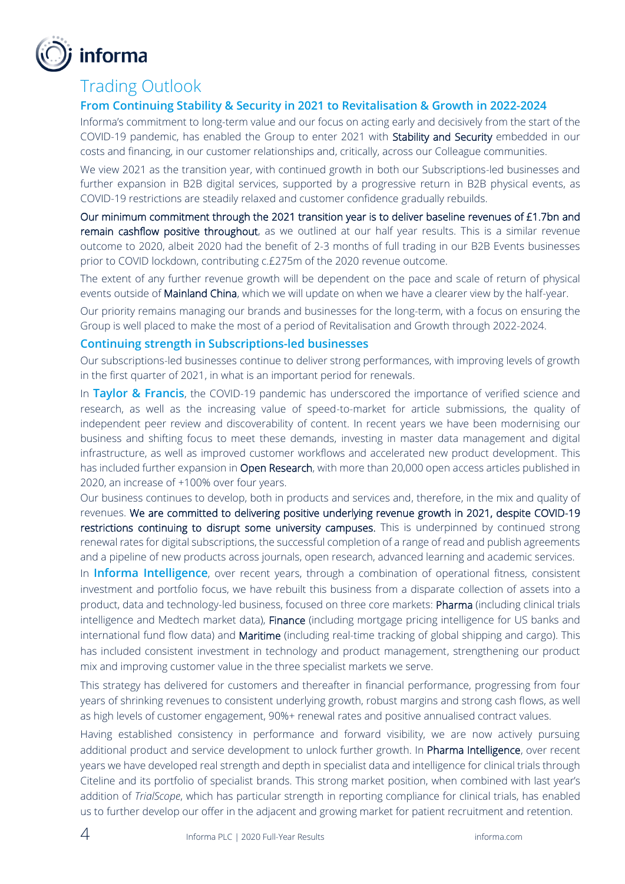# Trading Outlook

## From Continuing Stability & Security in 2021 to Revitalisation & Growth in 2022-2024

Informa's commitment to long-term value and our focus on acting early and decisively from the start of the COVID-19 pandemic, has enabled the Group to enter 2021 with Stability and Security embedded in our costs and financing, in our customer relationships and, critically, across our Colleague communities.

We view 2021 as the transition year, with continued growth in both our Subscriptions-led businesses and further expansion in B2B digital services, supported by a progressive return in B2B physical events, as COVID-19 restrictions are steadily relaxed and customer confidence gradually rebuilds.

Our minimum commitment through the 2021 transition year is to deliver baseline revenues of £1.7bn and remain cashflow positive throughout, as we outlined at our half year results. This is a similar revenue outcome to 2020, albeit 2020 had the benefit of 2-3 months of full trading in our B2B Events businesses prior to COVID lockdown, contributing c.£275m of the 2020 revenue outcome.

The extent of any further revenue growth will be dependent on the pace and scale of return of physical events outside of Mainland China, which we will update on when we have a clearer view by the half-year.

Our priority remains managing our brands and businesses for the long-term, with a focus on ensuring the Group is well placed to make the most of a period of Revitalisation and Growth through 2022-2024.

## Continuing strength in Subscriptions-led businesses

Our subscriptions-led businesses continue to deliver strong performances, with improving levels of growth in the first quarter of 2021, in what is an important period for renewals.

In **Taylor & Francis**, the COVID-19 pandemic has underscored the importance of verified science and research, as well as the increasing value of speed-to-market for article submissions, the quality of independent peer review and discoverability of content. In recent years we have been modernising our business and shifting focus to meet these demands, investing in master data management and digital infrastructure, as well as improved customer workflows and accelerated new product development. This has included further expansion in Open Research, with more than 20,000 open access articles published in 2020, an increase of +100% over four years.

Our business continues to develop, both in products and services and, therefore, in the mix and quality of revenues. We are committed to delivering positive underlying revenue growth in 2021, despite COVID-19 restrictions continuing to disrupt some university campuses. This is underpinned by continued strong renewal rates for digital subscriptions, the successful completion of a range of read and publish agreements and a pipeline of new products across journals, open research, advanced learning and academic services.

In **Informa Intelligence**, over recent years, through a combination of operational fitness, consistent investment and portfolio focus, we have rebuilt this business from a disparate collection of assets into a product, data and technology-led business, focused on three core markets: Pharma (including clinical trials intelligence and Medtech market data), Finance (including mortgage pricing intelligence for US banks and international fund flow data) and Maritime (including real-time tracking of global shipping and cargo). This has included consistent investment in technology and product management, strengthening our product mix and improving customer value in the three specialist markets we serve.

This strategy has delivered for customers and thereafter in financial performance, progressing from four years of shrinking revenues to consistent underlying growth, robust margins and strong cash flows, as well as high levels of customer engagement, 90%+ renewal rates and positive annualised contract values.

Having established consistency in performance and forward visibility, we are now actively pursuing additional product and service development to unlock further growth. In Pharma Intelligence, over recent years we have developed real strength and depth in specialist data and intelligence for clinical trials through Citeline and its portfolio of specialist brands. This strong market position, when combined with last year's addition of *TrialScope*, which has particular strength in reporting compliance for clinical trials, has enabled us to further develop our offer in the adjacent and growing market for patient recruitment and retention.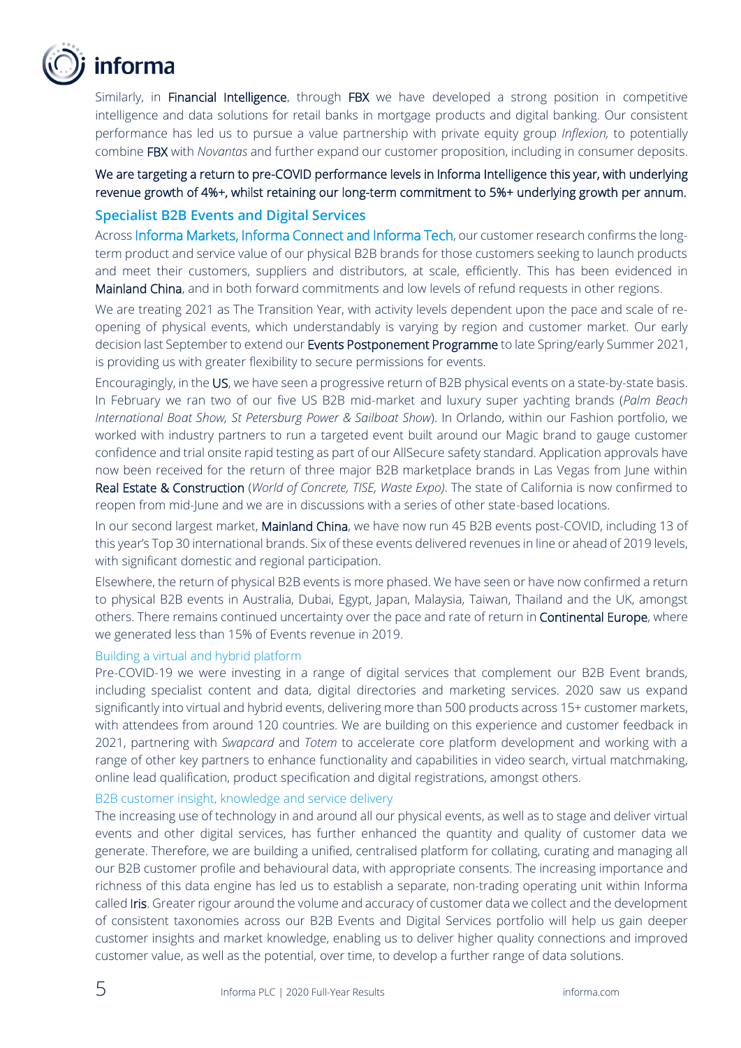Similarly, in Financial Intelligence, through FBX we have developed a strong position in competitive intelligence and data solutions for retail banks in mortgage products and digital banking. Our consistent performance has led us to pursue a value partnership with private equity group *Inflexion,* to potentially combine FBX with *Novantas* and further expand our customer proposition, including in consumer deposits.

We are targeting a return to pre-COVID performance levels in Informa Intelligence this year, with underlying revenue growth of 4%+, whilst retaining our long-term commitment to 5%+ underlying growth per annum.

## Specialist B2B Events and Digital Services

Across Informa Markets, Informa Connect and Informa Tech, our customer research confirms the long-term product and service value of our physical B2B brands for those customers seeking to launch products and meet their customers, suppliers and distributors, at scale, efficiently. This has been evidenced in Mainland China, and in both forward commitments and low levels of refund requests in other regions.

We are treating 2021 as The Transition Year, with activity levels dependent upon the pace and scale of re-opening of physical events, which understandably is varying by region and customer market. Our early decision last September to extend our Events Postponement Programme to late Spring/early Summer 2021, is providing us with greater flexibility to secure permissions for events.

Encouragingly, in the US, we have seen a progressive return of B2B physical events on a state-by-state basis. In February we ran two of our five US B2B mid-market and luxury super yachting brands (*Palm Beach International Boat Show, St Petersburg Power & Sailboat Show*). In Orlando, within our Fashion portfolio, we worked with industry partners to run a targeted event built around our Magic brand to gauge customer confidence and trial onsite rapid testing as part of our AllSecure safety standard. Application approvals have now been received for the return of three major B2B marketplace brands in Las Vegas from June within Real Estate & Construction (*World of Concrete, TISE, Waste Expo).* The state of California is now confirmed to reopen from mid-June and we are in discussions with a series of other state-based locations.

In our second largest market, Mainland China, we have now run 45 B2B events post-COVID, including 13 of this year's Top 30 international brands. Six of these events delivered revenues in line or ahead of 2019 levels, with significant domestic and regional participation.

Elsewhere, the return of physical B2B events is more phased. We have seen or have now confirmed a return to physical B2B events in Australia, Dubai, Egypt, Japan, Malaysia, Taiwan, Thailand and the UK, amongst others. There remains continued uncertainty over the pace and rate of return in Continental Europe, where we generated less than 15% of Events revenue in 2019.

### Building a virtual and hybrid platform

Pre-COVID-19 we were investing in a range of digital services that complement our B2B Event brands, including specialist content and data, digital directories and marketing services. 2020 saw us expand significantly into virtual and hybrid events, delivering more than 500 products across 15+ customer markets, with attendees from around 120 countries. We are building on this experience and customer feedback in 2021, partnering with *Swapcard* and *Totem* to accelerate core platform development and working with a range of other key partners to enhance functionality and capabilities in video search, virtual matchmaking, online lead qualification, product specification and digital registrations, amongst others.

### B2B customer insight, knowledge and service delivery

The increasing use of technology in and around all our physical events, as well as to stage and deliver virtual events and other digital services, has further enhanced the quantity and quality of customer data we generate. Therefore, we are building a unified, centralised platform for collating, curating and managing all our B2B customer profile and behavioural data, with appropriate consents. The increasing importance and richness of this data engine has led us to establish a separate, non-trading operating unit within Informa called Iris. Greater rigour around the volume and accuracy of customer data we collect and the development of consistent taxonomies across our B2B Events and Digital Services portfolio will help us gain deeper customer insights and market knowledge, enabling us to deliver higher quality connections and improved customer value, as well as the potential, over time, to develop a further range of data solutions.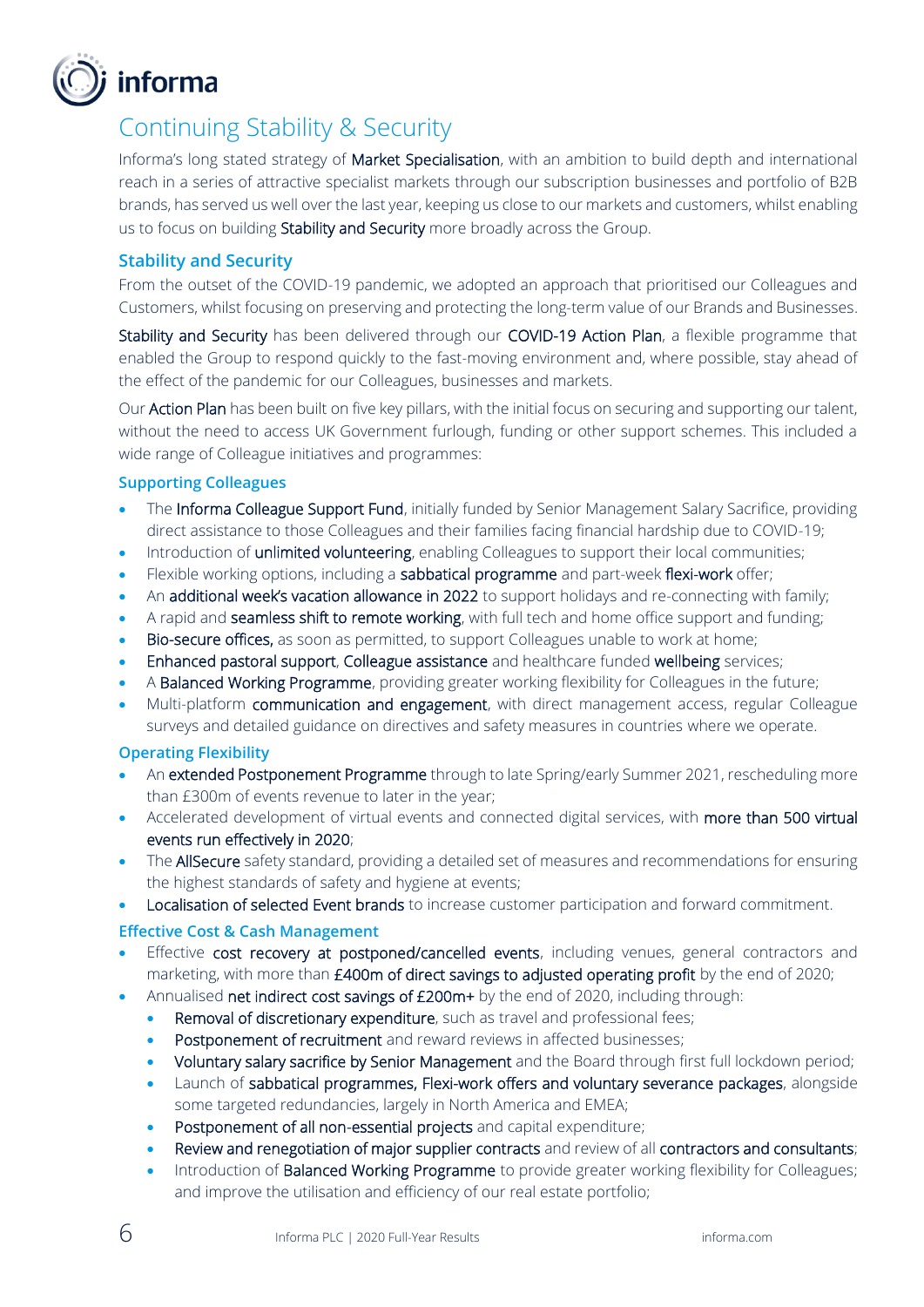# Continuing Stability & Security

Informa's long stated strategy of Market Specialisation, with an ambition to build depth and international reach in a series of attractive specialist markets through our subscription businesses and portfolio of B2B brands, has served us well over the last year, keeping us close to our markets and customers, whilst enabling us to focus on building Stability and Security more broadly across the Group.

## Stability and Security

From the outset of the COVID-19 pandemic, we adopted an approach that prioritised our Colleagues and Customers, whilst focusing on preserving and protecting the long-term value of our Brands and Businesses.

Stability and Security has been delivered through our COVID-19 Action Plan, a flexible programme that enabled the Group to respond quickly to the fast-moving environment and, where possible, stay ahead of the effect of the pandemic for our Colleagues, businesses and markets.

Our Action Plan has been built on five key pillars, with the initial focus on securing and supporting our talent, without the need to access UK Government furlough, funding or other support schemes. This included a wide range of Colleague initiatives and programmes:

### Supporting Colleagues

- The Informa Colleague Support Fund, initially funded by Senior Management Salary Sacrifice, providing direct assistance to those Colleagues and their families facing financial hardship due to COVID-19;
- Introduction of unlimited volunteering, enabling Colleagues to support their local communities;
- Flexible working options, including a sabbatical programme and part-week flexi-work offer;
- An additional week's vacation allowance in 2022 to support holidays and re-connecting with family;
- A rapid and seamless shift to remote working, with full tech and home office support and funding;
- Bio-secure offices, as soon as permitted, to support Colleagues unable to work at home;
- Enhanced pastoral support, Colleague assistance and healthcare funded wellbeing services;
- A Balanced Working Programme, providing greater working flexibility for Colleagues in the future;
- Multi-platform communication and engagement, with direct management access, regular Colleague surveys and detailed guidance on directives and safety measures in countries where we operate.

### Operating Flexibility

- An extended Postponement Programme through to late Spring/early Summer 2021, rescheduling more than £300m of events revenue to later in the year;
- Accelerated development of virtual events and connected digital services, with more than 500 virtual events run effectively in 2020;
- The AllSecure safety standard, providing a detailed set of measures and recommendations for ensuring the highest standards of safety and hygiene at events;
- Localisation of selected Event brands to increase customer participation and forward commitment.

### Effective Cost & Cash Management

- Effective cost recovery at postponed/cancelled events, including venues, general contractors and marketing, with more than £400m of direct savings to adjusted operating profit by the end of 2020;
- Annualised net indirect cost savings of £200m+ by the end of 2020, including through:
  - Removal of discretionary expenditure, such as travel and professional fees;
  - Postponement of recruitment and reward reviews in affected businesses;
  - Voluntary salary sacrifice by Senior Management and the Board through first full lockdown period;
  - Launch of sabbatical programmes, Flexi-work offers and voluntary severance packages, alongside some targeted redundancies, largely in North America and EMEA;
  - Postponement of all non-essential projects and capital expenditure;
  - Review and renegotiation of major supplier contracts and review of all contractors and consultants;
  - Introduction of Balanced Working Programme to provide greater working flexibility for Colleagues; and improve the utilisation and efficiency of our real estate portfolio;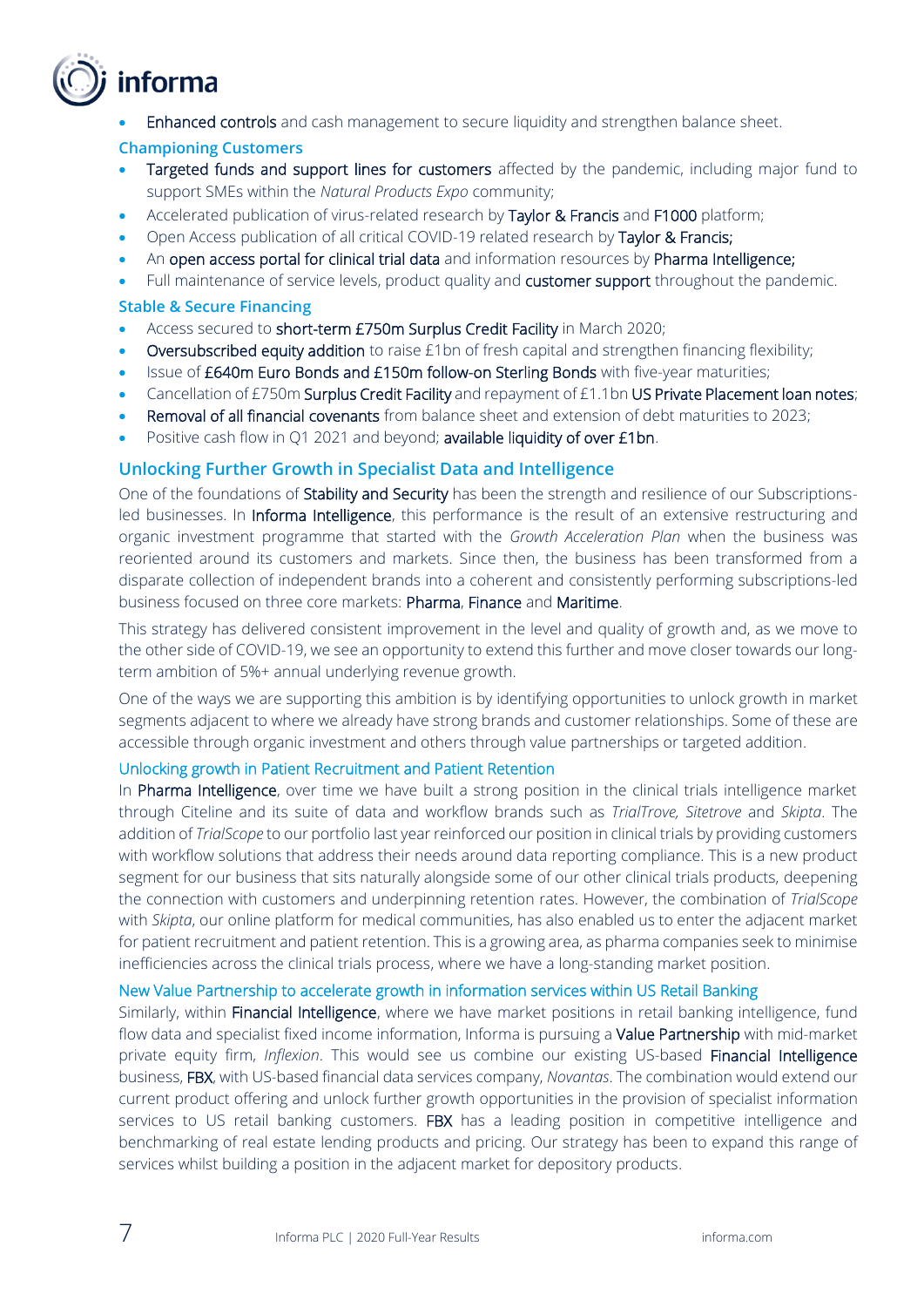- Enhanced controls and cash management to secure liquidity and strengthen balance sheet.

### Championing Customers

- Targeted funds and support lines for customers affected by the pandemic, including major fund to support SMEs within the *Natural Products Expo* community;
- Accelerated publication of virus-related research by Taylor & Francis and F1000 platform;
- Open Access publication of all critical COVID-19 related research by Taylor & Francis;
- An open access portal for clinical trial data and information resources by Pharma Intelligence;
- Full maintenance of service levels, product quality and customer support throughout the pandemic.

### Stable & Secure Financing

- Access secured to short-term £750m Surplus Credit Facility in March 2020;
- Oversubscribed equity addition to raise £1bn of fresh capital and strengthen financing flexibility;
- Issue of £640m Euro Bonds and £150m follow-on Sterling Bonds with five-year maturities;
- Cancellation of £750m Surplus Credit Facility and repayment of £1.1bn US Private Placement loan notes;
- Removal of all financial covenants from balance sheet and extension of debt maturities to 2023;
- Positive cash flow in Q1 2021 and beyond; available liquidity of over £1bn.

## Unlocking Further Growth in Specialist Data and Intelligence

One of the foundations of Stability and Security has been the strength and resilience of our Subscriptions-led businesses. In Informa Intelligence, this performance is the result of an extensive restructuring and organic investment programme that started with the *Growth Acceleration Plan* when the business was reoriented around its customers and markets. Since then, the business has been transformed from a disparate collection of independent brands into a coherent and consistently performing subscriptions-led business focused on three core markets: Pharma, Finance and Maritime.

This strategy has delivered consistent improvement in the level and quality of growth and, as we move to the other side of COVID-19, we see an opportunity to extend this further and move closer towards our long-term ambition of 5%+ annual underlying revenue growth.

One of the ways we are supporting this ambition is by identifying opportunities to unlock growth in market segments adjacent to where we already have strong brands and customer relationships. Some of these are accessible through organic investment and others through value partnerships or targeted addition.

### Unlocking growth in Patient Recruitment and Patient Retention

In Pharma Intelligence, over time we have built a strong position in the clinical trials intelligence market through Citeline and its suite of data and workflow brands such as *TrialTrove, Sitetrove* and *Skipta*. The addition of *TrialScope* to our portfolio last year reinforced our position in clinical trials by providing customers with workflow solutions that address their needs around data reporting compliance. This is a new product segment for our business that sits naturally alongside some of our other clinical trials products, deepening the connection with customers and underpinning retention rates. However, the combination of *TrialScope* with *Skipta*, our online platform for medical communities, has also enabled us to enter the adjacent market for patient recruitment and patient retention. This is a growing area, as pharma companies seek to minimise inefficiencies across the clinical trials process, where we have a long-standing market position.

### New Value Partnership to accelerate growth in information services within US Retail Banking

Similarly, within Financial Intelligence, where we have market positions in retail banking intelligence, fund flow data and specialist fixed income information, Informa is pursuing a Value Partnership with mid-market private equity firm, *Inflexion*. This would see us combine our existing US-based Financial Intelligence business, FBX, with US-based financial data services company, *Novantas*. The combination would extend our current product offering and unlock further growth opportunities in the provision of specialist information services to US retail banking customers. FBX has a leading position in competitive intelligence and benchmarking of real estate lending products and pricing. Our strategy has been to expand this range of services whilst building a position in the adjacent market for depository products.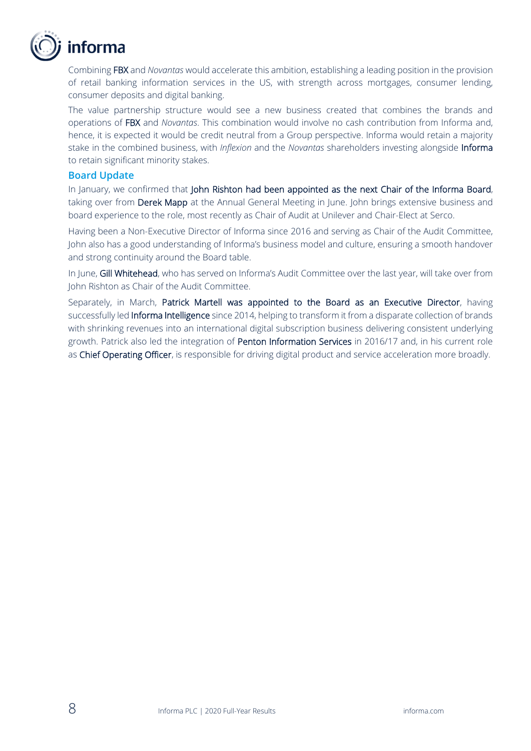Combining FBX and *Novantas* would accelerate this ambition, establishing a leading position in the provision of retail banking information services in the US, with strength across mortgages, consumer lending, consumer deposits and digital banking.

The value partnership structure would see a new business created that combines the brands and operations of FBX and *Novantas*. This combination would involve no cash contribution from Informa and, hence, it is expected it would be credit neutral from a Group perspective. Informa would retain a majority stake in the combined business, with *Inflexion* and the *Novantas* shareholders investing alongside Informa to retain significant minority stakes.

### Board Update

In January, we confirmed that John Rishton had been appointed as the next Chair of the Informa Board, taking over from Derek Mapp at the Annual General Meeting in June. John brings extensive business and board experience to the role, most recently as Chair of Audit at Unilever and Chair-Elect at Serco.

Having been a Non-Executive Director of Informa since 2016 and serving as Chair of the Audit Committee, John also has a good understanding of Informa's business model and culture, ensuring a smooth handover and strong continuity around the Board table.

In June, Gill Whitehead, who has served on Informa's Audit Committee over the last year, will take over from John Rishton as Chair of the Audit Committee.

Separately, in March, Patrick Martell was appointed to the Board as an Executive Director, having successfully led Informa Intelligence since 2014, helping to transform it from a disparate collection of brands with shrinking revenues into an international digital subscription business delivering consistent underlying growth. Patrick also led the integration of Penton Information Services in 2016/17 and, in his current role as Chief Operating Officer, is responsible for driving digital product and service acceleration more broadly.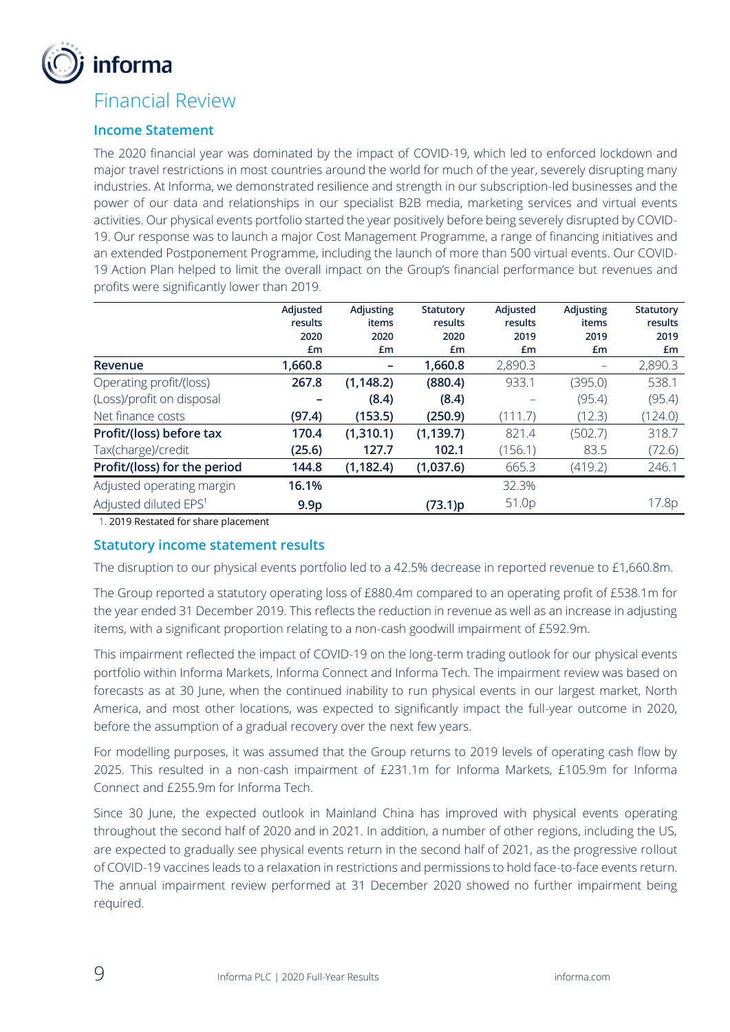# Financial Review

## Income Statement

The 2020 financial year was dominated by the impact of COVID-19, which led to enforced lockdown and major travel restrictions in most countries around the world for much of the year, severely disrupting many industries. At Informa, we demonstrated resilience and strength in our subscription-led businesses and the power of our data and relationships in our specialist B2B media, marketing services and virtual events activities. Our physical events portfolio started the year positively before being severely disrupted by COVID-19. Our response was to launch a major Cost Management Programme, a range of financing initiatives and an extended Postponement Programme, including the launch of more than 500 virtual events. Our COVID-19 Action Plan helped to limit the overall impact on the Group's financial performance but revenues and profits were significantly lower than 2019.

| | Adjusted results 2020 £m | Adjusting items 2020 £m | Statutory results 2020 £m | Adjusted results 2019 £m | Adjusting items 2019 £m | Statutory results 2019 £m |
|---|---|---|---|---|---|---|
| **Revenue** | **1,660.8** | **–** | **1,660.8** | 2,890.3 | – | 2,890.3 |
| Operating profit/(loss) | **267.8** | **(1,148.2)** | **(880.4)** | 933.1 | (395.0) | 538.1 |
| (Loss)/profit on disposal | **–** | **(8.4)** | **(8.4)** | – | (95.4) | (95.4) |
| Net finance costs | **(97.4)** | **(153.5)** | **(250.9)** | (111.7) | (12.3) | (124.0) |
| **Profit/(loss) before tax** | **170.4** | **(1,310.1)** | **(1,139.7)** | 821.4 | (502.7) | 318.7 |
| Tax(charge)/credit | **(25.6)** | **127.7** | **102.1** | (156.1) | 83.5 | (72.6) |
| **Profit/(loss) for the period** | **144.8** | **(1,182.4)** | **(1,037.6)** | 665.3 | (419.2) | 246.1 |
| Adjusted operating margin | **16.1%** | | | 32.3% | | |
| Adjusted diluted EPS[1] | **9.9p** | | **(73.1)p** | 51.0p | | 17.8p |

1. 2019 Restated for share placement

## Statutory income statement results

The disruption to our physical events portfolio led to a 42.5% decrease in reported revenue to £1,660.8m.

The Group reported a statutory operating loss of £880.4m compared to an operating profit of £538.1m for the year ended 31 December 2019. This reflects the reduction in revenue as well as an increase in adjusting items, with a significant proportion relating to a non-cash goodwill impairment of £592.9m.

This impairment reflected the impact of COVID-19 on the long-term trading outlook for our physical events portfolio within Informa Markets, Informa Connect and Informa Tech. The impairment review was based on forecasts as at 30 June, when the continued inability to run physical events in our largest market, North America, and most other locations, was expected to significantly impact the full-year outcome in 2020, before the assumption of a gradual recovery over the next few years.

For modelling purposes, it was assumed that the Group returns to 2019 levels of operating cash flow by 2025. This resulted in a non-cash impairment of £231.1m for Informa Markets, £105.9m for Informa Connect and £255.9m for Informa Tech.

Since 30 June, the expected outlook in Mainland China has improved with physical events operating throughout the second half of 2020 and in 2021. In addition, a number of other regions, including the US, are expected to gradually see physical events return in the second half of 2021, as the progressive rollout of COVID-19 vaccines leads to a relaxation in restrictions and permissions to hold face-to-face events return. The annual impairment review performed at 31 December 2020 showed no further impairment being required.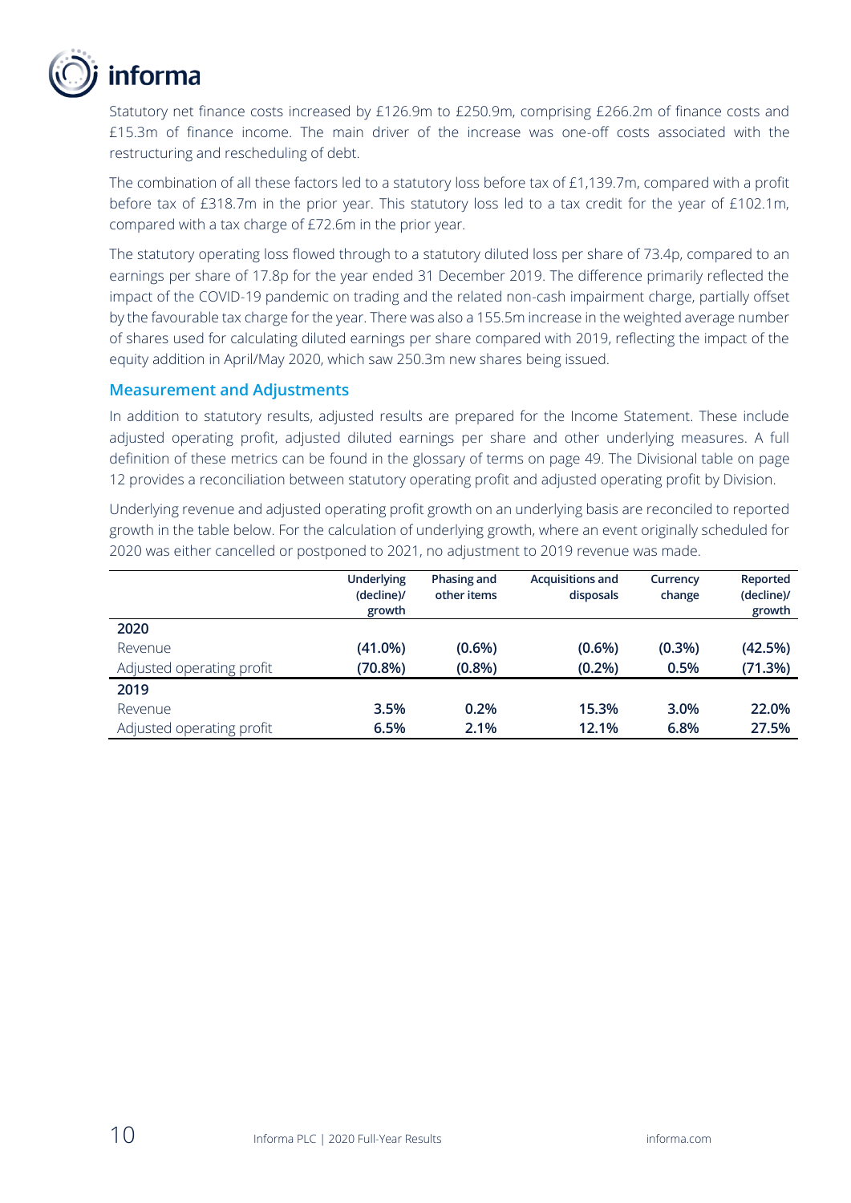Statutory net finance costs increased by £126.9m to £250.9m, comprising £266.2m of finance costs and £15.3m of finance income. The main driver of the increase was one-off costs associated with the restructuring and rescheduling of debt.

The combination of all these factors led to a statutory loss before tax of £1,139.7m, compared with a profit before tax of £318.7m in the prior year. This statutory loss led to a tax credit for the year of £102.1m, compared with a tax charge of £72.6m in the prior year.

The statutory operating loss flowed through to a statutory diluted loss per share of 73.4p, compared to an earnings per share of 17.8p for the year ended 31 December 2019. The difference primarily reflected the impact of the COVID-19 pandemic on trading and the related non-cash impairment charge, partially offset by the favourable tax charge for the year. There was also a 155.5m increase in the weighted average number of shares used for calculating diluted earnings per share compared with 2019, reflecting the impact of the equity addition in April/May 2020, which saw 250.3m new shares being issued.

## Measurement and Adjustments

In addition to statutory results, adjusted results are prepared for the Income Statement. These include adjusted operating profit, adjusted diluted earnings per share and other underlying measures. A full definition of these metrics can be found in the glossary of terms on page 49. The Divisional table on page 12 provides a reconciliation between statutory operating profit and adjusted operating profit by Division.

Underlying revenue and adjusted operating profit growth on an underlying basis are reconciled to reported growth in the table below. For the calculation of underlying growth, where an event originally scheduled for 2020 was either cancelled or postponed to 2021, no adjustment to 2019 revenue was made.

| | Underlying (decline)/ growth | Phasing and other items | Acquisitions and disposals | Currency change | Reported (decline)/ growth |
|---|---|---|---|---|---|
| **2020** | | | | | |
| Revenue | **(41.0%)** | **(0.6%)** | **(0.6%)** | **(0.3%)** | **(42.5%)** |
| Adjusted operating profit | **(70.8%)** | **(0.8%)** | **(0.2%)** | **0.5%** | **(71.3%)** |
| **2019** | | | | | |
| Revenue | **3.5%** | **0.2%** | **15.3%** | **3.0%** | **22.0%** |
| Adjusted operating profit | **6.5%** | **2.1%** | **12.1%** | **6.8%** | **27.5%** |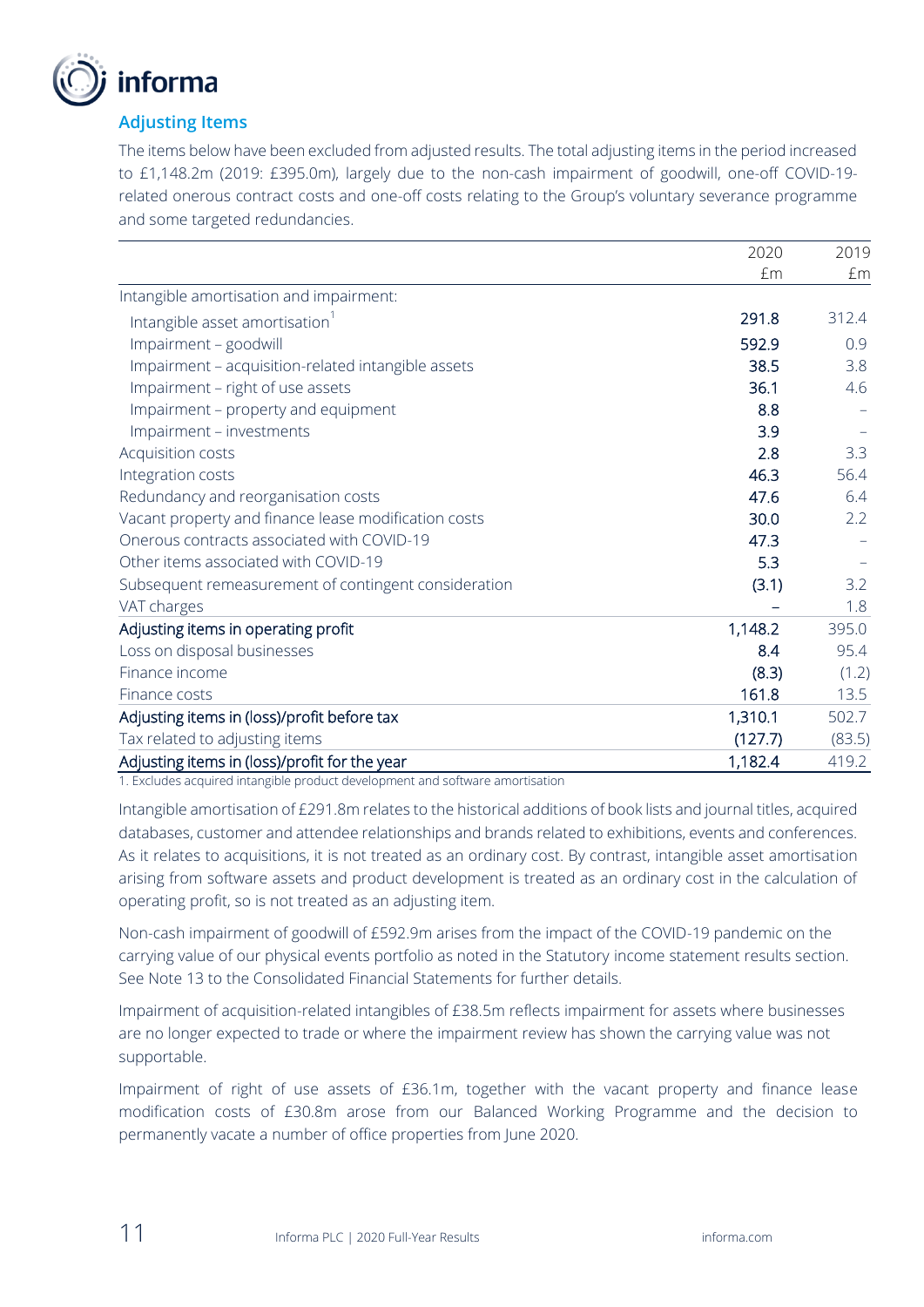## Adjusting Items

The items below have been excluded from adjusted results. The total adjusting items in the period increased to £1,148.2m (2019: £395.0m), largely due to the non-cash impairment of goodwill, one-off COVID-19-related onerous contract costs and one-off costs relating to the Group's voluntary severance programme and some targeted redundancies.

| | 2020 £m | 2019 £m |
|---|---|---|
| Intangible amortisation and impairment: | | |
| Intangible asset amortisation[1] | 291.8 | 312.4 |
| Impairment – goodwill | 592.9 | 0.9 |
| Impairment – acquisition-related intangible assets | 38.5 | 3.8 |
| Impairment – right of use assets | 36.1 | 4.6 |
| Impairment – property and equipment | 8.8 | – |
| Impairment – investments | 3.9 | – |
| Acquisition costs | 2.8 | 3.3 |
| Integration costs | 46.3 | 56.4 |
| Redundancy and reorganisation costs | 47.6 | 6.4 |
| Vacant property and finance lease modification costs | 30.0 | 2.2 |
| Onerous contracts associated with COVID-19 | 47.3 | – |
| Other items associated with COVID-19 | 5.3 | – |
| Subsequent remeasurement of contingent consideration | (3.1) | 3.2 |
| VAT charges | – | 1.8 |
| **Adjusting items in operating profit** | **1,148.2** | **395.0** |
| Loss on disposal businesses | 8.4 | 95.4 |
| Finance income | (8.3) | (1.2) |
| Finance costs | 161.8 | 13.5 |
| **Adjusting items in (loss)/profit before tax** | **1,310.1** | **502.7** |
| Tax related to adjusting items | (127.7) | (83.5) |
| **Adjusting items in (loss)/profit for the year** | **1,182.4** | **419.2** |

1. Excludes acquired intangible product development and software amortisation

Intangible amortisation of £291.8m relates to the historical additions of book lists and journal titles, acquired databases, customer and attendee relationships and brands related to exhibitions, events and conferences. As it relates to acquisitions, it is not treated as an ordinary cost. By contrast, intangible asset amortisation arising from software assets and product development is treated as an ordinary cost in the calculation of operating profit, so is not treated as an adjusting item.

Non-cash impairment of goodwill of £592.9m arises from the impact of the COVID-19 pandemic on the carrying value of our physical events portfolio as noted in the Statutory income statement results section. See Note 13 to the Consolidated Financial Statements for further details.

Impairment of acquisition-related intangibles of £38.5m reflects impairment for assets where businesses are no longer expected to trade or where the impairment review has shown the carrying value was not supportable.

Impairment of right of use assets of £36.1m, together with the vacant property and finance lease modification costs of £30.8m arose from our Balanced Working Programme and the decision to permanently vacate a number of office properties from June 2020.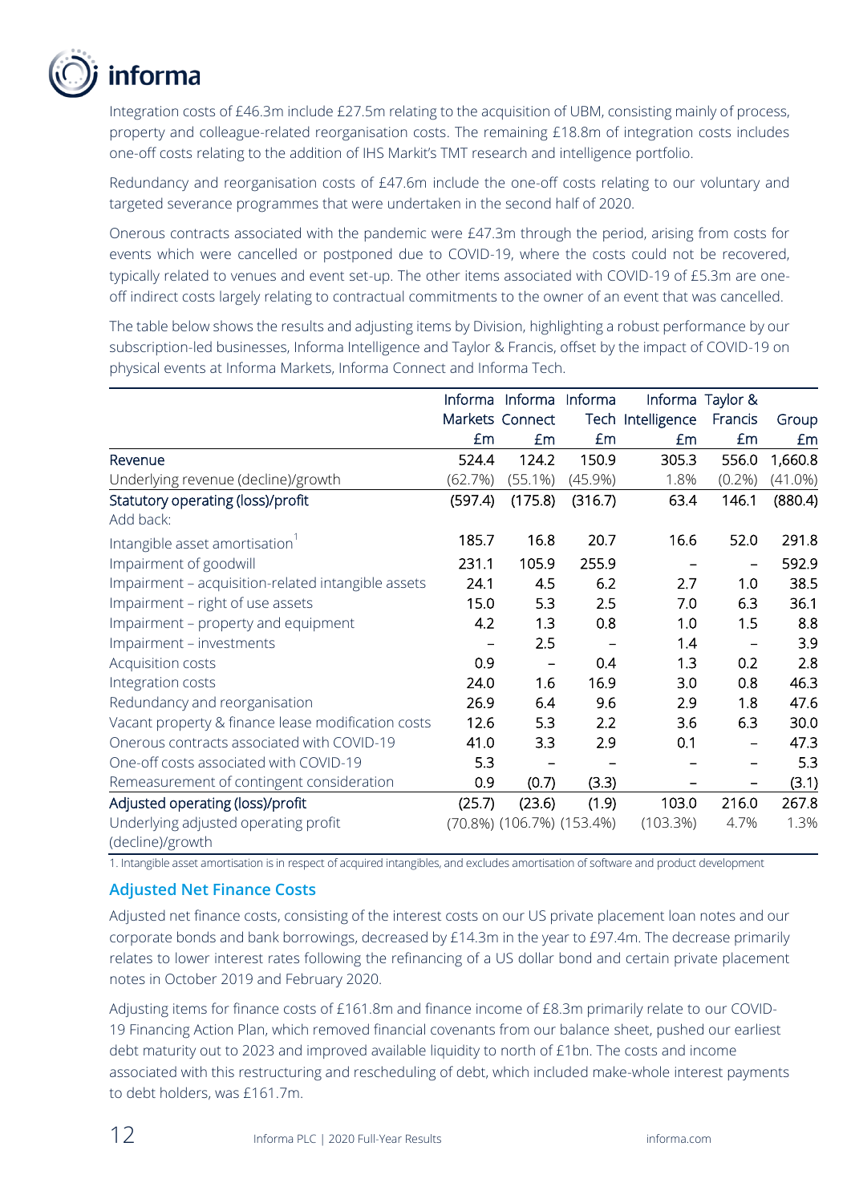Integration costs of £46.3m include £27.5m relating to the acquisition of UBM, consisting mainly of process, property and colleague-related reorganisation costs. The remaining £18.8m of integration costs includes one-off costs relating to the addition of IHS Markit's TMT research and intelligence portfolio.

Redundancy and reorganisation costs of £47.6m include the one-off costs relating to our voluntary and targeted severance programmes that were undertaken in the second half of 2020.

Onerous contracts associated with the pandemic were £47.3m through the period, arising from costs for events which were cancelled or postponed due to COVID-19, where the costs could not be recovered, typically related to venues and event set-up. The other items associated with COVID-19 of £5.3m are one-off indirect costs largely relating to contractual commitments to the owner of an event that was cancelled.

The table below shows the results and adjusting items by Division, highlighting a robust performance by our subscription-led businesses, Informa Intelligence and Taylor & Francis, offset by the impact of COVID-19 on physical events at Informa Markets, Informa Connect and Informa Tech.

| | Informa Markets £m | Informa Connect £m | Informa Tech £m | Informa Intelligence £m | Taylor & Francis £m | Group £m |
|---|---|---|---|---|---|---|
| Revenue | 524.4 | 124.2 | 150.9 | 305.3 | 556.0 | 1,660.8 |
| Underlying revenue (decline)/growth | (62.7%) | (55.1%) | (45.9%) | 1.8% | (0.2%) | (41.0%) |
| **Statutory operating (loss)/profit** | (597.4) | (175.8) | (316.7) | 63.4 | 146.1 | (880.4) |
| Add back: | | | | | | |
| Intangible asset amortisation[1] | 185.7 | 16.8 | 20.7 | 16.6 | 52.0 | 291.8 |
| Impairment of goodwill | 231.1 | 105.9 | 255.9 | – | – | 592.9 |
| Impairment – acquisition-related intangible assets | 24.1 | 4.5 | 6.2 | 2.7 | 1.0 | 38.5 |
| Impairment – right of use assets | 15.0 | 5.3 | 2.5 | 7.0 | 6.3 | 36.1 |
| Impairment – property and equipment | 4.2 | 1.3 | 0.8 | 1.0 | 1.5 | 8.8 |
| Impairment – investments | – | 2.5 | – | 1.4 | – | 3.9 |
| Acquisition costs | 0.9 | – | 0.4 | 1.3 | 0.2 | 2.8 |
| Integration costs | 24.0 | 1.6 | 16.9 | 3.0 | 0.8 | 46.3 |
| Redundancy and reorganisation | 26.9 | 6.4 | 9.6 | 2.9 | 1.8 | 47.6 |
| Vacant property & finance lease modification costs | 12.6 | 5.3 | 2.2 | 3.6 | 6.3 | 30.0 |
| Onerous contracts associated with COVID-19 | 41.0 | 3.3 | 2.9 | 0.1 | – | 47.3 |
| One-off costs associated with COVID-19 | 5.3 | – | – | – | – | 5.3 |
| Remeasurement of contingent consideration | 0.9 | (0.7) | (3.3) | – | – | (3.1) |
| **Adjusted operating (loss)/profit** | (25.7) | (23.6) | (1.9) | 103.0 | 216.0 | 267.8 |
| Underlying adjusted operating profit (decline)/growth | (70.8%) | (106.7%) | (153.4%) | (103.3%) | 4.7% | 1.3% |

1. Intangible asset amortisation is in respect of acquired intangibles, and excludes amortisation of software and product development

## Adjusted Net Finance Costs

Adjusted net finance costs, consisting of the interest costs on our US private placement loan notes and our corporate bonds and bank borrowings, decreased by £14.3m in the year to £97.4m. The decrease primarily relates to lower interest rates following the refinancing of a US dollar bond and certain private placement notes in October 2019 and February 2020.

Adjusting items for finance costs of £161.8m and finance income of £8.3m primarily relate to our COVID-19 Financing Action Plan, which removed financial covenants from our balance sheet, pushed our earliest debt maturity out to 2023 and improved available liquidity to north of £1bn. The costs and income associated with this restructuring and rescheduling of debt, which included make-whole interest payments to debt holders, was £161.7m.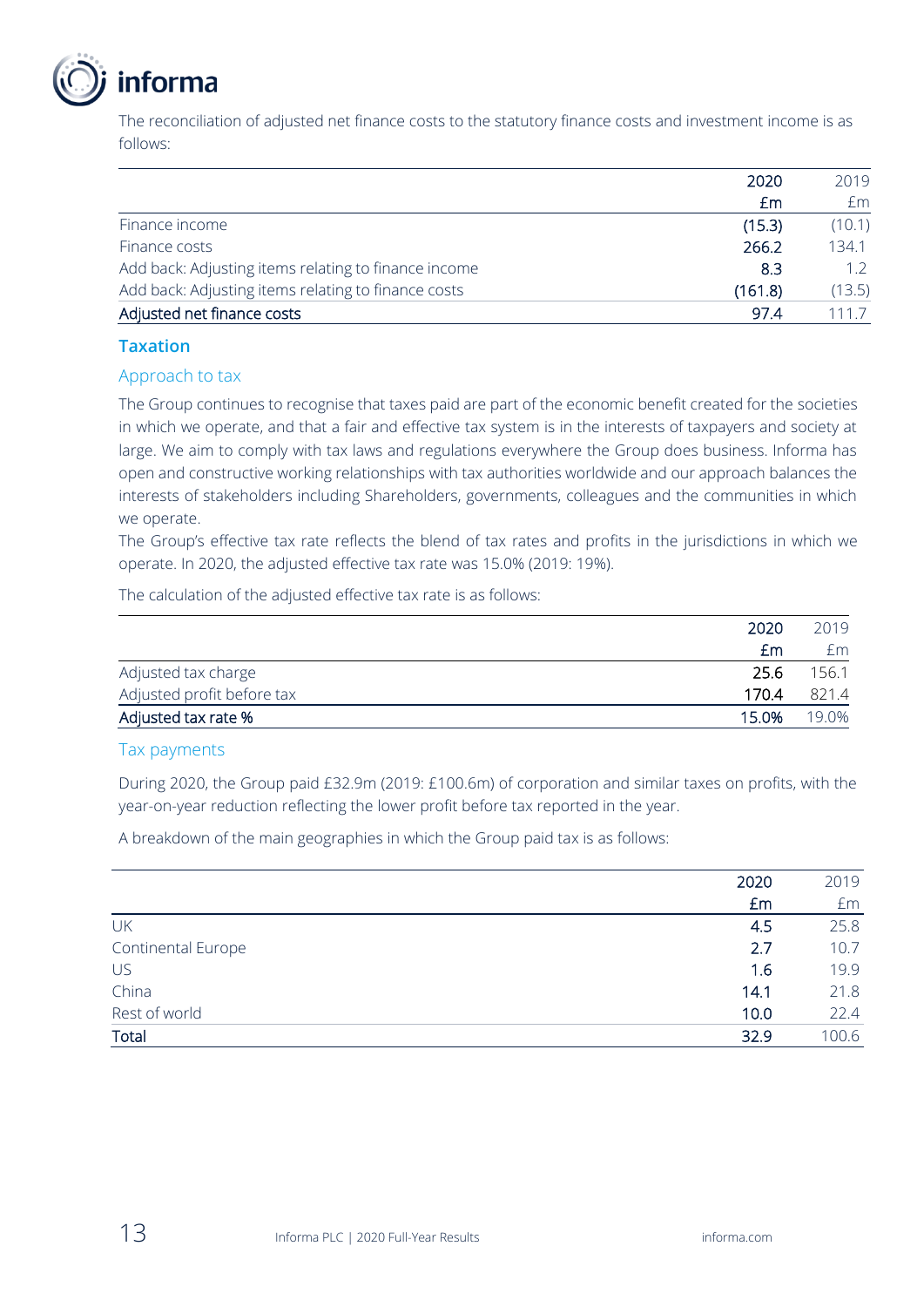The reconciliation of adjusted net finance costs to the statutory finance costs and investment income is as follows:

| | 2020 £m | 2019 £m |
|---|---|---|
| Finance income | (15.3) | (10.1) |
| Finance costs | 266.2 | 134.1 |
| Add back: Adjusting items relating to finance income | 8.3 | 1.2 |
| Add back: Adjusting items relating to finance costs | (161.8) | (13.5) |
| **Adjusted net finance costs** | **97.4** | **111.7** |

## Taxation

### Approach to tax

The Group continues to recognise that taxes paid are part of the economic benefit created for the societies in which we operate, and that a fair and effective tax system is in the interests of taxpayers and society at large. We aim to comply with tax laws and regulations everywhere the Group does business. Informa has open and constructive working relationships with tax authorities worldwide and our approach balances the interests of stakeholders including Shareholders, governments, colleagues and the communities in which we operate.

The Group's effective tax rate reflects the blend of tax rates and profits in the jurisdictions in which we operate. In 2020, the adjusted effective tax rate was 15.0% (2019: 19%).

The calculation of the adjusted effective tax rate is as follows:

| | 2020 £m | 2019 £m |
|---|---|---|
| Adjusted tax charge | 25.6 | 156.1 |
| Adjusted profit before tax | 170.4 | 821.4 |
| **Adjusted tax rate %** | **15.0%** | **19.0%** |

### Tax payments

During 2020, the Group paid £32.9m (2019: £100.6m) of corporation and similar taxes on profits, with the year-on-year reduction reflecting the lower profit before tax reported in the year.

A breakdown of the main geographies in which the Group paid tax is as follows:

| | 2020 £m | 2019 £m |
|---|---|---|
| UK | 4.5 | 25.8 |
| Continental Europe | 2.7 | 10.7 |
| US | 1.6 | 19.9 |
| China | 14.1 | 21.8 |
| Rest of world | 10.0 | 22.4 |
| **Total** | **32.9** | **100.6** |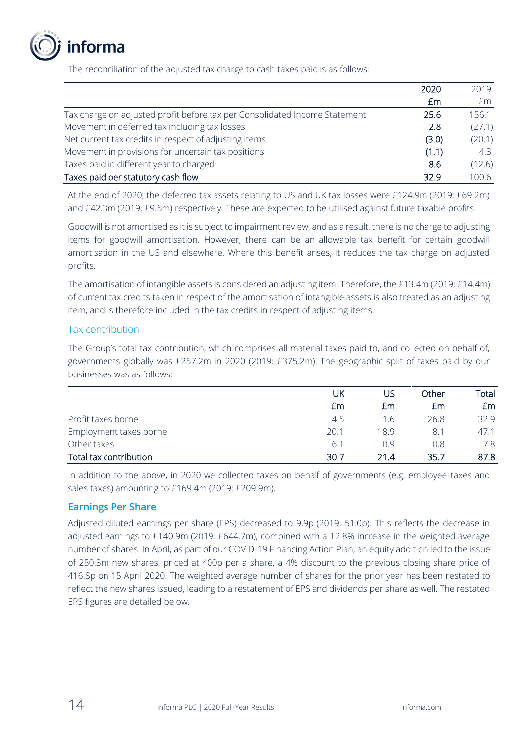The reconciliation of the adjusted tax charge to cash taxes paid is as follows:

| | 2020 £m | 2019 £m |
|---|---|---|
| Tax charge on adjusted profit before tax per Consolidated Income Statement | 25.6 | 156.1 |
| Movement in deferred tax including tax losses | 2.8 | (27.1) |
| Net current tax credits in respect of adjusting items | (3.0) | (20.1) |
| Movement in provisions for uncertain tax positions | (1.1) | 4.3 |
| Taxes paid in different year to charged | 8.6 | (12.6) |
| Taxes paid per statutory cash flow | 32.9 | 100.6 |

At the end of 2020, the deferred tax assets relating to US and UK tax losses were £124.9m (2019: £69.2m) and £42.3m (2019: £9.5m) respectively. These are expected to be utilised against future taxable profits.

Goodwill is not amortised as it is subject to impairment review, and as a result, there is no charge to adjusting items for goodwill amortisation. However, there can be an allowable tax benefit for certain goodwill amortisation in the US and elsewhere. Where this benefit arises, it reduces the tax charge on adjusted profits.

The amortisation of intangible assets is considered an adjusting item. Therefore, the £13.4m (2019: £14.4m) of current tax credits taken in respect of the amortisation of intangible assets is also treated as an adjusting item, and is therefore included in the tax credits in respect of adjusting items.

### Tax contribution

The Group's total tax contribution, which comprises all material taxes paid to, and collected on behalf of, governments globally was £257.2m in 2020 (2019: £375.2m). The geographic split of taxes paid by our businesses was as follows:

| | UK £m | US £m | Other £m | Total £m |
|---|---|---|---|---|
| Profit taxes borne | 4.5 | 1.6 | 26.8 | 32.9 |
| Employment taxes borne | 20.1 | 18.9 | 8.1 | 47.1 |
| Other taxes | 6.1 | 0.9 | 0.8 | 7.8 |
| Total tax contribution | 30.7 | 21.4 | 35.7 | 87.8 |

In addition to the above, in 2020 we collected taxes on behalf of governments (e.g. employee taxes and sales taxes) amounting to £169.4m (2019: £209.9m).

## Earnings Per Share

Adjusted diluted earnings per share (EPS) decreased to 9.9p (2019: 51.0p). This reflects the decrease in adjusted earnings to £140.9m (2019: £644.7m), combined with a 12.8% increase in the weighted average number of shares. In April, as part of our COVID-19 Financing Action Plan, an equity addition led to the issue of 250.3m new shares, priced at 400p per a share, a 4% discount to the previous closing share price of 416.8p on 15 April 2020. The weighted average number of shares for the prior year has been restated to reflect the new shares issued, leading to a restatement of EPS and dividends per share as well. The restated EPS figures are detailed below.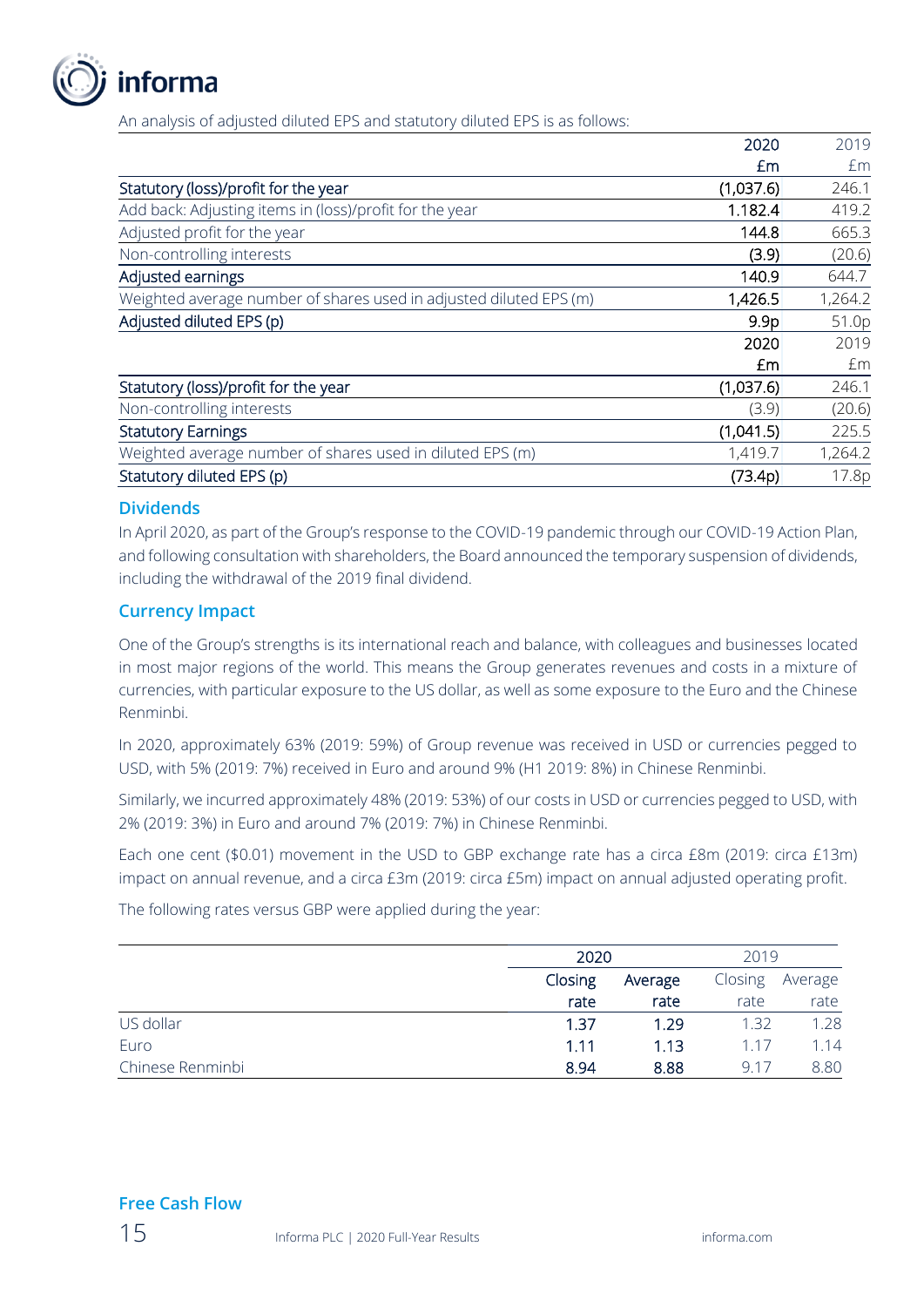An analysis of adjusted diluted EPS and statutory diluted EPS is as follows:

| | 2020 £m | 2019 £m |
|---|---|---|
| Statutory (loss)/profit for the year | (1,037.6) | 246.1 |
| Add back: Adjusting items in (loss)/profit for the year | 1.182.4 | 419.2 |
| Adjusted profit for the year | 144.8 | 665.3 |
| Non-controlling interests | (3.9) | (20.6) |
| Adjusted earnings | 140.9 | 644.7 |
| Weighted average number of shares used in adjusted diluted EPS (m) | 1,426.5 | 1,264.2 |
| Adjusted diluted EPS (p) | 9.9p | 51.0p |

| | 2020 £m | 2019 £m |
|---|---|---|
| Statutory (loss)/profit for the year | (1,037.6) | 246.1 |
| Non-controlling interests | (3.9) | (20.6) |
| Statutory Earnings | (1,041.5) | 225.5 |
| Weighted average number of shares used in diluted EPS (m) | 1,419.7 | 1,264.2 |
| Statutory diluted EPS (p) | (73.4p) | 17.8p |

### Dividends

In April 2020, as part of the Group's response to the COVID-19 pandemic through our COVID-19 Action Plan, and following consultation with shareholders, the Board announced the temporary suspension of dividends, including the withdrawal of the 2019 final dividend.

### Currency Impact

One of the Group's strengths is its international reach and balance, with colleagues and businesses located in most major regions of the world. This means the Group generates revenues and costs in a mixture of currencies, with particular exposure to the US dollar, as well as some exposure to the Euro and the Chinese Renminbi.

In 2020, approximately 63% (2019: 59%) of Group revenue was received in USD or currencies pegged to USD, with 5% (2019: 7%) received in Euro and around 9% (H1 2019: 8%) in Chinese Renminbi.

Similarly, we incurred approximately 48% (2019: 53%) of our costs in USD or currencies pegged to USD, with 2% (2019: 3%) in Euro and around 7% (2019: 7%) in Chinese Renminbi.

Each one cent ($0.01) movement in the USD to GBP exchange rate has a circa £8m (2019: circa £13m) impact on annual revenue, and a circa £3m (2019: circa £5m) impact on annual adjusted operating profit.

The following rates versus GBP were applied during the year:

| | 2020 | | 2019 | |
|---|---|---|---|---|
| | Closing rate | Average rate | Closing rate | Average rate |
| US dollar | 1.37 | 1.29 | 1.32 | 1.28 |
| Euro | 1.11 | 1.13 | 1.17 | 1.14 |
| Chinese Renminbi | 8.94 | 8.88 | 9.17 | 8.80 |

### Free Cash Flow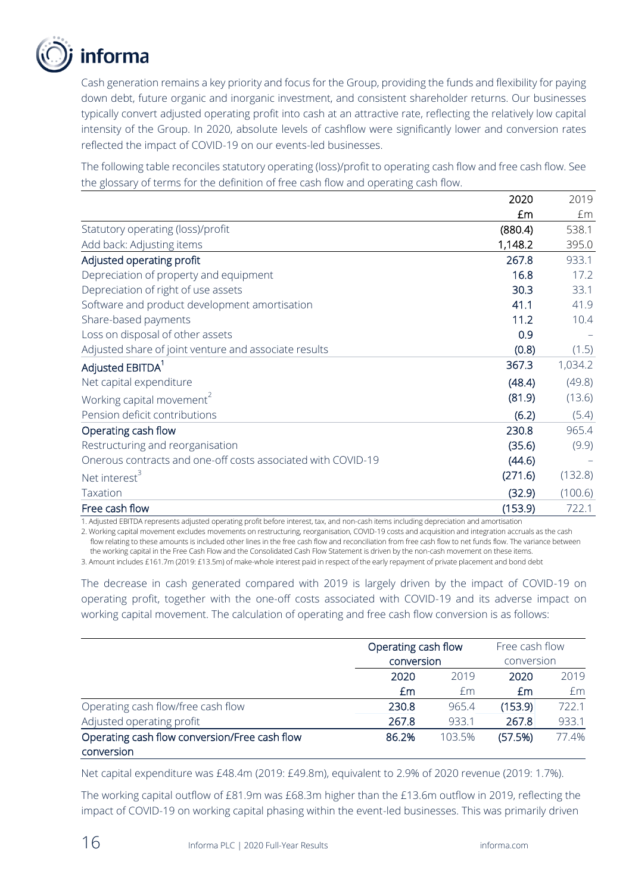Cash generation remains a key priority and focus for the Group, providing the funds and flexibility for paying down debt, future organic and inorganic investment, and consistent shareholder returns. Our businesses typically convert adjusted operating profit into cash at an attractive rate, reflecting the relatively low capital intensity of the Group. In 2020, absolute levels of cashflow were significantly lower and conversion rates reflected the impact of COVID-19 on our events-led businesses.

The following table reconciles statutory operating (loss)/profit to operating cash flow and free cash flow. See the glossary of terms for the definition of free cash flow and operating cash flow.

| | 2020 £m | 2019 £m |
|---|---|---|
| Statutory operating (loss)/profit | (880.4) | 538.1 |
| Add back: Adjusting items | 1,148.2 | 395.0 |
| **Adjusted operating profit** | 267.8 | 933.1 |
| Depreciation of property and equipment | 16.8 | 17.2 |
| Depreciation of right of use assets | 30.3 | 33.1 |
| Software and product development amortisation | 41.1 | 41.9 |
| Share-based payments | 11.2 | 10.4 |
| Loss on disposal of other assets | 0.9 | – |
| Adjusted share of joint venture and associate results | (0.8) | (1.5) |
| **Adjusted EBITDA[1]** | 367.3 | 1,034.2 |
| Net capital expenditure | (48.4) | (49.8) |
| Working capital movement[2] | (81.9) | (13.6) |
| Pension deficit contributions | (6.2) | (5.4) |
| **Operating cash flow** | 230.8 | 965.4 |
| Restructuring and reorganisation | (35.6) | (9.9) |
| Onerous contracts and one-off costs associated with COVID-19 | (44.6) | – |
| Net interest[3] | (271.6) | (132.8) |
| Taxation | (32.9) | (100.6) |
| **Free cash flow** | (153.9) | 722.1 |

1. Adjusted EBITDA represents adjusted operating profit before interest, tax, and non-cash items including depreciation and amortisation
2. Working capital movement excludes movements on restructuring, reorganisation, COVID-19 costs and acquisition and integration accruals as the cash flow relating to these amounts is included other lines in the free cash flow and reconciliation from free cash flow to net funds flow. The variance between the working capital in the Free Cash Flow and the Consolidated Cash Flow Statement is driven by the non-cash movement on these items.
3. Amount includes £161.7m (2019: £13.5m) of make-whole interest paid in respect of the early repayment of private placement and bond debt

The decrease in cash generated compared with 2019 is largely driven by the impact of COVID-19 on operating profit, together with the one-off costs associated with COVID-19 and its adverse impact on working capital movement. The calculation of operating and free cash flow conversion is as follows:

| | Operating cash flow conversion | | Free cash flow conversion | |
|---|---|---|---|---|
| | 2020 £m | 2019 £m | 2020 £m | 2019 £m |
| Operating cash flow/free cash flow | 230.8 | 965.4 | (153.9) | 722.1 |
| Adjusted operating profit | 267.8 | 933.1 | 267.8 | 933.1 |
| **Operating cash flow conversion/Free cash flow conversion** | 86.2% | 103.5% | (57.5%) | 77.4% |

Net capital expenditure was £48.4m (2019: £49.8m), equivalent to 2.9% of 2020 revenue (2019: 1.7%).

The working capital outflow of £81.9m was £68.3m higher than the £13.6m outflow in 2019, reflecting the impact of COVID-19 on working capital phasing within the event-led businesses. This was primarily driven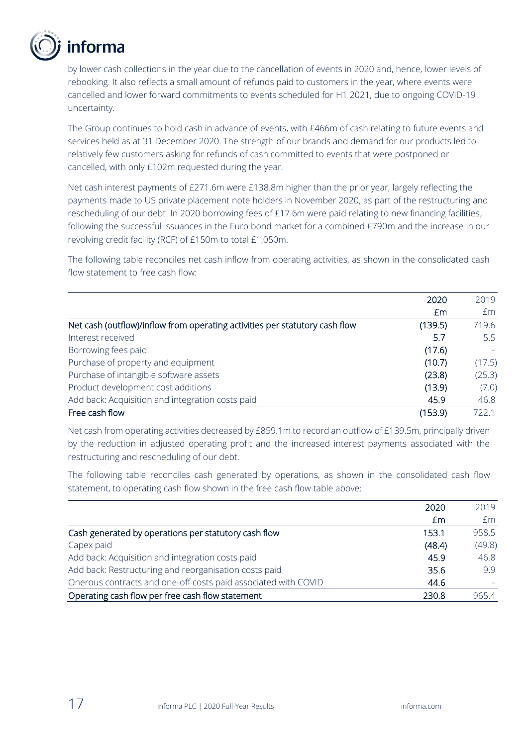by lower cash collections in the year due to the cancellation of events in 2020 and, hence, lower levels of rebooking. It also reflects a small amount of refunds paid to customers in the year, where events were cancelled and lower forward commitments to events scheduled for H1 2021, due to ongoing COVID-19 uncertainty.

The Group continues to hold cash in advance of events, with £466m of cash relating to future events and services held as at 31 December 2020. The strength of our brands and demand for our products led to relatively few customers asking for refunds of cash committed to events that were postponed or cancelled, with only £102m requested during the year.

Net cash interest payments of £271.6m were £138.8m higher than the prior year, largely reflecting the payments made to US private placement note holders in November 2020, as part of the restructuring and rescheduling of our debt. In 2020 borrowing fees of £17.6m were paid relating to new financing facilities, following the successful issuances in the Euro bond market for a combined £790m and the increase in our revolving credit facility (RCF) of £150m to total £1,050m.

The following table reconciles net cash inflow from operating activities, as shown in the consolidated cash flow statement to free cash flow:

| | 2020 £m | 2019 £m |
|---|---|---|
| Net cash (outflow)/inflow from operating activities per statutory cash flow | (139.5) | 719.6 |
| Interest received | 5.7 | 5.5 |
| Borrowing fees paid | (17.6) | – |
| Purchase of property and equipment | (10.7) | (17.5) |
| Purchase of intangible software assets | (23.8) | (25.3) |
| Product development cost additions | (13.9) | (7.0) |
| Add back: Acquisition and integration costs paid | 45.9 | 46.8 |
| Free cash flow | (153.9) | 722.1 |

Net cash from operating activities decreased by £859.1m to record an outflow of £139.5m, principally driven by the reduction in adjusted operating profit and the increased interest payments associated with the restructuring and rescheduling of our debt.

The following table reconciles cash generated by operations, as shown in the consolidated cash flow statement, to operating cash flow shown in the free cash flow table above:

| | 2020 £m | 2019 £m |
|---|---|---|
| Cash generated by operations per statutory cash flow | 153.1 | 958.5 |
| Capex paid | (48.4) | (49.8) |
| Add back: Acquisition and integration costs paid | 45.9 | 46.8 |
| Add back: Restructuring and reorganisation costs paid | 35.6 | 9.9 |
| Onerous contracts and one-off costs paid associated with COVID | 44.6 | – |
| Operating cash flow per free cash flow statement | 230.8 | 965.4 |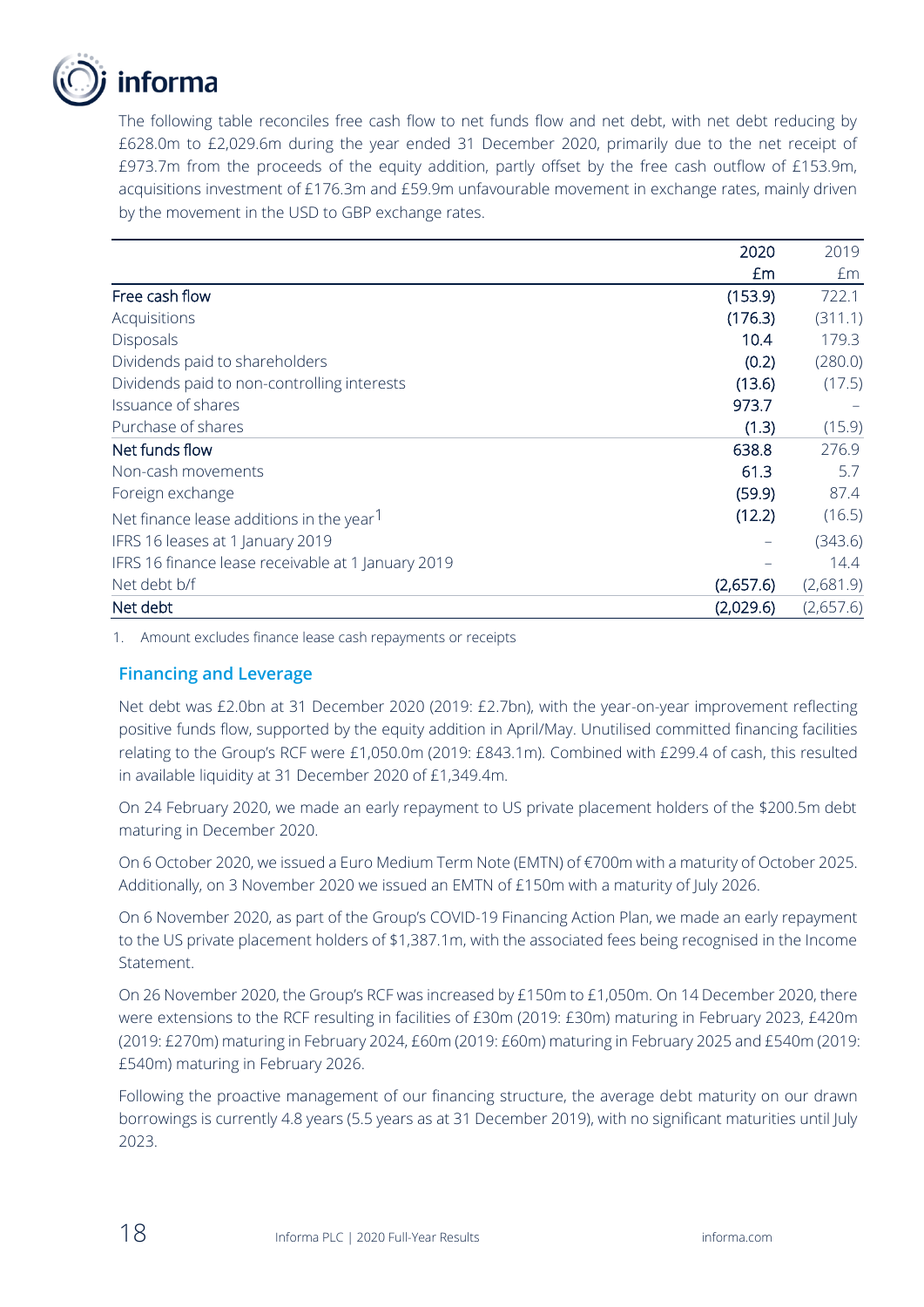The following table reconciles free cash flow to net funds flow and net debt, with net debt reducing by £628.0m to £2,029.6m during the year ended 31 December 2020, primarily due to the net receipt of £973.7m from the proceeds of the equity addition, partly offset by the free cash outflow of £153.9m, acquisitions investment of £176.3m and £59.9m unfavourable movement in exchange rates, mainly driven by the movement in the USD to GBP exchange rates.

| | 2020<br>£m | 2019<br>£m |
|---|---|---|
| Free cash flow | (153.9) | 722.1 |
| Acquisitions | (176.3) | (311.1) |
| Disposals | 10.4 | 179.3 |
| Dividends paid to shareholders | (0.2) | (280.0) |
| Dividends paid to non-controlling interests | (13.6) | (17.5) |
| Issuance of shares | 973.7 | – |
| Purchase of shares | (1.3) | (15.9) |
| Net funds flow | 638.8 | 276.9 |
| Non-cash movements | 61.3 | 5.7 |
| Foreign exchange | (59.9) | 87.4 |
| Net finance lease additions in the year[1] | (12.2) | (16.5) |
| IFRS 16 leases at 1 January 2019 | – | (343.6) |
| IFRS 16 finance lease receivable at 1 January 2019 | – | 14.4 |
| Net debt b/f | (2,657.6) | (2,681.9) |
| Net debt | (2,029.6) | (2,657.6) |

1. Amount excludes finance lease cash repayments or receipts

## Financing and Leverage

Net debt was £2.0bn at 31 December 2020 (2019: £2.7bn), with the year-on-year improvement reflecting positive funds flow, supported by the equity addition in April/May. Unutilised committed financing facilities relating to the Group's RCF were £1,050.0m (2019: £843.1m). Combined with £299.4 of cash, this resulted in available liquidity at 31 December 2020 of £1,349.4m.

On 24 February 2020, we made an early repayment to US private placement holders of the $200.5m debt maturing in December 2020.

On 6 October 2020, we issued a Euro Medium Term Note (EMTN) of €700m with a maturity of October 2025. Additionally, on 3 November 2020 we issued an EMTN of £150m with a maturity of July 2026.

On 6 November 2020, as part of the Group's COVID-19 Financing Action Plan, we made an early repayment to the US private placement holders of $1,387.1m, with the associated fees being recognised in the Income Statement.

On 26 November 2020, the Group's RCF was increased by £150m to £1,050m. On 14 December 2020, there were extensions to the RCF resulting in facilities of £30m (2019: £30m) maturing in February 2023, £420m (2019: £270m) maturing in February 2024, £60m (2019: £60m) maturing in February 2025 and £540m (2019: £540m) maturing in February 2026.

Following the proactive management of our financing structure, the average debt maturity on our drawn borrowings is currently 4.8 years (5.5 years as at 31 December 2019), with no significant maturities until July 2023.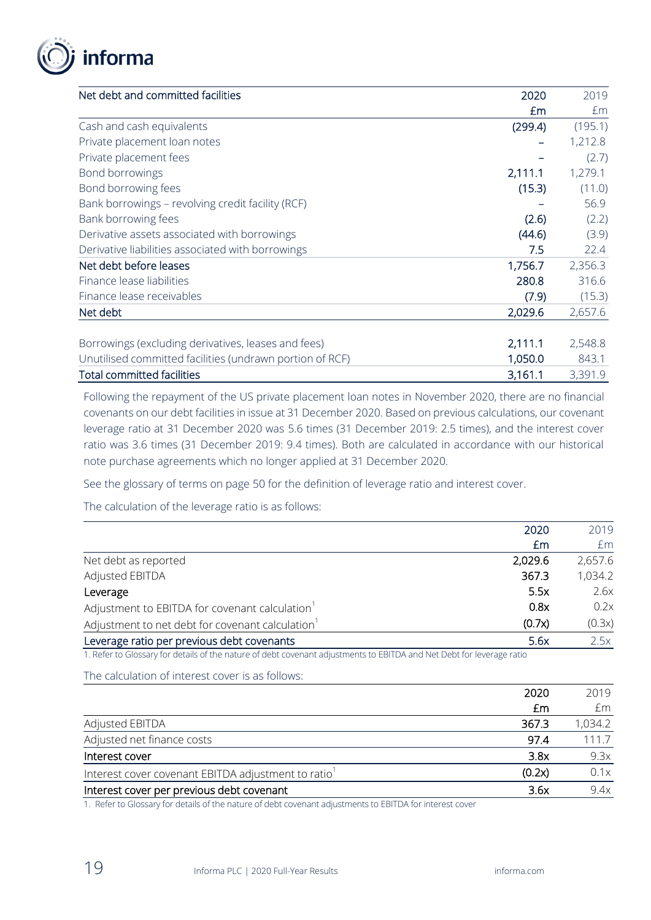| Net debt and committed facilities | 2020 | 2019 |
|---|---|---|
| | £m | £m |
| Cash and cash equivalents | (299.4) | (195.1) |
| Private placement loan notes | – | 1,212.8 |
| Private placement fees | – | (2.7) |
| Bond borrowings | 2,111.1 | 1,279.1 |
| Bond borrowing fees | (15.3) | (11.0) |
| Bank borrowings – revolving credit facility (RCF) | – | 56.9 |
| Bank borrowing fees | (2.6) | (2.2) |
| Derivative assets associated with borrowings | (44.6) | (3.9) |
| Derivative liabilities associated with borrowings | 7.5 | 22.4 |
| Net debt before leases | 1,756.7 | 2,356.3 |
| Finance lease liabilities | 280.8 | 316.6 |
| Finance lease receivables | (7.9) | (15.3) |
| Net debt | 2,029.6 | 2,657.6 |
| | | |
| Borrowings (excluding derivatives, leases and fees) | 2,111.1 | 2,548.8 |
| Unutilised committed facilities (undrawn portion of RCF) | 1,050.0 | 843.1 |
| Total committed facilities | 3,161.1 | 3,391.9 |

Following the repayment of the US private placement loan notes in November 2020, there are no financial covenants on our debt facilities in issue at 31 December 2020. Based on previous calculations, our covenant leverage ratio at 31 December 2020 was 5.6 times (31 December 2019: 2.5 times), and the interest cover ratio was 3.6 times (31 December 2019: 9.4 times). Both are calculated in accordance with our historical note purchase agreements which no longer applied at 31 December 2020.

See the glossary of terms on page 50 for the definition of leverage ratio and interest cover.

The calculation of the leverage ratio is as follows:

| | 2020 | 2019 |
|---|---|---|
| | £m | £m |
| Net debt as reported | 2,029.6 | 2,657.6 |
| Adjusted EBITDA | 367.3 | 1,034.2 |
| Leverage | 5.5x | 2.6x |
| Adjustment to EBITDA for covenant calculation[1] | 0.8x | 0.2x |
| Adjustment to net debt for covenant calculation[1] | (0.7x) | (0.3x) |
| Leverage ratio per previous debt covenants | 5.6x | 2.5x |

1. Refer to Glossary for details of the nature of debt covenant adjustments to EBITDA and Net Debt for leverage ratio

The calculation of interest cover is as follows:

| | 2020 | 2019 |
|---|---|---|
| | £m | £m |
| Adjusted EBITDA | 367.3 | 1,034.2 |
| Adjusted net finance costs | 97.4 | 111.7 |
| Interest cover | 3.8x | 9.3x |
| Interest cover covenant EBITDA adjustment to ratio[1] | (0.2x) | 0.1x |
| Interest cover per previous debt covenant | 3.6x | 9.4x |

1. Refer to Glossary for details of the nature of debt covenant adjustments to EBITDA for interest cover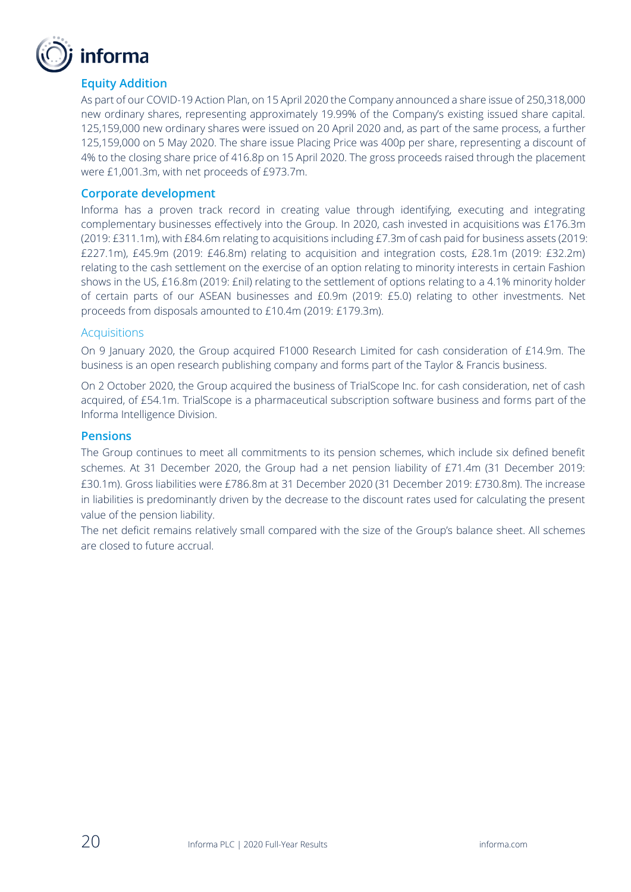## Equity Addition

As part of our COVID-19 Action Plan, on 15 April 2020 the Company announced a share issue of 250,318,000 new ordinary shares, representing approximately 19.99% of the Company's existing issued share capital. 125,159,000 new ordinary shares were issued on 20 April 2020 and, as part of the same process, a further 125,159,000 on 5 May 2020. The share issue Placing Price was 400p per share, representing a discount of 4% to the closing share price of 416.8p on 15 April 2020. The gross proceeds raised through the placement were £1,001.3m, with net proceeds of £973.7m.

## Corporate development

Informa has a proven track record in creating value through identifying, executing and integrating complementary businesses effectively into the Group. In 2020, cash invested in acquisitions was £176.3m (2019: £311.1m), with £84.6m relating to acquisitions including £7.3m of cash paid for business assets (2019: £227.1m), £45.9m (2019: £46.8m) relating to acquisition and integration costs, £28.1m (2019: £32.2m) relating to the cash settlement on the exercise of an option relating to minority interests in certain Fashion shows in the US, £16.8m (2019: £nil) relating to the settlement of options relating to a 4.1% minority holder of certain parts of our ASEAN businesses and £0.9m (2019: £5.0) relating to other investments. Net proceeds from disposals amounted to £10.4m (2019: £179.3m).

### Acquisitions

On 9 January 2020, the Group acquired F1000 Research Limited for cash consideration of £14.9m. The business is an open research publishing company and forms part of the Taylor & Francis business.

On 2 October 2020, the Group acquired the business of TrialScope Inc. for cash consideration, net of cash acquired, of £54.1m. TrialScope is a pharmaceutical subscription software business and forms part of the Informa Intelligence Division.

## Pensions

The Group continues to meet all commitments to its pension schemes, which include six defined benefit schemes. At 31 December 2020, the Group had a net pension liability of £71.4m (31 December 2019: £30.1m). Gross liabilities were £786.8m at 31 December 2020 (31 December 2019: £730.8m). The increase in liabilities is predominantly driven by the decrease to the discount rates used for calculating the present value of the pension liability.

The net deficit remains relatively small compared with the size of the Group's balance sheet. All schemes are closed to future accrual.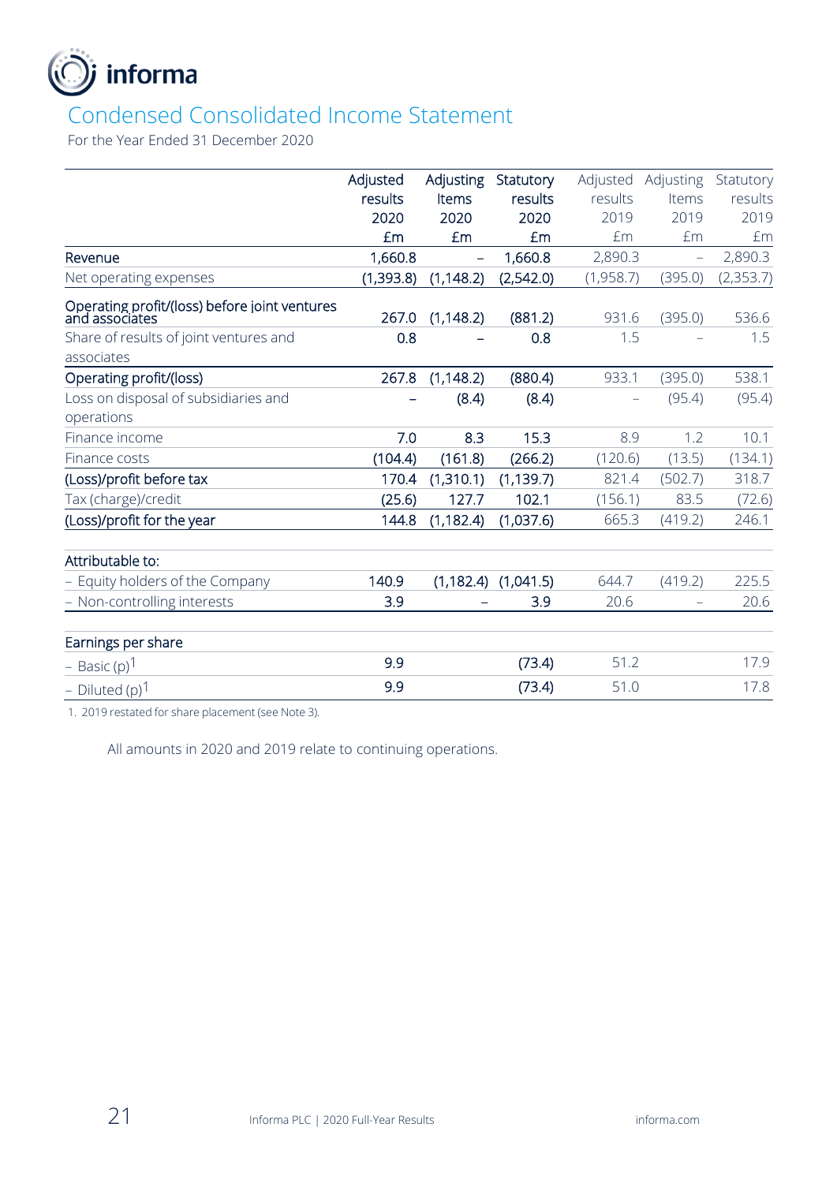# Condensed Consolidated Income Statement

For the Year Ended 31 December 2020

| | Adjusted results 2020 £m | Adjusting Items 2020 £m | Statutory results 2020 £m | Adjusted results 2019 £m | Adjusting Items 2019 £m | Statutory results 2019 £m |
|---|---|---|---|---|---|---|
| Revenue | 1,660.8 | – | 1,660.8 | 2,890.3 | – | 2,890.3 |
| Net operating expenses | (1,393.8) | (1,148.2) | (2,542.0) | (1,958.7) | (395.0) | (2,353.7) |
| Operating profit/(loss) before joint ventures and associates | 267.0 | (1,148.2) | (881.2) | 931.6 | (395.0) | 536.6 |
| Share of results of joint ventures and associates | 0.8 | – | 0.8 | 1.5 | – | 1.5 |
| Operating profit/(loss) | 267.8 | (1,148.2) | (880.4) | 933.1 | (395.0) | 538.1 |
| Loss on disposal of subsidiaries and operations | – | (8.4) | (8.4) | – | (95.4) | (95.4) |
| Finance income | 7.0 | 8.3 | 15.3 | 8.9 | 1.2 | 10.1 |
| Finance costs | (104.4) | (161.8) | (266.2) | (120.6) | (13.5) | (134.1) |
| (Loss)/profit before tax | 170.4 | (1,310.1) | (1,139.7) | 821.4 | (502.7) | 318.7 |
| Tax (charge)/credit | (25.6) | 127.7 | 102.1 | (156.1) | 83.5 | (72.6) |
| (Loss)/profit for the year | 144.8 | (1,182.4) | (1,037.6) | 665.3 | (419.2) | 246.1 |
| | | | | | | |
| Attributable to: | | | | | | |
| – Equity holders of the Company | 140.9 | (1,182.4) | (1,041.5) | 644.7 | (419.2) | 225.5 |
| – Non-controlling interests | 3.9 | – | 3.9 | 20.6 | – | 20.6 |
| | | | | | | |
| Earnings per share | | | | | | |
| – Basic (p)[1] | 9.9 | | (73.4) | 51.2 | | 17.9 |
| – Diluted (p)[1] | 9.9 | | (73.4) | 51.0 | | 17.8 |

1. 2019 restated for share placement (see Note 3).

All amounts in 2020 and 2019 relate to continuing operations.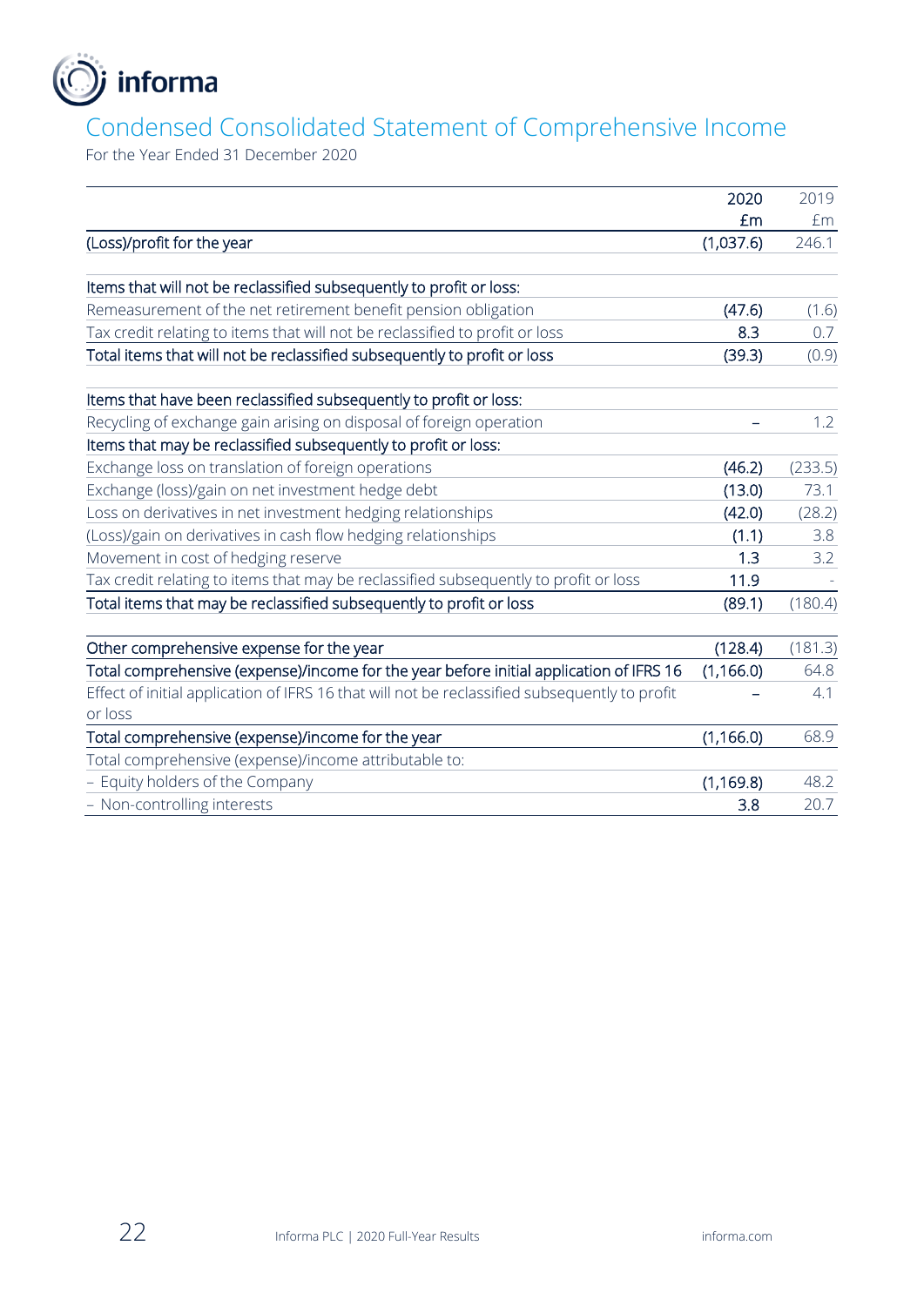## Condensed Consolidated Statement of Comprehensive Income

For the Year Ended 31 December 2020

| | 2020 £m | 2019 £m |
|---|---|---|
| (Loss)/profit for the year | (1,037.6) | 246.1 |
| | | |
| Items that will not be reclassified subsequently to profit or loss: | | |
| Remeasurement of the net retirement benefit pension obligation | (47.6) | (1.6) |
| Tax credit relating to items that will not be reclassified to profit or loss | 8.3 | 0.7 |
| Total items that will not be reclassified subsequently to profit or loss | (39.3) | (0.9) |
| | | |
| Items that have been reclassified subsequently to profit or loss: | | |
| Recycling of exchange gain arising on disposal of foreign operation | – | 1.2 |
| Items that may be reclassified subsequently to profit or loss: | | |
| Exchange loss on translation of foreign operations | (46.2) | (233.5) |
| Exchange (loss)/gain on net investment hedge debt | (13.0) | 73.1 |
| Loss on derivatives in net investment hedging relationships | (42.0) | (28.2) |
| (Loss)/gain on derivatives in cash flow hedging relationships | (1.1) | 3.8 |
| Movement in cost of hedging reserve | 1.3 | 3.2 |
| Tax credit relating to items that may be reclassified subsequently to profit or loss | 11.9 | - |
| Total items that may be reclassified subsequently to profit or loss | (89.1) | (180.4) |
| | | |
| Other comprehensive expense for the year | (128.4) | (181.3) |
| Total comprehensive (expense)/income for the year before initial application of IFRS 16 | (1,166.0) | 64.8 |
| Effect of initial application of IFRS 16 that will not be reclassified subsequently to profit or loss | – | 4.1 |
| Total comprehensive (expense)/income for the year | (1,166.0) | 68.9 |
| Total comprehensive (expense)/income attributable to: | | |
| – Equity holders of the Company | (1,169.8) | 48.2 |
| – Non-controlling interests | 3.8 | 20.7 |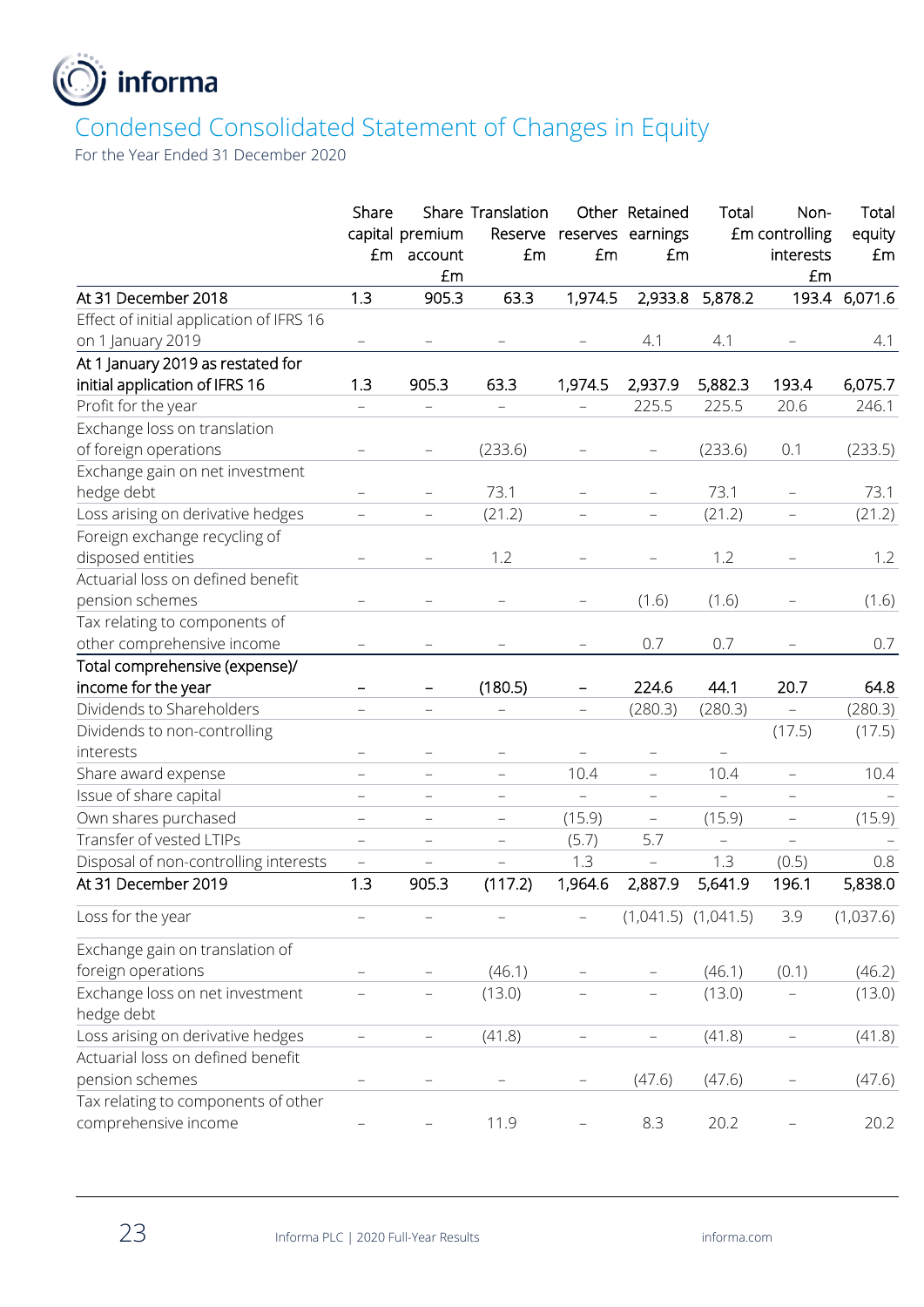# Condensed Consolidated Statement of Changes in Equity

For the Year Ended 31 December 2020

| | Share capital £m | Share premium account £m | Translation Reserve £m | Other reserves £m | Retained earnings £m | Total £m | Non-controlling interests £m | Total equity £m |
|---|---|---|---|---|---|---|---|---|
| At 31 December 2018 | 1.3 | 905.3 | 63.3 | 1,974.5 | 2,933.8 | 5,878.2 | 193.4 | 6,071.6 |
| Effect of initial application of IFRS 16 on 1 January 2019 | – | – | – | – | 4.1 | 4.1 | – | 4.1 |
| At 1 January 2019 as restated for initial application of IFRS 16 | 1.3 | 905.3 | 63.3 | 1,974.5 | 2,937.9 | 5,882.3 | 193.4 | 6,075.7 |
| Profit for the year | – | – | – | – | 225.5 | 225.5 | 20.6 | 246.1 |
| Exchange loss on translation of foreign operations | – | – | (233.6) | – | – | (233.6) | 0.1 | (233.5) |
| Exchange gain on net investment hedge debt | – | – | 73.1 | – | – | 73.1 | – | 73.1 |
| Loss arising on derivative hedges | – | – | (21.2) | – | – | (21.2) | – | (21.2) |
| Foreign exchange recycling of disposed entities | – | – | 1.2 | – | – | 1.2 | – | 1.2 |
| Actuarial loss on defined benefit pension schemes | – | – | – | – | (1.6) | (1.6) | – | (1.6) |
| Tax relating to components of other comprehensive income | – | – | – | – | 0.7 | 0.7 | – | 0.7 |
| Total comprehensive (expense)/ income for the year | – | – | (180.5) | – | 224.6 | 44.1 | 20.7 | 64.8 |
| Dividends to Shareholders | – | – | – | – | (280.3) | (280.3) | – | (280.3) |
| Dividends to non-controlling interests | – | – | – | – | – | – | (17.5) | (17.5) |
| Share award expense | – | – | – | 10.4 | – | 10.4 | – | 10.4 |
| Issue of share capital | – | – | – | – | – | – | – | – |
| Own shares purchased | – | – | – | (15.9) | – | (15.9) | – | (15.9) |
| Transfer of vested LTIPs | – | – | – | (5.7) | 5.7 | – | – | – |
| Disposal of non-controlling interests | – | – | – | 1.3 | – | 1.3 | (0.5) | 0.8 |
| At 31 December 2019 | 1.3 | 905.3 | (117.2) | 1,964.6 | 2,887.9 | 5,641.9 | 196.1 | 5,838.0 |
| Loss for the year | – | – | – | – | (1,041.5) | (1,041.5) | 3.9 | (1,037.6) |
| Exchange gain on translation of foreign operations | – | – | (46.1) | – | – | (46.1) | (0.1) | (46.2) |
| Exchange loss on net investment hedge debt | – | – | (13.0) | – | – | (13.0) | – | (13.0) |
| Loss arising on derivative hedges | – | – | (41.8) | – | – | (41.8) | – | (41.8) |
| Actuarial loss on defined benefit pension schemes | – | – | – | – | (47.6) | (47.6) | – | (47.6) |
| Tax relating to components of other comprehensive income | – | – | 11.9 | – | 8.3 | 20.2 | – | 20.2 |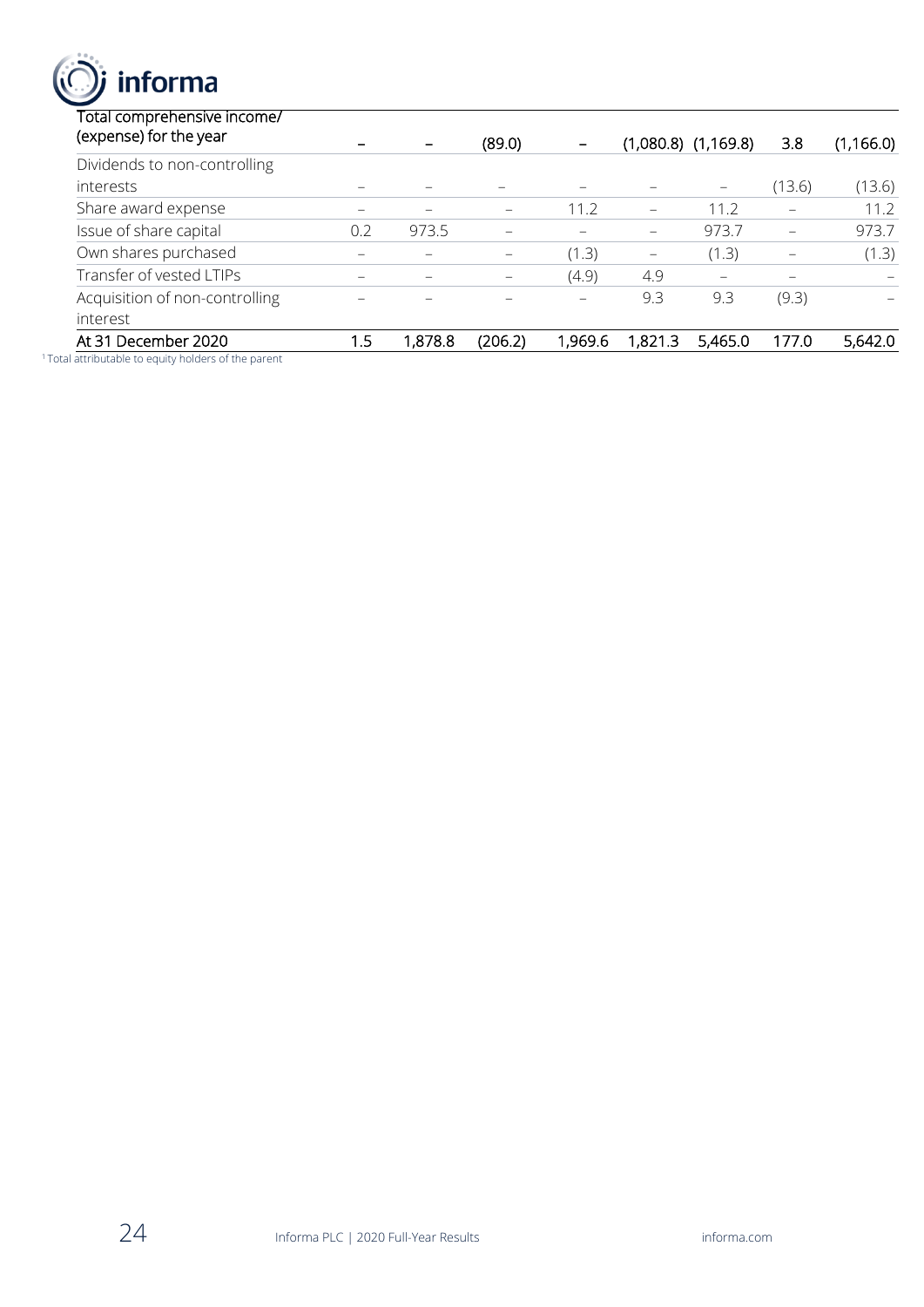| | | | | | | | | |
|---|---|---|---|---|---|---|---|---|
| Total comprehensive income/ (expense) for the year | – | – | (89.0) | – | (1,080.8) | (1,169.8) | 3.8 | (1,166.0) |
| Dividends to non-controlling interests | – | – | – | – | – | – | (13.6) | (13.6) |
| Share award expense | – | – | – | 11.2 | – | 11.2 | – | 11.2 |
| Issue of share capital | 0.2 | 973.5 | – | – | – | 973.7 | – | 973.7 |
| Own shares purchased | – | – | – | (1.3) | – | (1.3) | – | (1.3) |
| Transfer of vested LTIPs | – | – | – | (4.9) | 4.9 | – | – | – |
| Acquisition of non-controlling interest | – | – | – | – | 9.3 | 9.3 | (9.3) | – |
| At 31 December 2020 | 1.5 | 1,878.8 | (206.2) | 1,969.6 | 1,821.3 | 5,465.0 | 177.0 | 5,642.0 |

[1] Total attributable to equity holders of the parent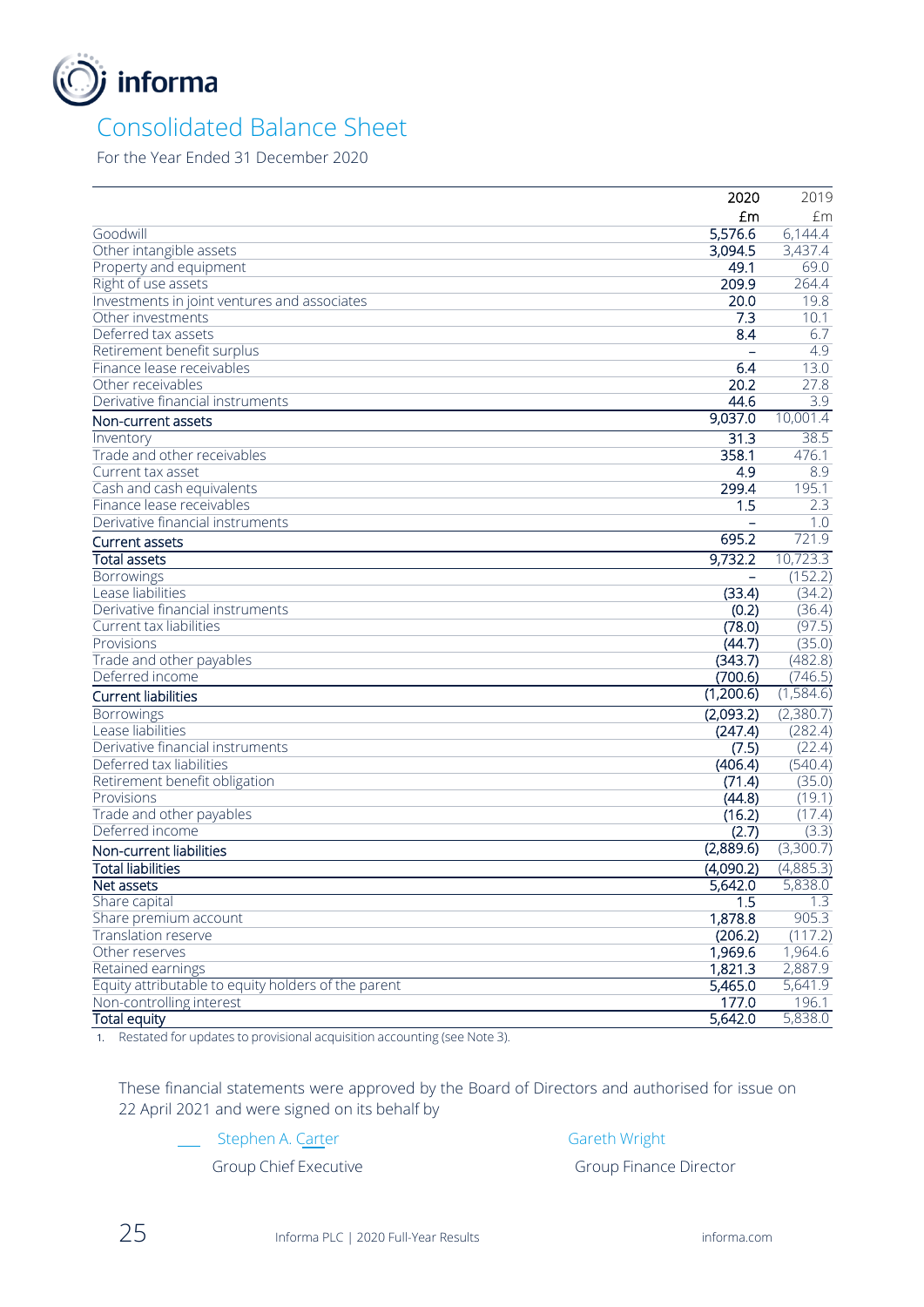informa

# Consolidated Balance Sheet

For the Year Ended 31 December 2020

| | 2020 | 2019 |
|---|---|---|
| | £m | £m |
| Goodwill | 5,576.6 | 6,144.4 |
| Other intangible assets | 3,094.5 | 3,437.4 |
| Property and equipment | 49.1 | 69.0 |
| Right of use assets | 209.9 | 264.4 |
| Investments in joint ventures and associates | 20.0 | 19.8 |
| Other investments | 7.3 | 10.1 |
| Deferred tax assets | 8.4 | 6.7 |
| Retirement benefit surplus | – | 4.9 |
| Finance lease receivables | 6.4 | 13.0 |
| Other receivables | 20.2 | 27.8 |
| Derivative financial instruments | 44.6 | 3.9 |
| **Non-current assets** | 9,037.0 | 10,001.4 |
| Inventory | 31.3 | 38.5 |
| Trade and other receivables | 358.1 | 476.1 |
| Current tax asset | 4.9 | 8.9 |
| Cash and cash equivalents | 299.4 | 195.1 |
| Finance lease receivables | 1.5 | 2.3 |
| Derivative financial instruments | – | 1.0 |
| **Current assets** | 695.2 | 721.9 |
| **Total assets** | 9,732.2 | 10,723.3 |
| Borrowings | – | (152.2) |
| Lease liabilities | (33.4) | (34.2) |
| Derivative financial instruments | (0.2) | (36.4) |
| Current tax liabilities | (78.0) | (97.5) |
| Provisions | (44.7) | (35.0) |
| Trade and other payables | (343.7) | (482.8) |
| Deferred income | (700.6) | (746.5) |
| **Current liabilities** | (1,200.6) | (1,584.6) |
| Borrowings | (2,093.2) | (2,380.7) |
| Lease liabilities | (247.4) | (282.4) |
| Derivative financial instruments | (7.5) | (22.4) |
| Deferred tax liabilities | (406.4) | (540.4) |
| Retirement benefit obligation | (71.4) | (35.0) |
| Provisions | (44.8) | (19.1) |
| Trade and other payables | (16.2) | (17.4) |
| Deferred income | (2.7) | (3.3) |
| **Non-current liabilities** | (2,889.6) | (3,300.7) |
| **Total liabilities** | (4,090.2) | (4,885.3) |
| **Net assets** | 5,642.0 | 5,838.0 |
| Share capital | 1.5 | 1.3 |
| Share premium account | 1,878.8 | 905.3 |
| Translation reserve | (206.2) | (117.2) |
| Other reserves | 1,969.6 | 1,964.6 |
| Retained earnings | 1,821.3 | 2,887.9 |
| Equity attributable to equity holders of the parent | 5,465.0 | 5,641.9 |
| Non-controlling interest | 177.0 | 196.1 |
| **Total equity** | 5,642.0 | 5,838.0 |

1. Restated for updates to provisional acquisition accounting (see Note 3).

These financial statements were approved by the Board of Directors and authorised for issue on 22 April 2021 and were signed on its behalf by

Stephen A. Carter
Group Chief Executive

Gareth Wright
Group Finance Director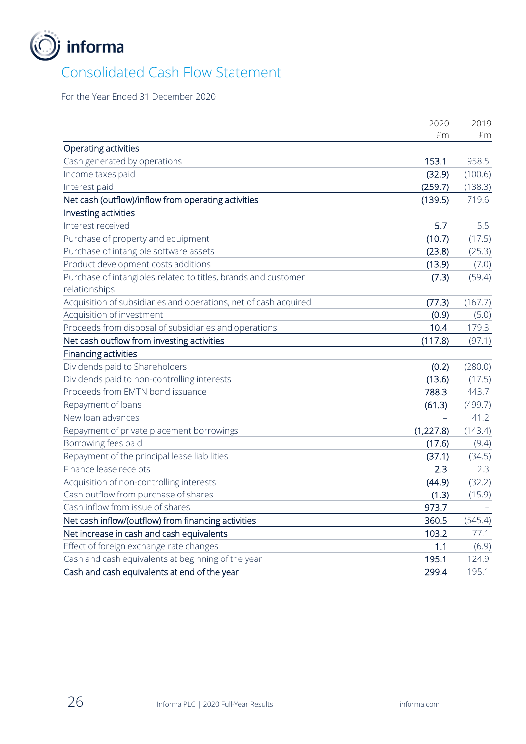# Consolidated Cash Flow Statement

For the Year Ended 31 December 2020

| | 2020 £m | 2019 £m |
|---|---|---|
| **Operating activities** | | |
| Cash generated by operations | 153.1 | 958.5 |
| Income taxes paid | (32.9) | (100.6) |
| Interest paid | (259.7) | (138.3) |
| **Net cash (outflow)/inflow from operating activities** | (139.5) | 719.6 |
| **Investing activities** | | |
| Interest received | 5.7 | 5.5 |
| Purchase of property and equipment | (10.7) | (17.5) |
| Purchase of intangible software assets | (23.8) | (25.3) |
| Product development costs additions | (13.9) | (7.0) |
| Purchase of intangibles related to titles, brands and customer relationships | (7.3) | (59.4) |
| Acquisition of subsidiaries and operations, net of cash acquired | (77.3) | (167.7) |
| Acquisition of investment | (0.9) | (5.0) |
| Proceeds from disposal of subsidiaries and operations | 10.4 | 179.3 |
| **Net cash outflow from investing activities** | (117.8) | (97.1) |
| **Financing activities** | | |
| Dividends paid to Shareholders | (0.2) | (280.0) |
| Dividends paid to non-controlling interests | (13.6) | (17.5) |
| Proceeds from EMTN bond issuance | 788.3 | 443.7 |
| Repayment of loans | (61.3) | (499.7) |
| New loan advances | – | 41.2 |
| Repayment of private placement borrowings | (1,227.8) | (143.4) |
| Borrowing fees paid | (17.6) | (9.4) |
| Repayment of the principal lease liabilities | (37.1) | (34.5) |
| Finance lease receipts | 2.3 | 2.3 |
| Acquisition of non-controlling interests | (44.9) | (32.2) |
| Cash outflow from purchase of shares | (1.3) | (15.9) |
| Cash inflow from issue of shares | 973.7 | – |
| **Net cash inflow/(outflow) from financing activities** | 360.5 | (545.4) |
| **Net increase in cash and cash equivalents** | 103.2 | 77.1 |
| Effect of foreign exchange rate changes | 1.1 | (6.9) |
| Cash and cash equivalents at beginning of the year | 195.1 | 124.9 |
| **Cash and cash equivalents at end of the year** | 299.4 | 195.1 |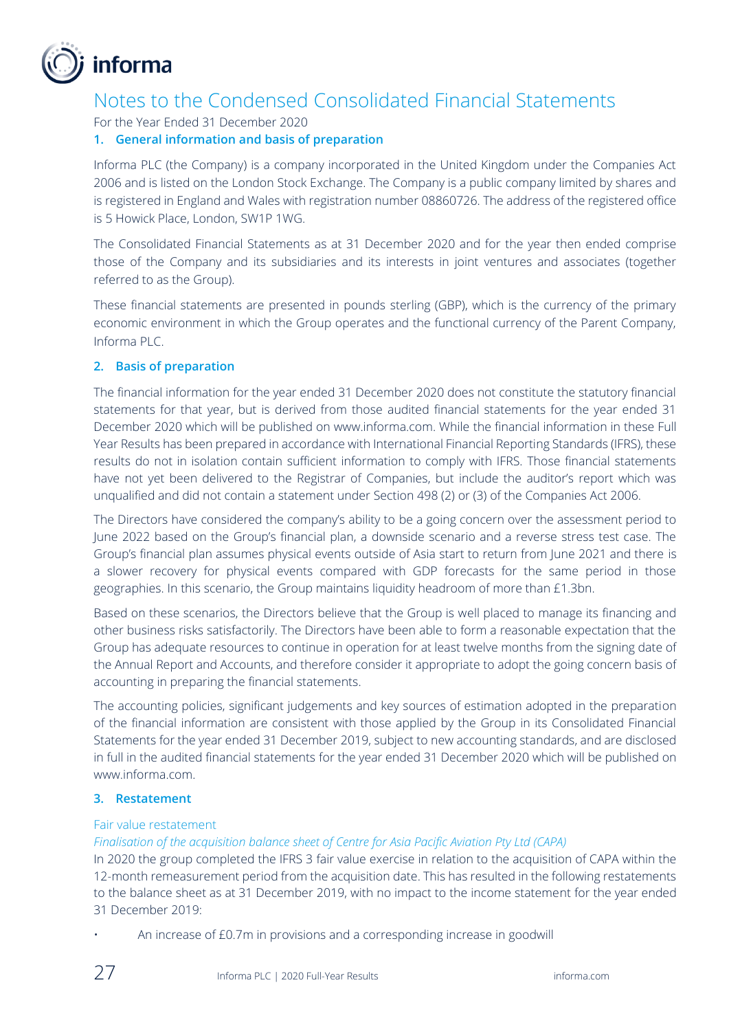# Notes to the Condensed Consolidated Financial Statements

For the Year Ended 31 December 2020

## 1. General information and basis of preparation

Informa PLC (the Company) is a company incorporated in the United Kingdom under the Companies Act 2006 and is listed on the London Stock Exchange. The Company is a public company limited by shares and is registered in England and Wales with registration number 08860726. The address of the registered office is 5 Howick Place, London, SW1P 1WG.

The Consolidated Financial Statements as at 31 December 2020 and for the year then ended comprise those of the Company and its subsidiaries and its interests in joint ventures and associates (together referred to as the Group).

These financial statements are presented in pounds sterling (GBP), which is the currency of the primary economic environment in which the Group operates and the functional currency of the Parent Company, Informa PLC.

## 2. Basis of preparation

The financial information for the year ended 31 December 2020 does not constitute the statutory financial statements for that year, but is derived from those audited financial statements for the year ended 31 December 2020 which will be published on www.informa.com. While the financial information in these Full Year Results has been prepared in accordance with International Financial Reporting Standards (IFRS), these results do not in isolation contain sufficient information to comply with IFRS. Those financial statements have not yet been delivered to the Registrar of Companies, but include the auditor's report which was unqualified and did not contain a statement under Section 498 (2) or (3) of the Companies Act 2006.

The Directors have considered the company's ability to be a going concern over the assessment period to June 2022 based on the Group's financial plan, a downside scenario and a reverse stress test case. The Group's financial plan assumes physical events outside of Asia start to return from June 2021 and there is a slower recovery for physical events compared with GDP forecasts for the same period in those geographies. In this scenario, the Group maintains liquidity headroom of more than £1.3bn.

Based on these scenarios, the Directors believe that the Group is well placed to manage its financing and other business risks satisfactorily. The Directors have been able to form a reasonable expectation that the Group has adequate resources to continue in operation for at least twelve months from the signing date of the Annual Report and Accounts, and therefore consider it appropriate to adopt the going concern basis of accounting in preparing the financial statements.

The accounting policies, significant judgements and key sources of estimation adopted in the preparation of the financial information are consistent with those applied by the Group in its Consolidated Financial Statements for the year ended 31 December 2019, subject to new accounting standards, and are disclosed in full in the audited financial statements for the year ended 31 December 2020 which will be published on www.informa.com.

## 3. Restatement

### Fair value restatement

*Finalisation of the acquisition balance sheet of Centre for Asia Pacific Aviation Pty Ltd (CAPA)*

In 2020 the group completed the IFRS 3 fair value exercise in relation to the acquisition of CAPA within the 12-month remeasurement period from the acquisition date. This has resulted in the following restatements to the balance sheet as at 31 December 2019, with no impact to the income statement for the year ended 31 December 2019:

- An increase of £0.7m in provisions and a corresponding increase in goodwill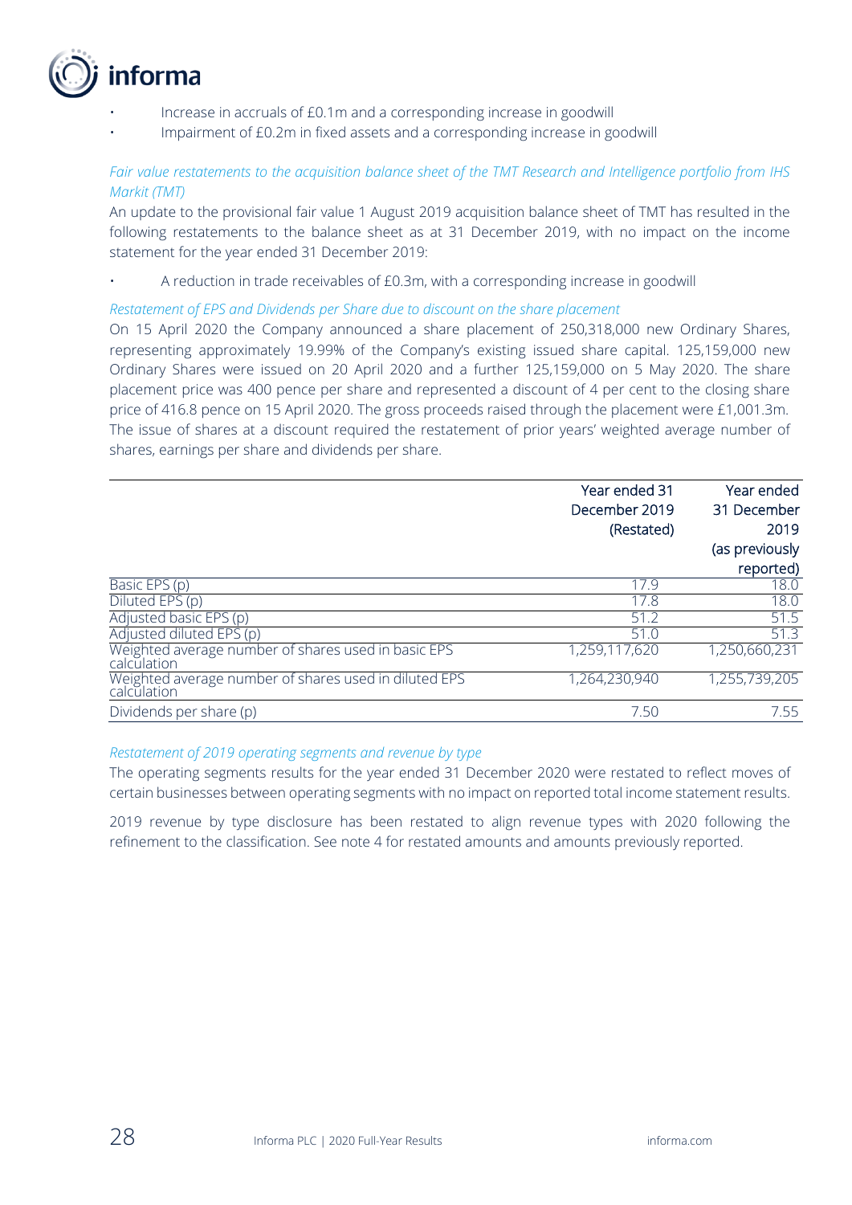- Increase in accruals of £0.1m and a corresponding increase in goodwill
- Impairment of £0.2m in fixed assets and a corresponding increase in goodwill

*Fair value restatements to the acquisition balance sheet of the TMT Research and Intelligence portfolio from IHS Markit (TMT)*

An update to the provisional fair value 1 August 2019 acquisition balance sheet of TMT has resulted in the following restatements to the balance sheet as at 31 December 2019, with no impact on the income statement for the year ended 31 December 2019:

- A reduction in trade receivables of £0.3m, with a corresponding increase in goodwill

*Restatement of EPS and Dividends per Share due to discount on the share placement*

On 15 April 2020 the Company announced a share placement of 250,318,000 new Ordinary Shares, representing approximately 19.99% of the Company's existing issued share capital. 125,159,000 new Ordinary Shares were issued on 20 April 2020 and a further 125,159,000 on 5 May 2020. The share placement price was 400 pence per share and represented a discount of 4 per cent to the closing share price of 416.8 pence on 15 April 2020. The gross proceeds raised through the placement were £1,001.3m. The issue of shares at a discount required the restatement of prior years' weighted average number of shares, earnings per share and dividends per share.

| | Year ended 31 December 2019 (Restated) | Year ended 31 December 2019 (as previously reported) |
|---|---|---|
| Basic EPS (p) | 17.9 | 18.0 |
| Diluted EPS (p) | 17.8 | 18.0 |
| Adjusted basic EPS (p) | 51.2 | 51.5 |
| Adjusted diluted EPS (p) | 51.0 | 51.3 |
| Weighted average number of shares used in basic EPS calculation | 1,259,117,620 | 1,250,660,231 |
| Weighted average number of shares used in diluted EPS calculation | 1,264,230,940 | 1,255,739,205 |
| Dividends per share (p) | 7.50 | 7.55 |

*Restatement of 2019 operating segments and revenue by type*

The operating segments results for the year ended 31 December 2020 were restated to reflect moves of certain businesses between operating segments with no impact on reported total income statement results.

2019 revenue by type disclosure has been restated to align revenue types with 2020 following the refinement to the classification. See note 4 for restated amounts and amounts previously reported.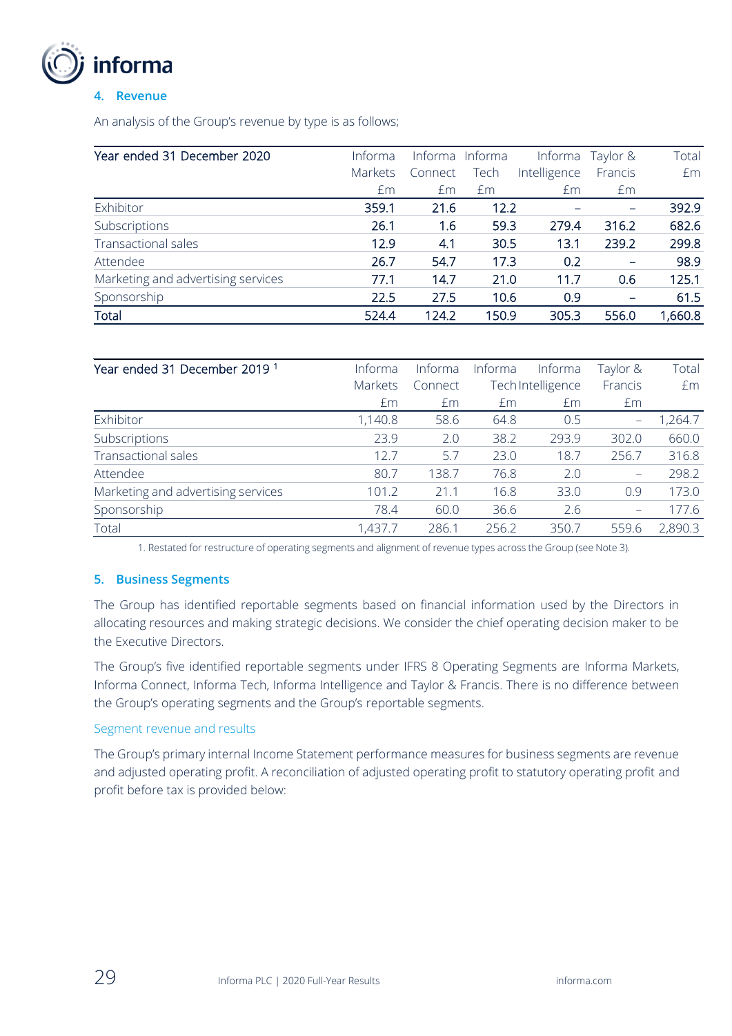## 4. Revenue

An analysis of the Group's revenue by type is as follows;

| Year ended 31 December 2020 | Informa Markets £m | Informa Connect £m | Informa Tech £m | Informa Intelligence £m | Taylor & Francis £m | Total £m |
|---|---|---|---|---|---|---|
| Exhibitor | 359.1 | 21.6 | 12.2 | – | – | 392.9 |
| Subscriptions | 26.1 | 1.6 | 59.3 | 279.4 | 316.2 | 682.6 |
| Transactional sales | 12.9 | 4.1 | 30.5 | 13.1 | 239.2 | 299.8 |
| Attendee | 26.7 | 54.7 | 17.3 | 0.2 | – | 98.9 |
| Marketing and advertising services | 77.1 | 14.7 | 21.0 | 11.7 | 0.6 | 125.1 |
| Sponsorship | 22.5 | 27.5 | 10.6 | 0.9 | – | 61.5 |
| Total | 524.4 | 124.2 | 150.9 | 305.3 | 556.0 | 1,660.8 |

| Year ended 31 December 2019 [1] | Informa Markets £m | Informa Connect £m | Informa Tech £m | Informa Intelligence £m | Taylor & Francis £m | Total £m |
|---|---|---|---|---|---|---|
| Exhibitor | 1,140.8 | 58.6 | 64.8 | 0.5 | – | 1,264.7 |
| Subscriptions | 23.9 | 2.0 | 38.2 | 293.9 | 302.0 | 660.0 |
| Transactional sales | 12.7 | 5.7 | 23.0 | 18.7 | 256.7 | 316.8 |
| Attendee | 80.7 | 138.7 | 76.8 | 2.0 | – | 298.2 |
| Marketing and advertising services | 101.2 | 21.1 | 16.8 | 33.0 | 0.9 | 173.0 |
| Sponsorship | 78.4 | 60.0 | 36.6 | 2.6 | – | 177.6 |
| Total | 1,437.7 | 286.1 | 256.2 | 350.7 | 559.6 | 2,890.3 |

1. Restated for restructure of operating segments and alignment of revenue types across the Group (see Note 3).

## 5. Business Segments

The Group has identified reportable segments based on financial information used by the Directors in allocating resources and making strategic decisions. We consider the chief operating decision maker to be the Executive Directors.

The Group's five identified reportable segments under IFRS 8 Operating Segments are Informa Markets, Informa Connect, Informa Tech, Informa Intelligence and Taylor & Francis. There is no difference between the Group's operating segments and the Group's reportable segments.

### Segment revenue and results

The Group's primary internal Income Statement performance measures for business segments are revenue and adjusted operating profit. A reconciliation of adjusted operating profit to statutory operating profit and profit before tax is provided below: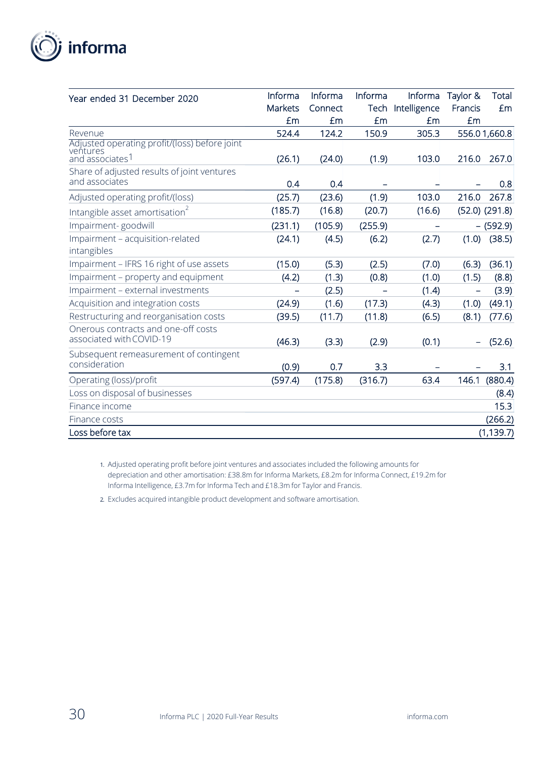| Year ended 31 December 2020 | Informa Markets £m | Informa Connect £m | Informa Tech £m | Informa Intelligence £m | Taylor & Francis £m | Total £m |
|---|---|---|---|---|---|---|
| Revenue | 524.4 | 124.2 | 150.9 | 305.3 | 556.0 | 1,660.8 |
| Adjusted operating profit/(loss) before joint ventures and associates[1] | (26.1) | (24.0) | (1.9) | 103.0 | 216.0 | 267.0 |
| Share of adjusted results of joint ventures and associates | 0.4 | 0.4 | – | – | – | 0.8 |
| Adjusted operating profit/(loss) | (25.7) | (23.6) | (1.9) | 103.0 | 216.0 | 267.8 |
| Intangible asset amortisation[2] | (185.7) | (16.8) | (20.7) | (16.6) | (52.0) | (291.8) |
| Impairment- goodwill | (231.1) | (105.9) | (255.9) | – | – | (592.9) |
| Impairment – acquisition-related intangibles | (24.1) | (4.5) | (6.2) | (2.7) | (1.0) | (38.5) |
| Impairment – IFRS 16 right of use assets | (15.0) | (5.3) | (2.5) | (7.0) | (6.3) | (36.1) |
| Impairment – property and equipment | (4.2) | (1.3) | (0.8) | (1.0) | (1.5) | (8.8) |
| Impairment – external investments | – | (2.5) | – | (1.4) | – | (3.9) |
| Acquisition and integration costs | (24.9) | (1.6) | (17.3) | (4.3) | (1.0) | (49.1) |
| Restructuring and reorganisation costs | (39.5) | (11.7) | (11.8) | (6.5) | (8.1) | (77.6) |
| Onerous contracts and one-off costs associated with COVID-19 | (46.3) | (3.3) | (2.9) | (0.1) | – | (52.6) |
| Subsequent remeasurement of contingent consideration | (0.9) | 0.7 | 3.3 | – | – | 3.1 |
| Operating (loss)/profit | (597.4) | (175.8) | (316.7) | 63.4 | 146.1 | (880.4) |
| Loss on disposal of businesses | | | | | | (8.4) |
| Finance income | | | | | | 15.3 |
| Finance costs | | | | | | (266.2) |
| Loss before tax | | | | | | (1,139.7) |

1. Adjusted operating profit before joint ventures and associates included the following amounts for depreciation and other amortisation: £38.8m for Informa Markets, £8.2m for Informa Connect, £19.2m for Informa Intelligence, £3.7m for Informa Tech and £18.3m for Taylor and Francis.
2. Excludes acquired intangible product development and software amortisation.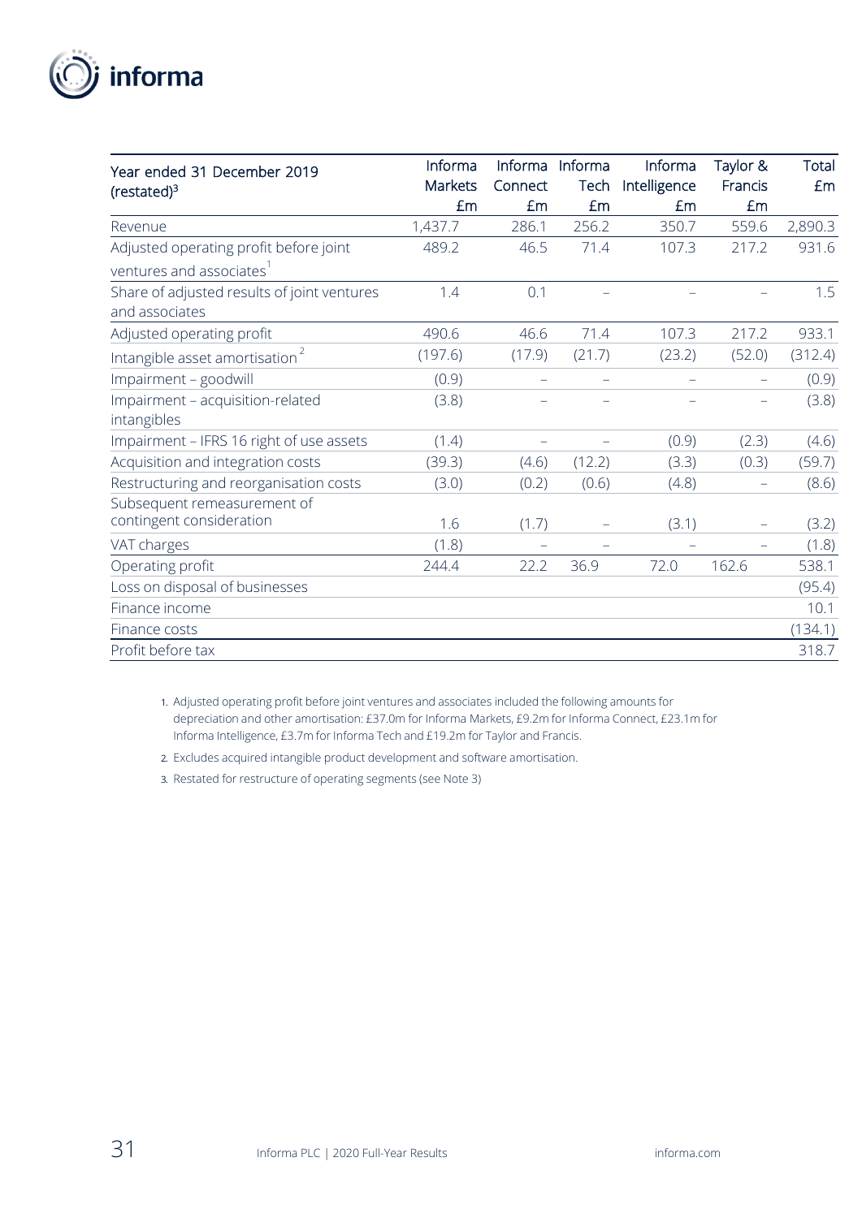| Year ended 31 December 2019 (restated)[3] | Informa Markets £m | Informa Connect £m | Informa Tech £m | Informa Intelligence £m | Taylor & Francis £m | Total £m |
|---|---|---|---|---|---|---|
| Revenue | 1,437.7 | 286.1 | 256.2 | 350.7 | 559.6 | 2,890.3 |
| Adjusted operating profit before joint ventures and associates[1] | 489.2 | 46.5 | 71.4 | 107.3 | 217.2 | 931.6 |
| Share of adjusted results of joint ventures and associates | 1.4 | 0.1 | – | – | – | 1.5 |
| Adjusted operating profit | 490.6 | 46.6 | 71.4 | 107.3 | 217.2 | 933.1 |
| Intangible asset amortisation[2] | (197.6) | (17.9) | (21.7) | (23.2) | (52.0) | (312.4) |
| Impairment – goodwill | (0.9) | – | – | – | – | (0.9) |
| Impairment – acquisition-related intangibles | (3.8) | – | – | – | – | (3.8) |
| Impairment – IFRS 16 right of use assets | (1.4) | – | – | (0.9) | (2.3) | (4.6) |
| Acquisition and integration costs | (39.3) | (4.6) | (12.2) | (3.3) | (0.3) | (59.7) |
| Restructuring and reorganisation costs | (3.0) | (0.2) | (0.6) | (4.8) | – | (8.6) |
| Subsequent remeasurement of contingent consideration | 1.6 | (1.7) | – | (3.1) | – | (3.2) |
| VAT charges | (1.8) | – | – | – | – | (1.8) |
| Operating profit | 244.4 | 22.2 | 36.9 | 72.0 | 162.6 | 538.1 |
| Loss on disposal of businesses | | | | | | (95.4) |
| Finance income | | | | | | 10.1 |
| Finance costs | | | | | | (134.1) |
| Profit before tax | | | | | | 318.7 |

1. Adjusted operating profit before joint ventures and associates included the following amounts for depreciation and other amortisation: £37.0m for Informa Markets, £9.2m for Informa Connect, £23.1m for Informa Intelligence, £3.7m for Informa Tech and £19.2m for Taylor and Francis.
2. Excludes acquired intangible product development and software amortisation.
3. Restated for restructure of operating segments (see Note 3)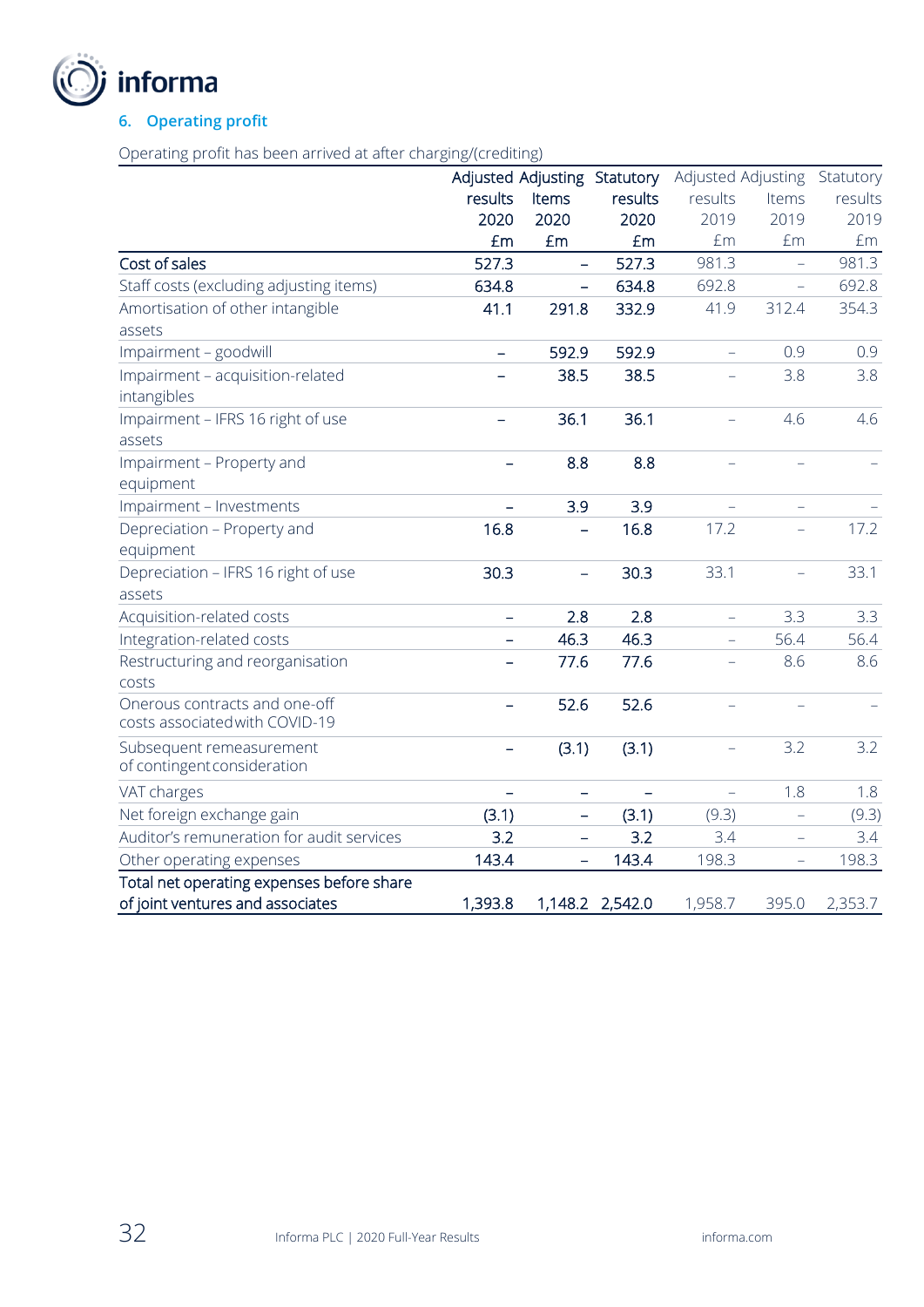## 6. Operating profit

Operating profit has been arrived at after charging/(crediting)

| | Adjusted results 2020 £m | Adjusting Items 2020 £m | Statutory results 2020 £m | Adjusted results 2019 £m | Adjusting Items 2019 £m | Statutory results 2019 £m |
|---|---|---|---|---|---|---|
| Cost of sales | 527.3 | – | 527.3 | 981.3 | – | 981.3 |
| Staff costs (excluding adjusting items) | 634.8 | – | 634.8 | 692.8 | – | 692.8 |
| Amortisation of other intangible assets | 41.1 | 291.8 | 332.9 | 41.9 | 312.4 | 354.3 |
| Impairment – goodwill | – | 592.9 | 592.9 | – | 0.9 | 0.9 |
| Impairment – acquisition-related intangibles | – | 38.5 | 38.5 | – | 3.8 | 3.8 |
| Impairment – IFRS 16 right of use assets | – | 36.1 | 36.1 | – | 4.6 | 4.6 |
| Impairment – Property and equipment | – | 8.8 | 8.8 | – | – | – |
| Impairment – Investments | – | 3.9 | 3.9 | – | – | – |
| Depreciation – Property and equipment | 16.8 | – | 16.8 | 17.2 | – | 17.2 |
| Depreciation – IFRS 16 right of use assets | 30.3 | – | 30.3 | 33.1 | – | 33.1 |
| Acquisition-related costs | – | 2.8 | 2.8 | – | 3.3 | 3.3 |
| Integration-related costs | – | 46.3 | 46.3 | – | 56.4 | 56.4 |
| Restructuring and reorganisation costs | – | 77.6 | 77.6 | – | 8.6 | 8.6 |
| Onerous contracts and one-off costs associated with COVID-19 | – | 52.6 | 52.6 | – | – | – |
| Subsequent remeasurement of contingent consideration | – | (3.1) | (3.1) | – | 3.2 | 3.2 |
| VAT charges | – | – | – | – | 1.8 | 1.8 |
| Net foreign exchange gain | (3.1) | – | (3.1) | (9.3) | – | (9.3) |
| Auditor's remuneration for audit services | 3.2 | – | 3.2 | 3.4 | – | 3.4 |
| Other operating expenses | 143.4 | – | 143.4 | 198.3 | – | 198.3 |
| Total net operating expenses before share of joint ventures and associates | 1,393.8 | 1,148.2 | 2,542.0 | 1,958.7 | 395.0 | 2,353.7 |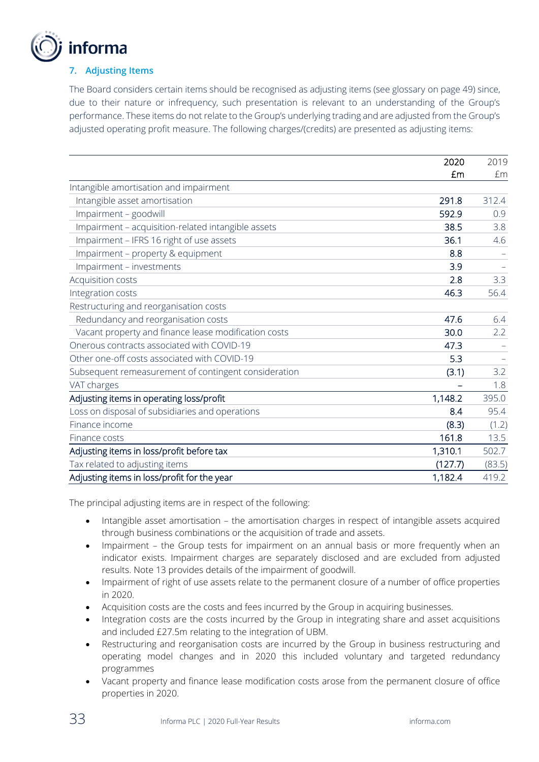## 7. Adjusting Items

The Board considers certain items should be recognised as adjusting items (see glossary on page 49) since, due to their nature or infrequency, such presentation is relevant to an understanding of the Group's performance. These items do not relate to the Group's underlying trading and are adjusted from the Group's adjusted operating profit measure. The following charges/(credits) are presented as adjusting items:

| | 2020 £m | 2019 £m |
|---|---|---|
| Intangible amortisation and impairment | | |
| Intangible asset amortisation | 291.8 | 312.4 |
| Impairment – goodwill | 592.9 | 0.9 |
| Impairment – acquisition-related intangible assets | 38.5 | 3.8 |
| Impairment – IFRS 16 right of use assets | 36.1 | 4.6 |
| Impairment – property & equipment | 8.8 | – |
| Impairment – investments | 3.9 | – |
| Acquisition costs | 2.8 | 3.3 |
| Integration costs | 46.3 | 56.4 |
| Restructuring and reorganisation costs | | |
| Redundancy and reorganisation costs | 47.6 | 6.4 |
| Vacant property and finance lease modification costs | 30.0 | 2.2 |
| Onerous contracts associated with COVID-19 | 47.3 | – |
| Other one-off costs associated with COVID-19 | 5.3 | – |
| Subsequent remeasurement of contingent consideration | (3.1) | 3.2 |
| VAT charges | – | 1.8 |
| Adjusting items in operating loss/profit | 1,148.2 | 395.0 |
| Loss on disposal of subsidiaries and operations | 8.4 | 95.4 |
| Finance income | (8.3) | (1.2) |
| Finance costs | 161.8 | 13.5 |
| Adjusting items in loss/profit before tax | 1,310.1 | 502.7 |
| Tax related to adjusting items | (127.7) | (83.5) |
| Adjusting items in loss/profit for the year | 1,182.4 | 419.2 |

The principal adjusting items are in respect of the following:

- Intangible asset amortisation – the amortisation charges in respect of intangible assets acquired through business combinations or the acquisition of trade and assets.
- Impairment – the Group tests for impairment on an annual basis or more frequently when an indicator exists. Impairment charges are separately disclosed and are excluded from adjusted results. Note 13 provides details of the impairment of goodwill.
- Impairment of right of use assets relate to the permanent closure of a number of office properties in 2020.
- Acquisition costs are the costs and fees incurred by the Group in acquiring businesses.
- Integration costs are the costs incurred by the Group in integrating share and asset acquisitions and included £27.5m relating to the integration of UBM.
- Restructuring and reorganisation costs are incurred by the Group in business restructuring and operating model changes and in 2020 this included voluntary and targeted redundancy programmes
- Vacant property and finance lease modification costs arose from the permanent closure of office properties in 2020.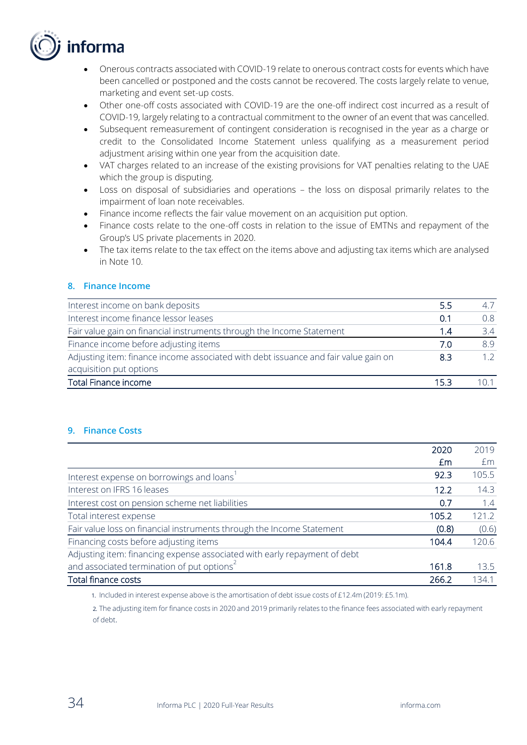- Onerous contracts associated with COVID-19 relate to onerous contract costs for events which have been cancelled or postponed and the costs cannot be recovered. The costs largely relate to venue, marketing and event set-up costs.
- Other one-off costs associated with COVID-19 are the one-off indirect cost incurred as a result of COVID-19, largely relating to a contractual commitment to the owner of an event that was cancelled.
- Subsequent remeasurement of contingent consideration is recognised in the year as a charge or credit to the Consolidated Income Statement unless qualifying as a measurement period adjustment arising within one year from the acquisition date.
- VAT charges related to an increase of the existing provisions for VAT penalties relating to the UAE which the group is disputing.
- Loss on disposal of subsidiaries and operations – the loss on disposal primarily relates to the impairment of loan note receivables.
- Finance income reflects the fair value movement on an acquisition put option.
- Finance costs relate to the one-off costs in relation to the issue of EMTNs and repayment of the Group's US private placements in 2020.
- The tax items relate to the tax effect on the items above and adjusting tax items which are analysed in Note 10.

## 8. Finance Income

| | | |
|---|---|---|
| Interest income on bank deposits | 5.5 | 4.7 |
| Interest income finance lessor leases | 0.1 | 0.8 |
| Fair value gain on financial instruments through the Income Statement | 1.4 | 3.4 |
| Finance income before adjusting items | 7.0 | 8.9 |
| Adjusting item: finance income associated with debt issuance and fair value gain on acquisition put options | 8.3 | 1.2 |
| Total Finance income | 15.3 | 10.1 |

## 9. Finance Costs

| | 2020 £m | 2019 £m |
|---|---|---|
| Interest expense on borrowings and loans[1] | 92.3 | 105.5 |
| Interest on IFRS 16 leases | 12.2 | 14.3 |
| Interest cost on pension scheme net liabilities | 0.7 | 1.4 |
| Total interest expense | 105.2 | 121.2 |
| Fair value loss on financial instruments through the Income Statement | (0.8) | (0.6) |
| Financing costs before adjusting items | 104.4 | 120.6 |
| Adjusting item: financing expense associated with early repayment of debt and associated termination of put options[2] | 161.8 | 13.5 |
| Total finance costs | 266.2 | 134.1 |

1. Included in interest expense above is the amortisation of debt issue costs of £12.4m (2019: £5.1m).

2. The adjusting item for finance costs in 2020 and 2019 primarily relates to the finance fees associated with early repayment of debt.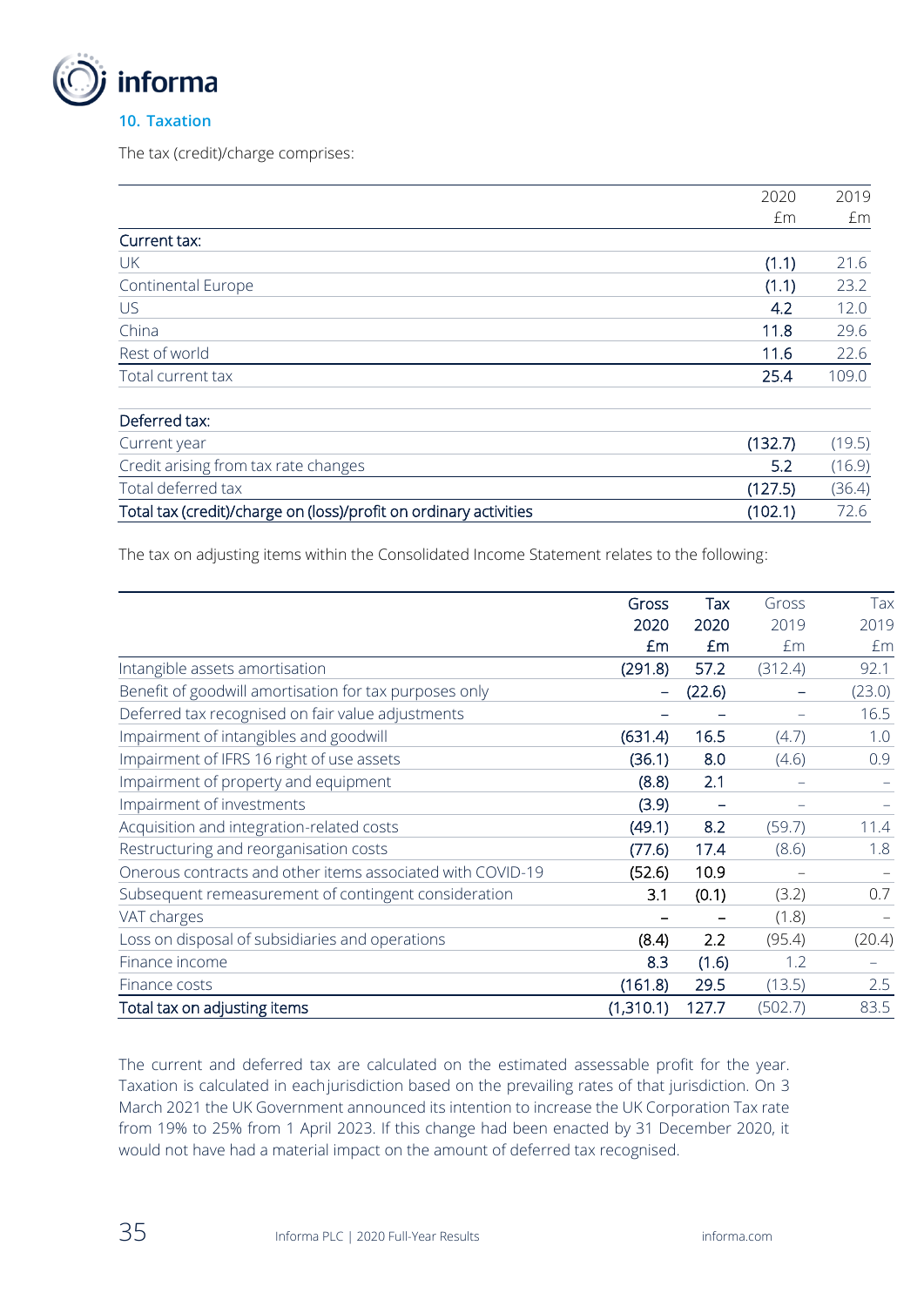## 10. Taxation

The tax (credit)/charge comprises:

| | 2020 £m | 2019 £m |
|---|---|---|
| **Current tax:** | | |
| UK | (1.1) | 21.6 |
| Continental Europe | (1.1) | 23.2 |
| US | 4.2 | 12.0 |
| China | 11.8 | 29.6 |
| Rest of world | 11.6 | 22.6 |
| Total current tax | 25.4 | 109.0 |
| **Deferred tax:** | | |
| Current year | (132.7) | (19.5) |
| Credit arising from tax rate changes | 5.2 | (16.9) |
| Total deferred tax | (127.5) | (36.4) |
| Total tax (credit)/charge on (loss)/profit on ordinary activities | (102.1) | 72.6 |

The tax on adjusting items within the Consolidated Income Statement relates to the following:

| | Gross 2020 £m | Tax 2020 £m | Gross 2019 £m | Tax 2019 £m |
|---|---|---|---|---|
| Intangible assets amortisation | (291.8) | 57.2 | (312.4) | 92.1 |
| Benefit of goodwill amortisation for tax purposes only | – | (22.6) | – | (23.0) |
| Deferred tax recognised on fair value adjustments | – | – | – | 16.5 |
| Impairment of intangibles and goodwill | (631.4) | 16.5 | (4.7) | 1.0 |
| Impairment of IFRS 16 right of use assets | (36.1) | 8.0 | (4.6) | 0.9 |
| Impairment of property and equipment | (8.8) | 2.1 | – | – |
| Impairment of investments | (3.9) | – | – | – |
| Acquisition and integration-related costs | (49.1) | 8.2 | (59.7) | 11.4 |
| Restructuring and reorganisation costs | (77.6) | 17.4 | (8.6) | 1.8 |
| Onerous contracts and other items associated with COVID-19 | (52.6) | 10.9 | – | – |
| Subsequent remeasurement of contingent consideration | 3.1 | (0.1) | (3.2) | 0.7 |
| VAT charges | – | – | (1.8) | – |
| Loss on disposal of subsidiaries and operations | (8.4) | 2.2 | (95.4) | (20.4) |
| Finance income | 8.3 | (1.6) | 1.2 | – |
| Finance costs | (161.8) | 29.5 | (13.5) | 2.5 |
| Total tax on adjusting items | (1,310.1) | 127.7 | (502.7) | 83.5 |

The current and deferred tax are calculated on the estimated assessable profit for the year. Taxation is calculated in each jurisdiction based on the prevailing rates of that jurisdiction. On 3 March 2021 the UK Government announced its intention to increase the UK Corporation Tax rate from 19% to 25% from 1 April 2023. If this change had been enacted by 31 December 2020, it would not have had a material impact on the amount of deferred tax recognised.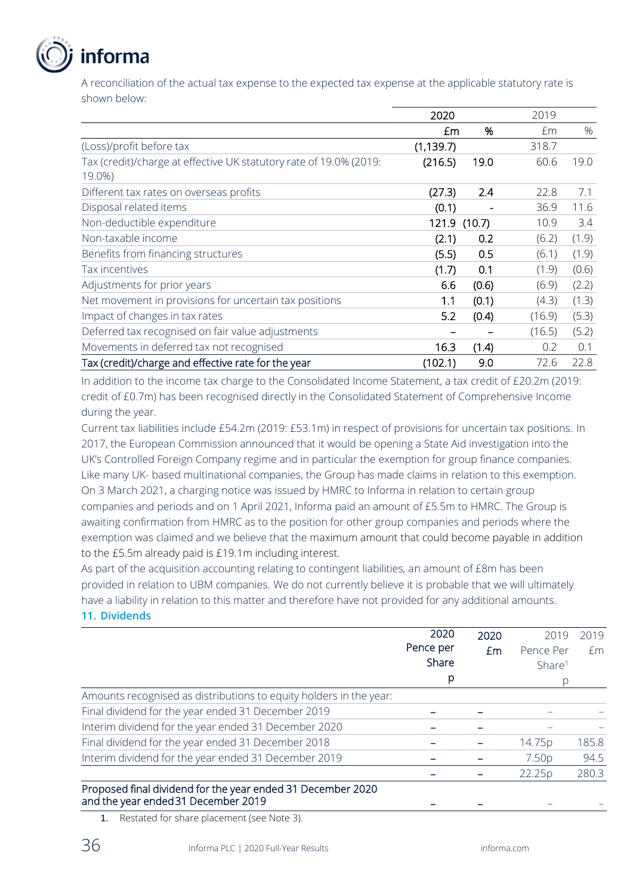A reconciliation of the actual tax expense to the expected tax expense at the applicable statutory rate is shown below:

| | 2020 | | 2019 | |
|---|---|---|---|---|
| | £m | % | £m | % |
| (Loss)/profit before tax | (1,139.7) | | 318.7 | |
| Tax (credit)/charge at effective UK statutory rate of 19.0% (2019: 19.0%) | (216.5) | 19.0 | 60.6 | 19.0 |
| Different tax rates on overseas profits | (27.3) | 2.4 | 22.8 | 7.1 |
| Disposal related items | (0.1) | - | 36.9 | 11.6 |
| Non-deductible expenditure | 121.9 | (10.7) | 10.9 | 3.4 |
| Non-taxable income | (2.1) | 0.2 | (6.2) | (1.9) |
| Benefits from financing structures | (5.5) | 0.5 | (6.1) | (1.9) |
| Tax incentives | (1.7) | 0.1 | (1.9) | (0.6) |
| Adjustments for prior years | 6.6 | (0.6) | (6.9) | (2.2) |
| Net movement in provisions for uncertain tax positions | 1.1 | (0.1) | (4.3) | (1.3) |
| Impact of changes in tax rates | 5.2 | (0.4) | (16.9) | (5.3) |
| Deferred tax recognised on fair value adjustments | – | – | (16.5) | (5.2) |
| Movements in deferred tax not recognised | 16.3 | (1.4) | 0.2 | 0.1 |
| Tax (credit)/charge and effective rate for the year | (102.1) | 9.0 | 72.6 | 22.8 |

In addition to the income tax charge to the Consolidated Income Statement, a tax credit of £20.2m (2019: credit of £0.7m) has been recognised directly in the Consolidated Statement of Comprehensive Income during the year.

Current tax liabilities include £54.2m (2019: £53.1m) in respect of provisions for uncertain tax positions. In 2017, the European Commission announced that it would be opening a State Aid investigation into the UK's Controlled Foreign Company regime and in particular the exemption for group finance companies. Like many UK- based multinational companies, the Group has made claims in relation to this exemption. On 3 March 2021, a charging notice was issued by HMRC to Informa in relation to certain group companies and periods and on 1 April 2021, Informa paid an amount of £5.5m to HMRC. The Group is awaiting confirmation from HMRC as to the position for other group companies and periods where the exemption was claimed and we believe that the maximum amount that could become payable in addition to the £5.5m already paid is £19.1m including interest.

As part of the acquisition accounting relating to contingent liabilities, an amount of £8m has been provided in relation to UBM companies. We do not currently believe it is probable that we will ultimately have a liability in relation to this matter and therefore have not provided for any additional amounts.

## 11. Dividends

| | 2020 Pence per Share p | 2020 £m | 2019 Pence Per Share[1] p | 2019 £m |
|---|---|---|---|---|
| Amounts recognised as distributions to equity holders in the year: | | | | |
| Final dividend for the year ended 31 December 2019 | – | – | – | – |
| Interim dividend for the year ended 31 December 2020 | – | – | – | – |
| Final dividend for the year ended 31 December 2018 | – | – | 14.75p | 185.8 |
| Interim dividend for the year ended 31 December 2019 | – | – | 7.50p | 94.5 |
| | – | – | 22.25p | 280.3 |
| Proposed final dividend for the year ended 31 December 2020 and the year ended 31 December 2019 | – | – | – | – |

1. Restated for share placement (see Note 3).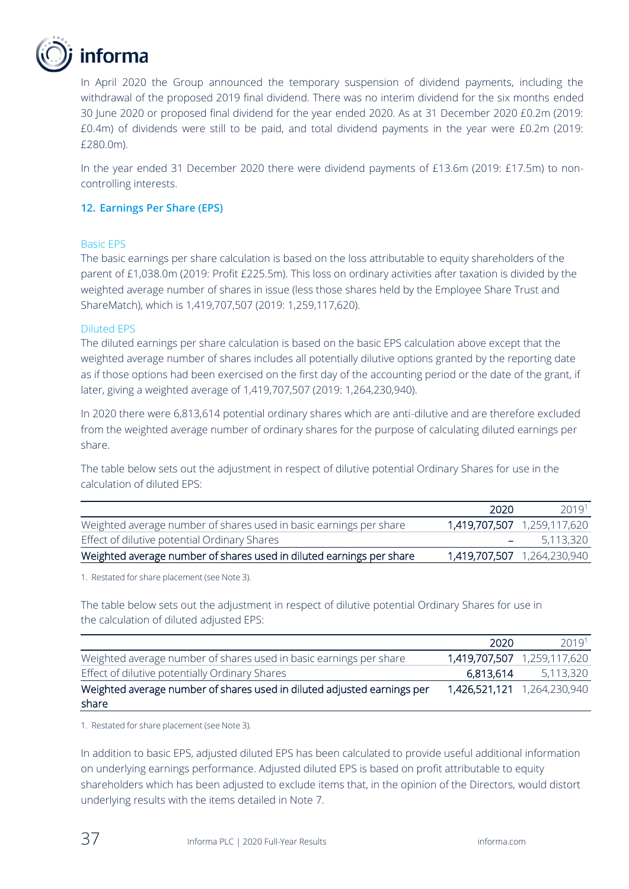In April 2020 the Group announced the temporary suspension of dividend payments, including the withdrawal of the proposed 2019 final dividend. There was no interim dividend for the six months ended 30 June 2020 or proposed final dividend for the year ended 2020. As at 31 December 2020 £0.2m (2019: £0.4m) of dividends were still to be paid, and total dividend payments in the year were £0.2m (2019: £280.0m).

In the year ended 31 December 2020 there were dividend payments of £13.6m (2019: £17.5m) to non-controlling interests.

## 12. Earnings Per Share (EPS)

### Basic EPS

The basic earnings per share calculation is based on the loss attributable to equity shareholders of the parent of £1,038.0m (2019: Profit £225.5m). This loss on ordinary activities after taxation is divided by the weighted average number of shares in issue (less those shares held by the Employee Share Trust and ShareMatch), which is 1,419,707,507 (2019: 1,259,117,620).

### Diluted EPS

The diluted earnings per share calculation is based on the basic EPS calculation above except that the weighted average number of shares includes all potentially dilutive options granted by the reporting date as if those options had been exercised on the first day of the accounting period or the date of the grant, if later, giving a weighted average of 1,419,707,507 (2019: 1,264,230,940).

In 2020 there were 6,813,614 potential ordinary shares which are anti-dilutive and are therefore excluded from the weighted average number of ordinary shares for the purpose of calculating diluted earnings per share.

The table below sets out the adjustment in respect of dilutive potential Ordinary Shares for use in the calculation of diluted EPS:

| | 2020 | 2019[1] |
|---|---|---|
| Weighted average number of shares used in basic earnings per share | **1,419,707,507** | 1,259,117,620 |
| Effect of dilutive potential Ordinary Shares | **–** | 5,113,320 |
| **Weighted average number of shares used in diluted earnings per share** | **1,419,707,507** | 1,264,230,940 |

1. Restated for share placement (see Note 3).

The table below sets out the adjustment in respect of dilutive potential Ordinary Shares for use in the calculation of diluted adjusted EPS:

| | 2020 | 2019[1] |
|---|---|---|
| Weighted average number of shares used in basic earnings per share | **1,419,707,507** | 1,259,117,620 |
| Effect of dilutive potentially Ordinary Shares | **6,813,614** | 5,113,320 |
| **Weighted average number of shares used in diluted adjusted earnings per share** | **1,426,521,121** | 1,264,230,940 |

1. Restated for share placement (see Note 3).

In addition to basic EPS, adjusted diluted EPS has been calculated to provide useful additional information on underlying earnings performance. Adjusted diluted EPS is based on profit attributable to equity shareholders which has been adjusted to exclude items that, in the opinion of the Directors, would distort underlying results with the items detailed in Note 7.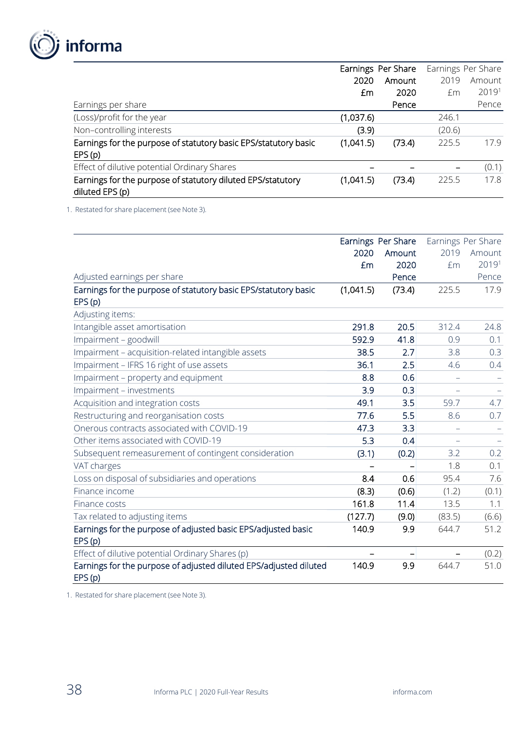| Earnings per share | Earnings 2020 £m | Per Share Amount 2020 Pence | Earnings 2019 £m | Per Share Amount 2019[1] Pence |
|---|---|---|---|---|
| (Loss)/profit for the year | (1,037.6) | | 246.1 | |
| Non–controlling interests | (3.9) | | (20.6) | |
| **Earnings for the purpose of statutory basic EPS/statutory basic EPS (p)** | (1,041.5) | (73.4) | 225.5 | 17.9 |
| Effect of dilutive potential Ordinary Shares | – | – | – | (0.1) |
| **Earnings for the purpose of statutory diluted EPS/statutory diluted EPS (p)** | (1,041.5) | (73.4) | 225.5 | 17.8 |

1. Restated for share placement (see Note 3).

| Adjusted earnings per share | Earnings 2020 £m | Per Share Amount 2020 Pence | Earnings 2019 £m | Per Share Amount 2019[1] Pence |
|---|---|---|---|---|
| **Earnings for the purpose of statutory basic EPS/statutory basic EPS (p)** | (1,041.5) | (73.4) | 225.5 | 17.9 |
| Adjusting items: | | | | |
| Intangible asset amortisation | 291.8 | 20.5 | 312.4 | 24.8 |
| Impairment – goodwill | 592.9 | 41.8 | 0.9 | 0.1 |
| Impairment – acquisition-related intangible assets | 38.5 | 2.7 | 3.8 | 0.3 |
| Impairment – IFRS 16 right of use assets | 36.1 | 2.5 | 4.6 | 0.4 |
| Impairment – property and equipment | 8.8 | 0.6 | – | – |
| Impairment – investments | 3.9 | 0.3 | – | – |
| Acquisition and integration costs | 49.1 | 3.5 | 59.7 | 4.7 |
| Restructuring and reorganisation costs | 77.6 | 5.5 | 8.6 | 0.7 |
| Onerous contracts associated with COVID-19 | 47.3 | 3.3 | – | – |
| Other items associated with COVID-19 | 5.3 | 0.4 | – | – |
| Subsequent remeasurement of contingent consideration | (3.1) | (0.2) | 3.2 | 0.2 |
| VAT charges | – | – | 1.8 | 0.1 |
| Loss on disposal of subsidiaries and operations | 8.4 | 0.6 | 95.4 | 7.6 |
| Finance income | (8.3) | (0.6) | (1.2) | (0.1) |
| Finance costs | 161.8 | 11.4 | 13.5 | 1.1 |
| Tax related to adjusting items | (127.7) | (9.0) | (83.5) | (6.6) |
| **Earnings for the purpose of adjusted basic EPS/adjusted basic EPS (p)** | 140.9 | 9.9 | 644.7 | 51.2 |
| Effect of dilutive potential Ordinary Shares (p) | – | – | – | (0.2) |
| **Earnings for the purpose of adjusted diluted EPS/adjusted diluted EPS (p)** | 140.9 | 9.9 | 644.7 | 51.0 |

1. Restated for share placement (see Note 3).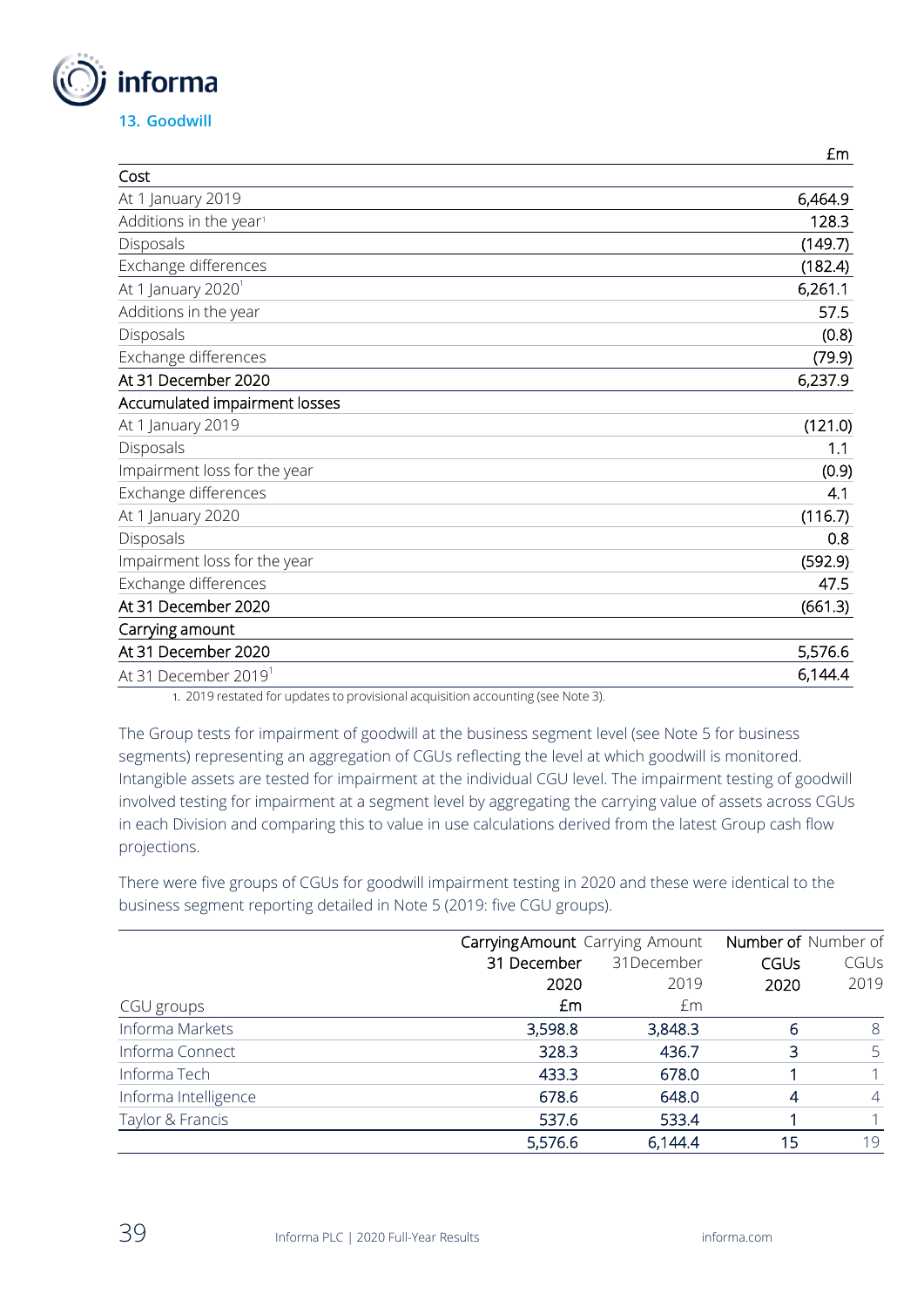## 13. Goodwill

| | £m |
|---|---|
| **Cost** | |
| At 1 January 2019 | 6,464.9 |
| Additions in the year[1] | 128.3 |
| Disposals | (149.7) |
| Exchange differences | (182.4) |
| At 1 January 2020[1] | 6,261.1 |
| Additions in the year | 57.5 |
| Disposals | (0.8) |
| Exchange differences | (79.9) |
| **At 31 December 2020** | 6,237.9 |
| **Accumulated impairment losses** | |
| At 1 January 2019 | (121.0) |
| Disposals | 1.1 |
| Impairment loss for the year | (0.9) |
| Exchange differences | 4.1 |
| At 1 January 2020 | (116.7) |
| Disposals | 0.8 |
| Impairment loss for the year | (592.9) |
| Exchange differences | 47.5 |
| **At 31 December 2020** | (661.3) |
| **Carrying amount** | |
| **At 31 December 2020** | 5,576.6 |
| At 31 December 2019[1] | 6,144.4 |

1. 2019 restated for updates to provisional acquisition accounting (see Note 3).

The Group tests for impairment of goodwill at the business segment level (see Note 5 for business segments) representing an aggregation of CGUs reflecting the level at which goodwill is monitored. Intangible assets are tested for impairment at the individual CGU level. The impairment testing of goodwill involved testing for impairment at a segment level by aggregating the carrying value of assets across CGUs in each Division and comparing this to value in use calculations derived from the latest Group cash flow projections.

There were five groups of CGUs for goodwill impairment testing in 2020 and these were identical to the business segment reporting detailed in Note 5 (2019: five CGU groups).

| CGU groups | Carrying Amount 31 December 2020 £m | Carrying Amount 31 December 2019 £m | Number of CGUs 2020 | Number of CGUs 2019 |
|---|---|---|---|---|
| Informa Markets | 3,598.8 | 3,848.3 | 6 | 8 |
| Informa Connect | 328.3 | 436.7 | 3 | 5 |
| Informa Tech | 433.3 | 678.0 | 1 | 1 |
| Informa Intelligence | 678.6 | 648.0 | 4 | 4 |
| Taylor & Francis | 537.6 | 533.4 | 1 | 1 |
| | 5,576.6 | 6,144.4 | 15 | 19 |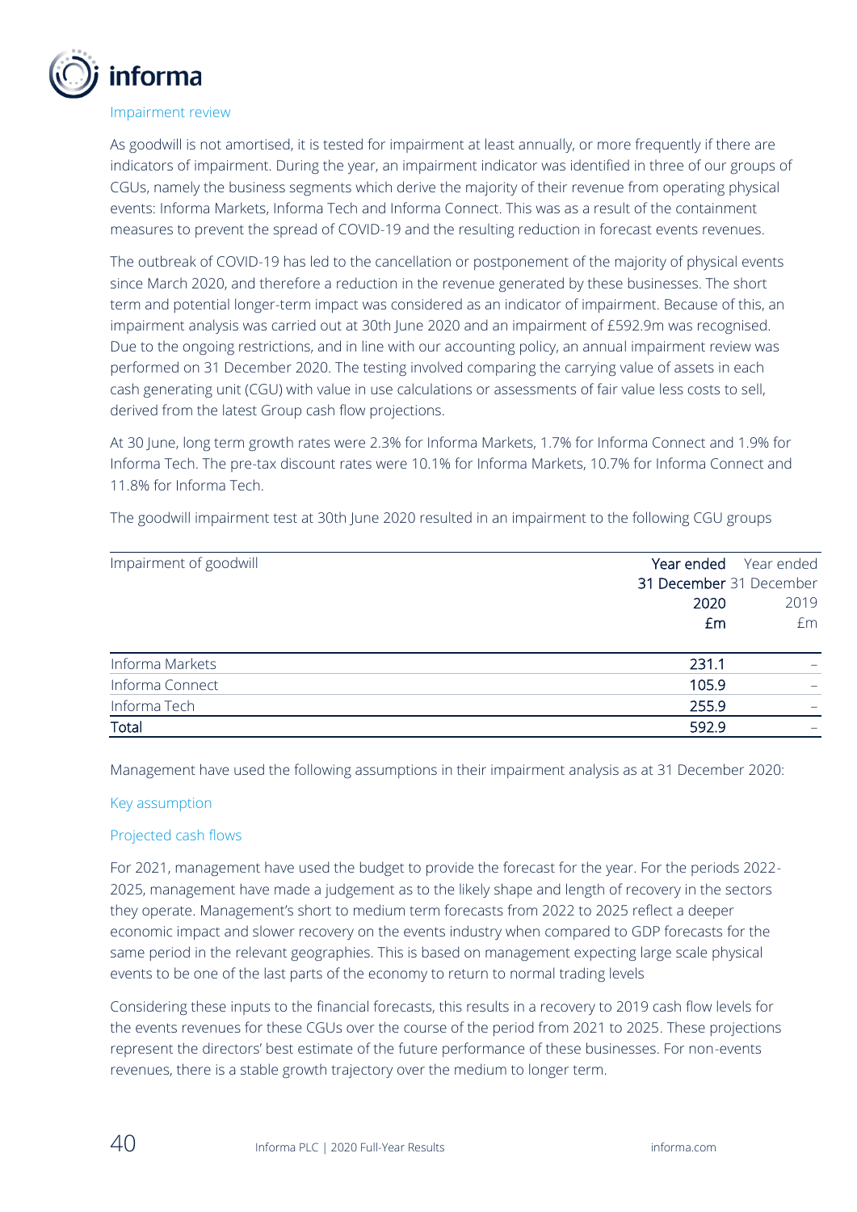### Impairment review

As goodwill is not amortised, it is tested for impairment at least annually, or more frequently if there are indicators of impairment. During the year, an impairment indicator was identified in three of our groups of CGUs, namely the business segments which derive the majority of their revenue from operating physical events: Informa Markets, Informa Tech and Informa Connect. This was as a result of the containment measures to prevent the spread of COVID-19 and the resulting reduction in forecast events revenues.

The outbreak of COVID-19 has led to the cancellation or postponement of the majority of physical events since March 2020, and therefore a reduction in the revenue generated by these businesses. The short term and potential longer-term impact was considered as an indicator of impairment. Because of this, an impairment analysis was carried out at 30th June 2020 and an impairment of £592.9m was recognised. Due to the ongoing restrictions, and in line with our accounting policy, an annual impairment review was performed on 31 December 2020. The testing involved comparing the carrying value of assets in each cash generating unit (CGU) with value in use calculations or assessments of fair value less costs to sell, derived from the latest Group cash flow projections.

At 30 June, long term growth rates were 2.3% for Informa Markets, 1.7% for Informa Connect and 1.9% for Informa Tech. The pre-tax discount rates were 10.1% for Informa Markets, 10.7% for Informa Connect and 11.8% for Informa Tech.

The goodwill impairment test at 30th June 2020 resulted in an impairment to the following CGU groups

| Impairment of goodwill | **Year ended 31 December 2020 £m** | Year ended 31 December 2019 £m |
|---|---|---|
| Informa Markets | 231.1 | – |
| Informa Connect | 105.9 | – |
| Informa Tech | 255.9 | – |
| **Total** | 592.9 | – |

Management have used the following assumptions in their impairment analysis as at 31 December 2020:

#### Key assumption

#### Projected cash flows

For 2021, management have used the budget to provide the forecast for the year. For the periods 2022-2025, management have made a judgement as to the likely shape and length of recovery in the sectors they operate. Management's short to medium term forecasts from 2022 to 2025 reflect a deeper economic impact and slower recovery on the events industry when compared to GDP forecasts for the same period in the relevant geographies. This is based on management expecting large scale physical events to be one of the last parts of the economy to return to normal trading levels

Considering these inputs to the financial forecasts, this results in a recovery to 2019 cash flow levels for the events revenues for these CGUs over the course of the period from 2021 to 2025. These projections represent the directors' best estimate of the future performance of these businesses. For non-events revenues, there is a stable growth trajectory over the medium to longer term.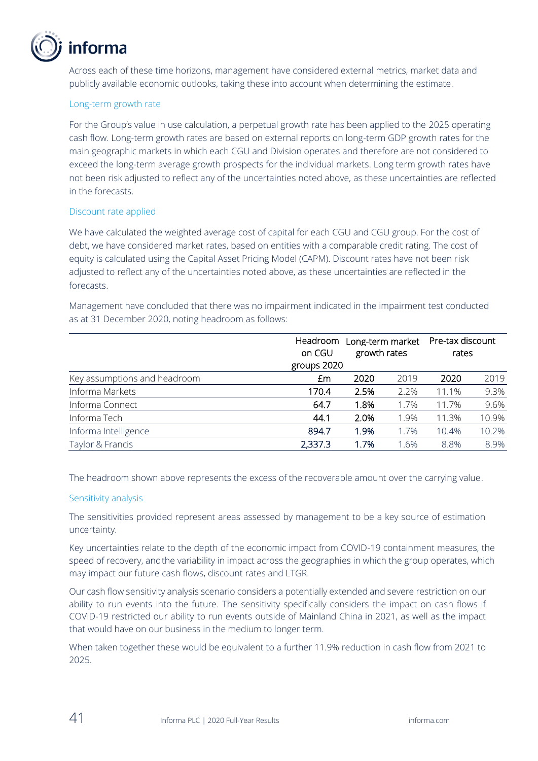Across each of these time horizons, management have considered external metrics, market data and publicly available economic outlooks, taking these into account when determining the estimate.

### Long-term growth rate

For the Group's value in use calculation, a perpetual growth rate has been applied to the 2025 operating cash flow. Long-term growth rates are based on external reports on long-term GDP growth rates for the main geographic markets in which each CGU and Division operates and therefore are not considered to exceed the long-term average growth prospects for the individual markets. Long term growth rates have not been risk adjusted to reflect any of the uncertainties noted above, as these uncertainties are reflected in the forecasts.

### Discount rate applied

We have calculated the weighted average cost of capital for each CGU and CGU group. For the cost of debt, we have considered market rates, based on entities with a comparable credit rating. The cost of equity is calculated using the Capital Asset Pricing Model (CAPM). Discount rates have not been risk adjusted to reflect any of the uncertainties noted above, as these uncertainties are reflected in the forecasts.

Management have concluded that there was no impairment indicated in the impairment test conducted as at 31 December 2020, noting headroom as follows:

| | Headroom on CGU groups 2020 | Long-term market growth rates | | Pre-tax discount rates | |
|---|---|---|---|---|---|
| Key assumptions and headroom | £m | 2020 | 2019 | 2020 | 2019 |
| Informa Markets | 170.4 | 2.5% | 2.2% | 11.1% | 9.3% |
| Informa Connect | 64.7 | 1.8% | 1.7% | 11.7% | 9.6% |
| Informa Tech | 44.1 | 2.0% | 1.9% | 11.3% | 10.9% |
| Informa Intelligence | 894.7 | 1.9% | 1.7% | 10.4% | 10.2% |
| Taylor & Francis | 2,337.3 | 1.7% | 1.6% | 8.8% | 8.9% |

The headroom shown above represents the excess of the recoverable amount over the carrying value.

### Sensitivity analysis

The sensitivities provided represent areas assessed by management to be a key source of estimation uncertainty.

Key uncertainties relate to the depth of the economic impact from COVID-19 containment measures, the speed of recovery, andthe variability in impact across the geographies in which the group operates, which may impact our future cash flows, discount rates and LTGR.

Our cash flow sensitivity analysis scenario considers a potentially extended and severe restriction on our ability to run events into the future. The sensitivity specifically considers the impact on cash flows if COVID-19 restricted our ability to run events outside of Mainland China in 2021, as well as the impact that would have on our business in the medium to longer term.

When taken together these would be equivalent to a further 11.9% reduction in cash flow from 2021 to 2025.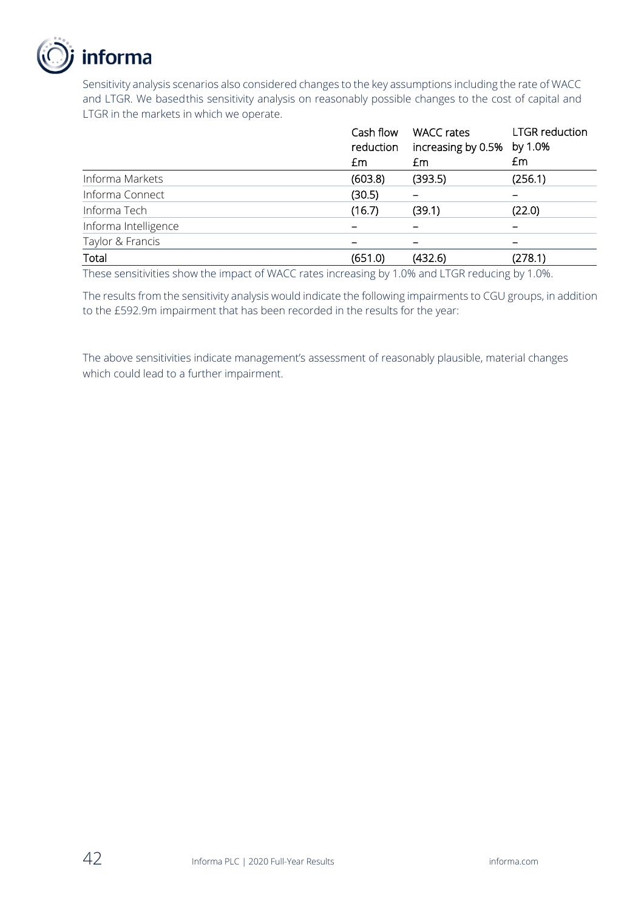Sensitivity analysis scenarios also considered changes to the key assumptions including the rate of WACC and LTGR. We based this sensitivity analysis on reasonably possible changes to the cost of capital and LTGR in the markets in which we operate.

| | Cash flow reduction £m | WACC rates increasing by 0.5% £m | LTGR reduction by 1.0% £m |
|---|---|---|---|
| Informa Markets | (603.8) | (393.5) | (256.1) |
| Informa Connect | (30.5) | – | – |
| Informa Tech | (16.7) | (39.1) | (22.0) |
| Informa Intelligence | – | – | – |
| Taylor & Francis | – | – | – |
| Total | (651.0) | (432.6) | (278.1) |

These sensitivities show the impact of WACC rates increasing by 1.0% and LTGR reducing by 1.0%.

The results from the sensitivity analysis would indicate the following impairments to CGU groups, in addition to the £592.9m impairment that has been recorded in the results for the year:

The above sensitivities indicate management's assessment of reasonably plausible, material changes which could lead to a further impairment.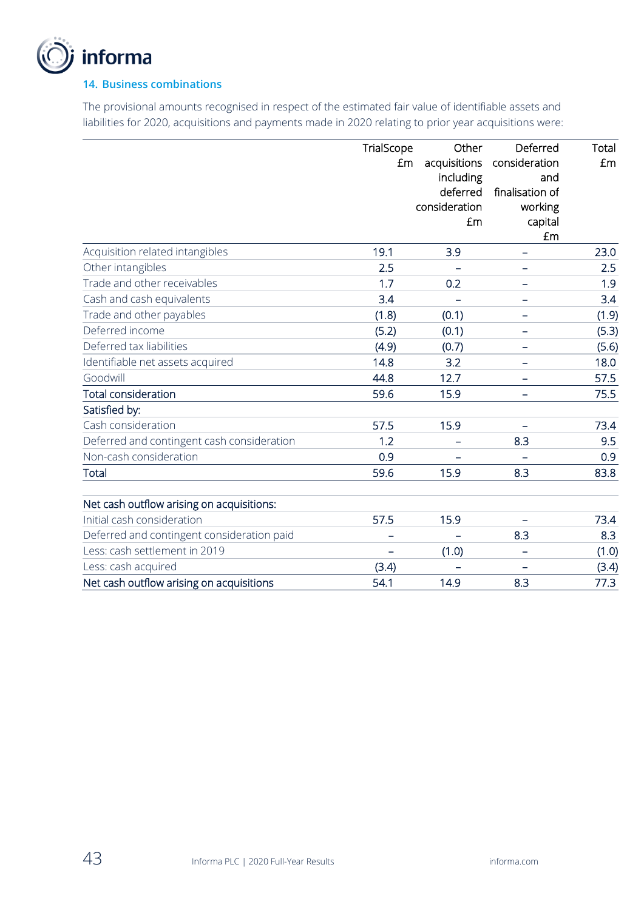## 14. Business combinations

The provisional amounts recognised in respect of the estimated fair value of identifiable assets and liabilities for 2020, acquisitions and payments made in 2020 relating to prior year acquisitions were:

| | TrialScope £m | Other acquisitions including deferred consideration £m | Deferred consideration and finalisation of working capital £m | Total £m |
|---|---|---|---|---|
| Acquisition related intangibles | 19.1 | 3.9 | – | 23.0 |
| Other intangibles | 2.5 | – | – | 2.5 |
| Trade and other receivables | 1.7 | 0.2 | – | 1.9 |
| Cash and cash equivalents | 3.4 | – | – | 3.4 |
| Trade and other payables | (1.8) | (0.1) | – | (1.9) |
| Deferred income | (5.2) | (0.1) | – | (5.3) |
| Deferred tax liabilities | (4.9) | (0.7) | – | (5.6) |
| Identifiable net assets acquired | 14.8 | 3.2 | – | 18.0 |
| Goodwill | 44.8 | 12.7 | – | 57.5 |
| Total consideration | 59.6 | 15.9 | – | 75.5 |
| Satisfied by: | | | | |
| Cash consideration | 57.5 | 15.9 | – | 73.4 |
| Deferred and contingent cash consideration | 1.2 | – | 8.3 | 9.5 |
| Non-cash consideration | 0.9 | – | – | 0.9 |
| Total | 59.6 | 15.9 | 8.3 | 83.8 |
| | | | | |
| Net cash outflow arising on acquisitions: | | | | |
| Initial cash consideration | 57.5 | 15.9 | – | 73.4 |
| Deferred and contingent consideration paid | – | – | 8.3 | 8.3 |
| Less: cash settlement in 2019 | – | (1.0) | – | (1.0) |
| Less: cash acquired | (3.4) | – | – | (3.4) |
| Net cash outflow arising on acquisitions | 54.1 | 14.9 | 8.3 | 77.3 |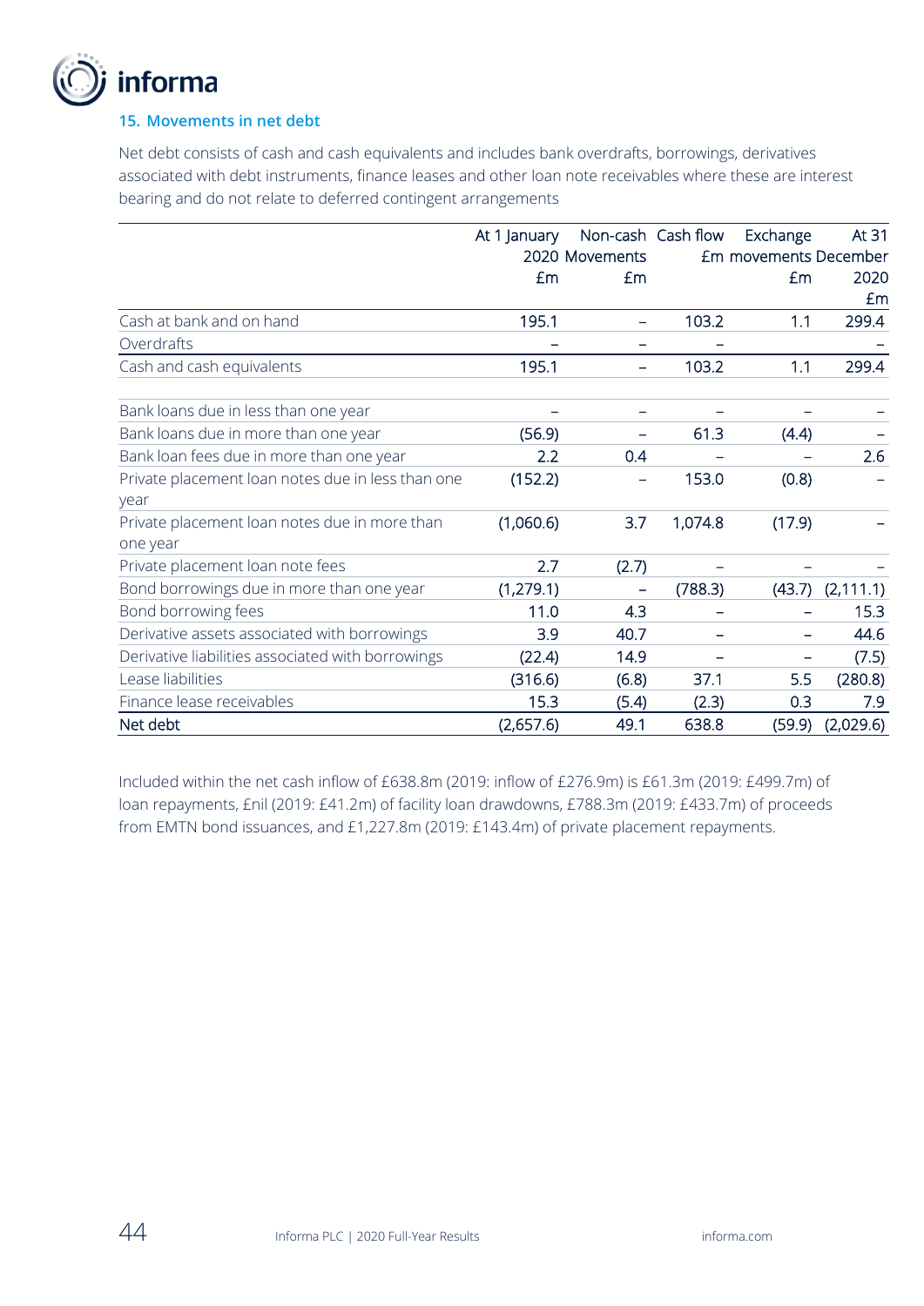## 15. Movements in net debt

Net debt consists of cash and cash equivalents and includes bank overdrafts, borrowings, derivatives associated with debt instruments, finance leases and other loan note receivables where these are interest bearing and do not relate to deferred contingent arrangements

| | At 1 January 2020 £m | Non-cash Movements £m | Cash flow £m | Exchange movements £m | At 31 December 2020 £m |
|---|---|---|---|---|---|
| Cash at bank and on hand | 195.1 | – | 103.2 | 1.1 | 299.4 |
| Overdrafts | – | – | – | | – |
| Cash and cash equivalents | 195.1 | – | 103.2 | 1.1 | 299.4 |
| | | | | | |
| Bank loans due in less than one year | – | – | – | – | – |
| Bank loans due in more than one year | (56.9) | – | 61.3 | (4.4) | – |
| Bank loan fees due in more than one year | 2.2 | 0.4 | – | – | 2.6 |
| Private placement loan notes due in less than one year | (152.2) | – | 153.0 | (0.8) | – |
| Private placement loan notes due in more than one year | (1,060.6) | 3.7 | 1,074.8 | (17.9) | – |
| Private placement loan note fees | 2.7 | (2.7) | – | – | – |
| Bond borrowings due in more than one year | (1,279.1) | – | (788.3) | (43.7) | (2,111.1) |
| Bond borrowing fees | 11.0 | 4.3 | – | – | 15.3 |
| Derivative assets associated with borrowings | 3.9 | 40.7 | – | – | 44.6 |
| Derivative liabilities associated with borrowings | (22.4) | 14.9 | – | – | (7.5) |
| Lease liabilities | (316.6) | (6.8) | 37.1 | 5.5 | (280.8) |
| Finance lease receivables | 15.3 | (5.4) | (2.3) | 0.3 | 7.9 |
| Net debt | (2,657.6) | 49.1 | 638.8 | (59.9) | (2,029.6) |

Included within the net cash inflow of £638.8m (2019: inflow of £276.9m) is £61.3m (2019: £499.7m) of loan repayments, £nil (2019: £41.2m) of facility loan drawdowns, £788.3m (2019: £433.7m) of proceeds from EMTN bond issuances, and £1,227.8m (2019: £143.4m) of private placement repayments.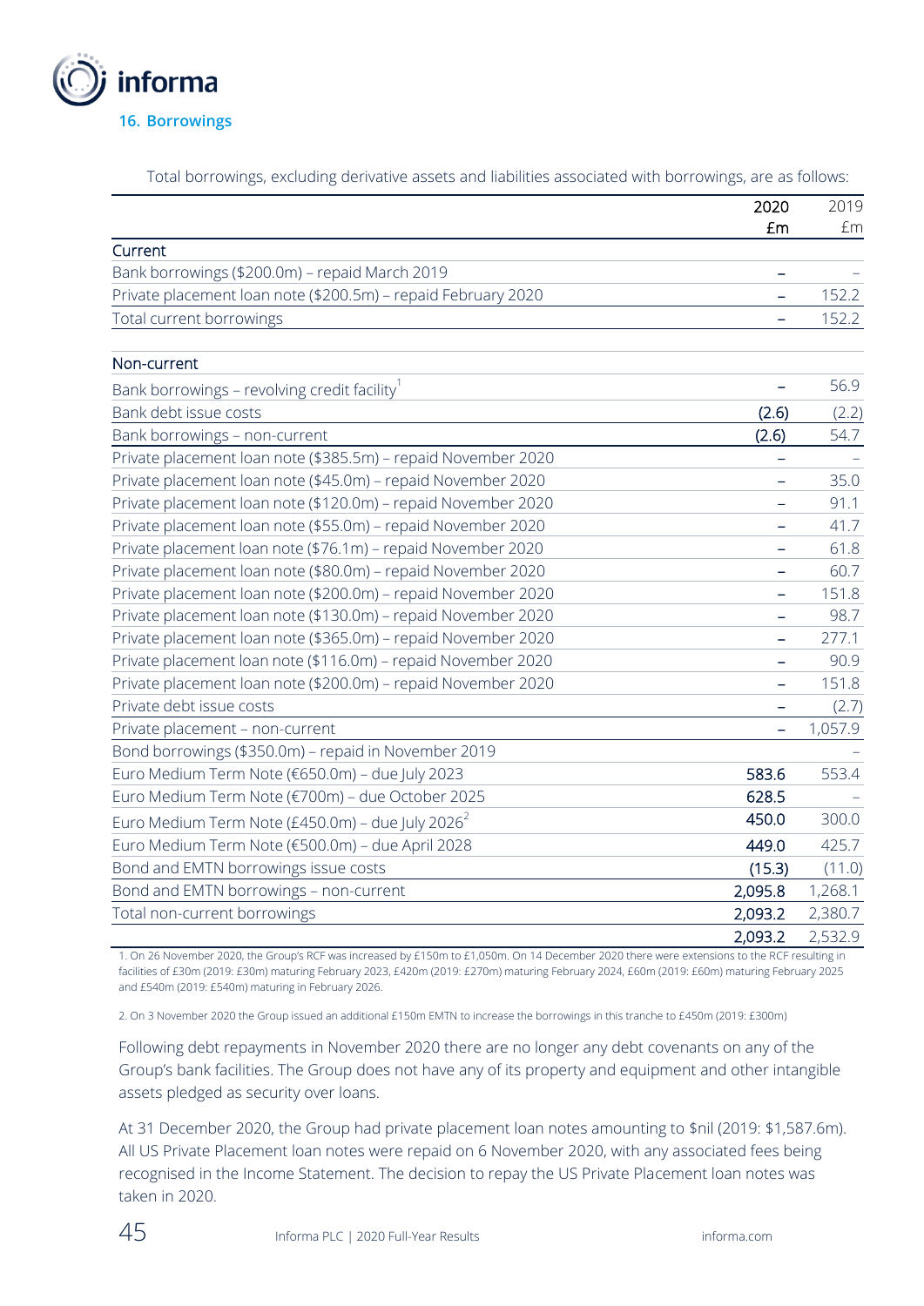## 16. Borrowings

Total borrowings, excluding derivative assets and liabilities associated with borrowings, are as follows:

| | 2020 £m | 2019 £m |
|---|---|---|
| **Current** | | |
| Bank borrowings ($200.0m) – repaid March 2019 | – | – |
| Private placement loan note ($200.5m) – repaid February 2020 | – | 152.2 |
| Total current borrowings | – | 152.2 |
| | | |
| **Non-current** | | |
| Bank borrowings – revolving credit facility[1] | – | 56.9 |
| Bank debt issue costs | (2.6) | (2.2) |
| Bank borrowings – non-current | (2.6) | 54.7 |
| Private placement loan note ($385.5m) – repaid November 2020 | – | – |
| Private placement loan note ($45.0m) – repaid November 2020 | – | 35.0 |
| Private placement loan note ($120.0m) – repaid November 2020 | – | 91.1 |
| Private placement loan note ($55.0m) – repaid November 2020 | – | 41.7 |
| Private placement loan note ($76.1m) – repaid November 2020 | – | 61.8 |
| Private placement loan note ($80.0m) – repaid November 2020 | – | 60.7 |
| Private placement loan note ($200.0m) – repaid November 2020 | – | 151.8 |
| Private placement loan note ($130.0m) – repaid November 2020 | – | 98.7 |
| Private placement loan note ($365.0m) – repaid November 2020 | – | 277.1 |
| Private placement loan note ($116.0m) – repaid November 2020 | – | 90.9 |
| Private placement loan note ($200.0m) – repaid November 2020 | – | 151.8 |
| Private debt issue costs | – | (2.7) |
| Private placement – non-current | – | 1,057.9 |
| Bond borrowings ($350.0m) – repaid in November 2019 | | – |
| Euro Medium Term Note (€650.0m) – due July 2023 | 583.6 | 553.4 |
| Euro Medium Term Note (€700m) – due October 2025 | 628.5 | – |
| Euro Medium Term Note (£450.0m) – due July 2026[2] | 450.0 | 300.0 |
| Euro Medium Term Note (€500.0m) – due April 2028 | 449.0 | 425.7 |
| Bond and EMTN borrowings issue costs | (15.3) | (11.0) |
| Bond and EMTN borrowings – non-current | 2,095.8 | 1,268.1 |
| Total non-current borrowings | 2,093.2 | 2,380.7 |
| | 2,093.2 | 2,532.9 |

1. On 26 November 2020, the Group's RCF was increased by £150m to £1,050m. On 14 December 2020 there were extensions to the RCF resulting in facilities of £30m (2019: £30m) maturing February 2023, £420m (2019: £270m) maturing February 2024, £60m (2019: £60m) maturing February 2025 and £540m (2019: £540m) maturing in February 2026.

2. On 3 November 2020 the Group issued an additional £150m EMTN to increase the borrowings in this tranche to £450m (2019: £300m)

Following debt repayments in November 2020 there are no longer any debt covenants on any of the Group's bank facilities. The Group does not have any of its property and equipment and other intangible assets pledged as security over loans.

At 31 December 2020, the Group had private placement loan notes amounting to $nil (2019: $1,587.6m). All US Private Placement loan notes were repaid on 6 November 2020, with any associated fees being recognised in the Income Statement. The decision to repay the US Private Placement loan notes was taken in 2020.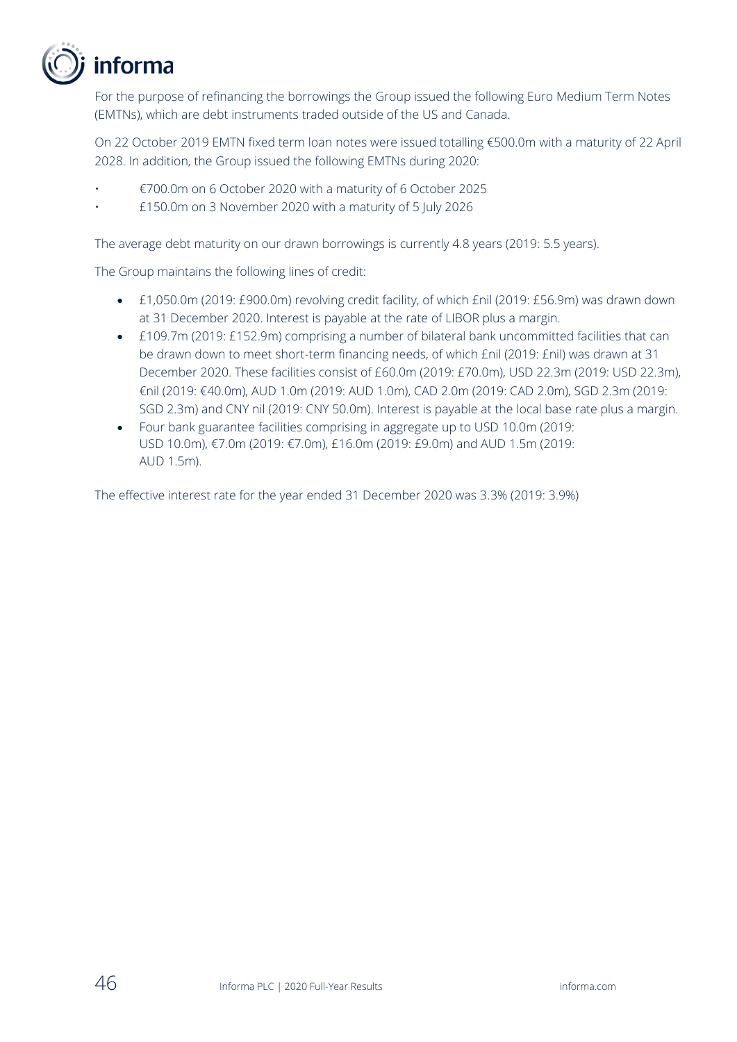For the purpose of refinancing the borrowings the Group issued the following Euro Medium Term Notes (EMTNs), which are debt instruments traded outside of the US and Canada.

On 22 October 2019 EMTN fixed term loan notes were issued totalling €500.0m with a maturity of 22 April 2028. In addition, the Group issued the following EMTNs during 2020:

- €700.0m on 6 October 2020 with a maturity of 6 October 2025
- £150.0m on 3 November 2020 with a maturity of 5 July 2026

The average debt maturity on our drawn borrowings is currently 4.8 years (2019: 5.5 years).

The Group maintains the following lines of credit:

- £1,050.0m (2019: £900.0m) revolving credit facility, of which £nil (2019: £56.9m) was drawn down at 31 December 2020. Interest is payable at the rate of LIBOR plus a margin.
- £109.7m (2019: £152.9m) comprising a number of bilateral bank uncommitted facilities that can be drawn down to meet short-term financing needs, of which £nil (2019: £nil) was drawn at 31 December 2020. These facilities consist of £60.0m (2019: £70.0m), USD 22.3m (2019: USD 22.3m), €nil (2019: €40.0m), AUD 1.0m (2019: AUD 1.0m), CAD 2.0m (2019: CAD 2.0m), SGD 2.3m (2019: SGD 2.3m) and CNY nil (2019: CNY 50.0m). Interest is payable at the local base rate plus a margin.
- Four bank guarantee facilities comprising in aggregate up to USD 10.0m (2019: USD 10.0m), €7.0m (2019: €7.0m), £16.0m (2019: £9.0m) and AUD 1.5m (2019: AUD 1.5m).

The effective interest rate for the year ended 31 December 2020 was 3.3% (2019: 3.9%)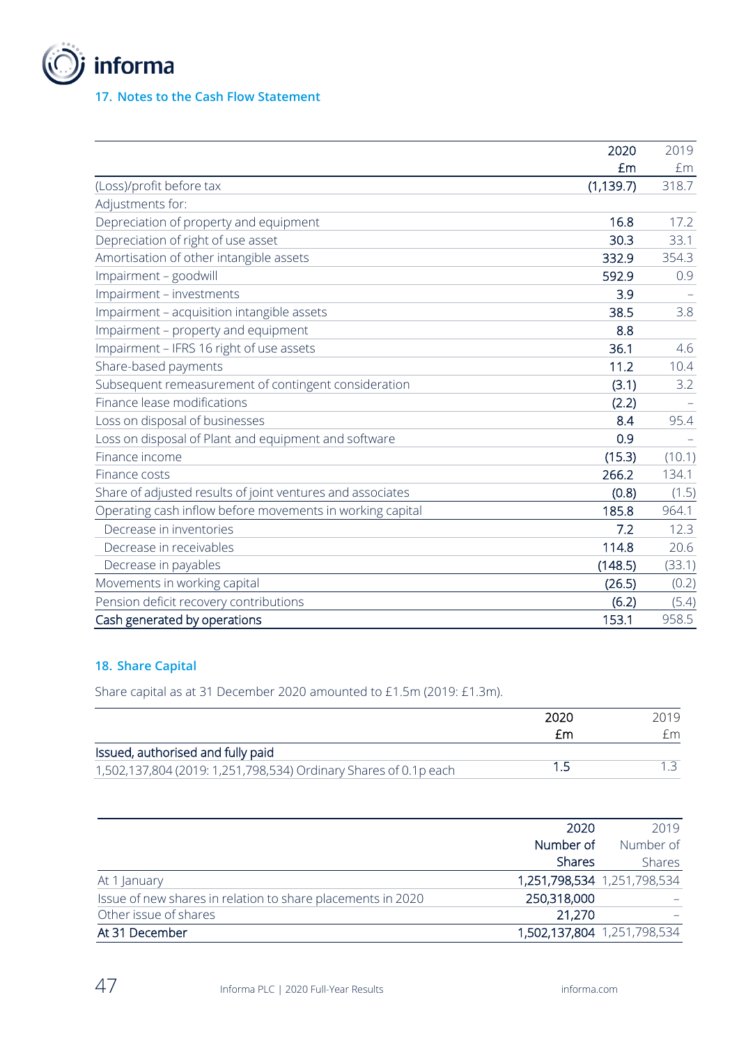## 17. Notes to the Cash Flow Statement

| | 2020 £m | 2019 £m |
|---|---|---|
| (Loss)/profit before tax | (1,139.7) | 318.7 |
| Adjustments for: | | |
| Depreciation of property and equipment | 16.8 | 17.2 |
| Depreciation of right of use asset | 30.3 | 33.1 |
| Amortisation of other intangible assets | 332.9 | 354.3 |
| Impairment – goodwill | 592.9 | 0.9 |
| Impairment – investments | 3.9 | – |
| Impairment – acquisition intangible assets | 38.5 | 3.8 |
| Impairment – property and equipment | 8.8 | |
| Impairment – IFRS 16 right of use assets | 36.1 | 4.6 |
| Share-based payments | 11.2 | 10.4 |
| Subsequent remeasurement of contingent consideration | (3.1) | 3.2 |
| Finance lease modifications | (2.2) | – |
| Loss on disposal of businesses | 8.4 | 95.4 |
| Loss on disposal of Plant and equipment and software | 0.9 | – |
| Finance income | (15.3) | (10.1) |
| Finance costs | 266.2 | 134.1 |
| Share of adjusted results of joint ventures and associates | (0.8) | (1.5) |
| Operating cash inflow before movements in working capital | 185.8 | 964.1 |
| Decrease in inventories | 7.2 | 12.3 |
| Decrease in receivables | 114.8 | 20.6 |
| Decrease in payables | (148.5) | (33.1) |
| Movements in working capital | (26.5) | (0.2) |
| Pension deficit recovery contributions | (6.2) | (5.4) |
| Cash generated by operations | 153.1 | 958.5 |

## 18. Share Capital

Share capital as at 31 December 2020 amounted to £1.5m (2019: £1.3m).

| | 2020 £m | 2019 £m |
|---|---|---|
| Issued, authorised and fully paid | | |
| 1,502,137,804 (2019: 1,251,798,534) Ordinary Shares of 0.1p each | 1.5 | 1.3 |

| | 2020 Number of Shares | 2019 Number of Shares |
|---|---|---|
| At 1 January | 1,251,798,534 | 1,251,798,534 |
| Issue of new shares in relation to share placements in 2020 | 250,318,000 | – |
| Other issue of shares | 21,270 | – |
| At 31 December | 1,502,137,804 | 1,251,798,534 |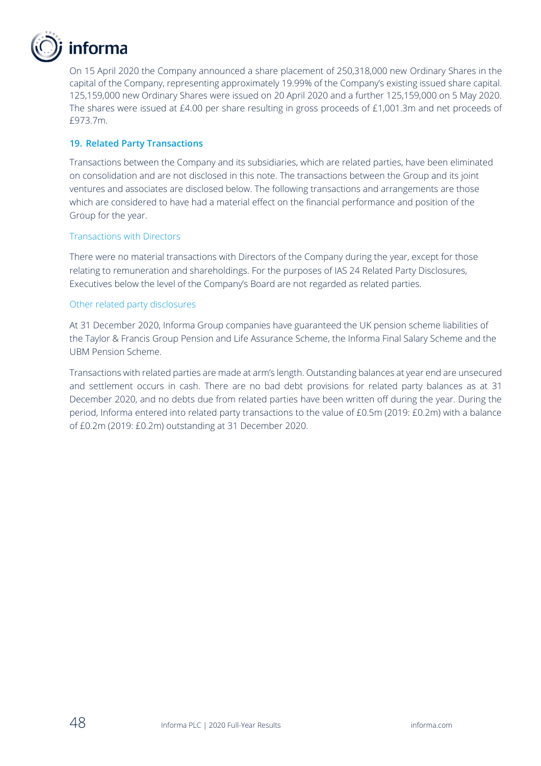On 15 April 2020 the Company announced a share placement of 250,318,000 new Ordinary Shares in the capital of the Company, representing approximately 19.99% of the Company's existing issued share capital. 125,159,000 new Ordinary Shares were issued on 20 April 2020 and a further 125,159,000 on 5 May 2020. The shares were issued at £4.00 per share resulting in gross proceeds of £1,001.3m and net proceeds of £973.7m.

## 19. Related Party Transactions

Transactions between the Company and its subsidiaries, which are related parties, have been eliminated on consolidation and are not disclosed in this note. The transactions between the Group and its joint ventures and associates are disclosed below. The following transactions and arrangements are those which are considered to have had a material effect on the financial performance and position of the Group for the year.

### Transactions with Directors

There were no material transactions with Directors of the Company during the year, except for those relating to remuneration and shareholdings. For the purposes of IAS 24 Related Party Disclosures, Executives below the level of the Company's Board are not regarded as related parties.

### Other related party disclosures

At 31 December 2020, Informa Group companies have guaranteed the UK pension scheme liabilities of the Taylor & Francis Group Pension and Life Assurance Scheme, the Informa Final Salary Scheme and the UBM Pension Scheme.

Transactions with related parties are made at arm's length. Outstanding balances at year end are unsecured and settlement occurs in cash. There are no bad debt provisions for related party balances as at 31 December 2020, and no debts due from related parties have been written off during the year. During the period, Informa entered into related party transactions to the value of £0.5m (2019: £0.2m) with a balance of £0.2m (2019: £0.2m) outstanding at 31 December 2020.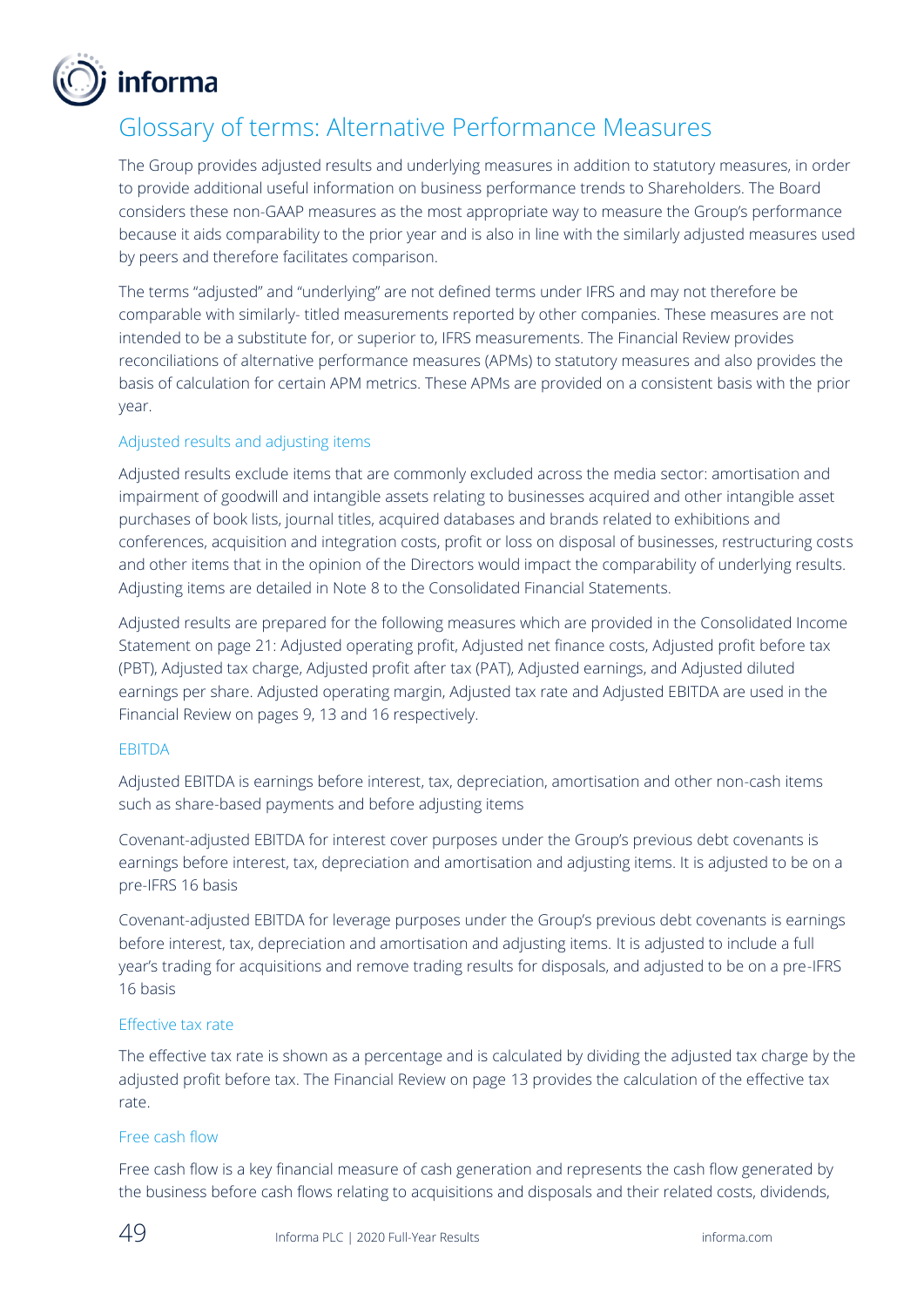# Glossary of terms: Alternative Performance Measures

The Group provides adjusted results and underlying measures in addition to statutory measures, in order to provide additional useful information on business performance trends to Shareholders. The Board considers these non-GAAP measures as the most appropriate way to measure the Group's performance because it aids comparability to the prior year and is also in line with the similarly adjusted measures used by peers and therefore facilitates comparison.

The terms "adjusted" and "underlying" are not defined terms under IFRS and may not therefore be comparable with similarly- titled measurements reported by other companies. These measures are not intended to be a substitute for, or superior to, IFRS measurements. The Financial Review provides reconciliations of alternative performance measures (APMs) to statutory measures and also provides the basis of calculation for certain APM metrics. These APMs are provided on a consistent basis with the prior year.

## Adjusted results and adjusting items

Adjusted results exclude items that are commonly excluded across the media sector: amortisation and impairment of goodwill and intangible assets relating to businesses acquired and other intangible asset purchases of book lists, journal titles, acquired databases and brands related to exhibitions and conferences, acquisition and integration costs, profit or loss on disposal of businesses, restructuring costs and other items that in the opinion of the Directors would impact the comparability of underlying results. Adjusting items are detailed in Note 8 to the Consolidated Financial Statements.

Adjusted results are prepared for the following measures which are provided in the Consolidated Income Statement on page 21: Adjusted operating profit, Adjusted net finance costs, Adjusted profit before tax (PBT), Adjusted tax charge, Adjusted profit after tax (PAT), Adjusted earnings, and Adjusted diluted earnings per share. Adjusted operating margin, Adjusted tax rate and Adjusted EBITDA are used in the Financial Review on pages 9, 13 and 16 respectively.

## EBITDA

Adjusted EBITDA is earnings before interest, tax, depreciation, amortisation and other non-cash items such as share-based payments and before adjusting items

Covenant-adjusted EBITDA for interest cover purposes under the Group's previous debt covenants is earnings before interest, tax, depreciation and amortisation and adjusting items. It is adjusted to be on a pre-IFRS 16 basis

Covenant-adjusted EBITDA for leverage purposes under the Group's previous debt covenants is earnings before interest, tax, depreciation and amortisation and adjusting items. It is adjusted to include a full year's trading for acquisitions and remove trading results for disposals, and adjusted to be on a pre-IFRS 16 basis

## Effective tax rate

The effective tax rate is shown as a percentage and is calculated by dividing the adjusted tax charge by the adjusted profit before tax. The Financial Review on page 13 provides the calculation of the effective tax rate.

## Free cash flow

Free cash flow is a key financial measure of cash generation and represents the cash flow generated by the business before cash flows relating to acquisitions and disposals and their related costs, dividends,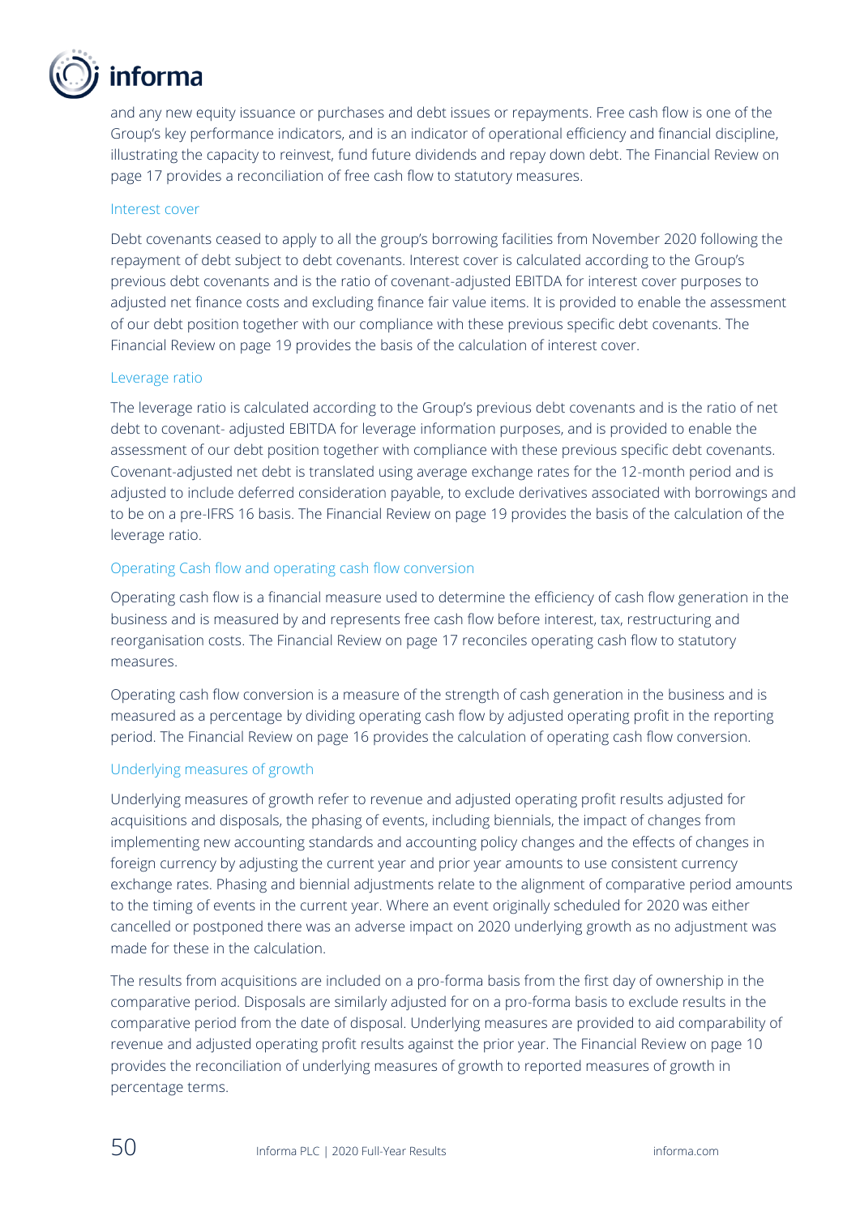and any new equity issuance or purchases and debt issues or repayments. Free cash flow is one of the Group's key performance indicators, and is an indicator of operational efficiency and financial discipline, illustrating the capacity to reinvest, fund future dividends and repay down debt. The Financial Review on page 17 provides a reconciliation of free cash flow to statutory measures.

### Interest cover

Debt covenants ceased to apply to all the group's borrowing facilities from November 2020 following the repayment of debt subject to debt covenants. Interest cover is calculated according to the Group's previous debt covenants and is the ratio of covenant-adjusted EBITDA for interest cover purposes to adjusted net finance costs and excluding finance fair value items. It is provided to enable the assessment of our debt position together with our compliance with these previous specific debt covenants. The Financial Review on page 19 provides the basis of the calculation of interest cover.

### Leverage ratio

The leverage ratio is calculated according to the Group's previous debt covenants and is the ratio of net debt to covenant- adjusted EBITDA for leverage information purposes, and is provided to enable the assessment of our debt position together with compliance with these previous specific debt covenants. Covenant-adjusted net debt is translated using average exchange rates for the 12-month period and is adjusted to include deferred consideration payable, to exclude derivatives associated with borrowings and to be on a pre-IFRS 16 basis. The Financial Review on page 19 provides the basis of the calculation of the leverage ratio.

### Operating Cash flow and operating cash flow conversion

Operating cash flow is a financial measure used to determine the efficiency of cash flow generation in the business and is measured by and represents free cash flow before interest, tax, restructuring and reorganisation costs. The Financial Review on page 17 reconciles operating cash flow to statutory measures.

Operating cash flow conversion is a measure of the strength of cash generation in the business and is measured as a percentage by dividing operating cash flow by adjusted operating profit in the reporting period. The Financial Review on page 16 provides the calculation of operating cash flow conversion.

### Underlying measures of growth

Underlying measures of growth refer to revenue and adjusted operating profit results adjusted for acquisitions and disposals, the phasing of events, including biennials, the impact of changes from implementing new accounting standards and accounting policy changes and the effects of changes in foreign currency by adjusting the current year and prior year amounts to use consistent currency exchange rates. Phasing and biennial adjustments relate to the alignment of comparative period amounts to the timing of events in the current year. Where an event originally scheduled for 2020 was either cancelled or postponed there was an adverse impact on 2020 underlying growth as no adjustment was made for these in the calculation.

The results from acquisitions are included on a pro-forma basis from the first day of ownership in the comparative period. Disposals are similarly adjusted for on a pro-forma basis to exclude results in the comparative period from the date of disposal. Underlying measures are provided to aid comparability of revenue and adjusted operating profit results against the prior year. The Financial Review on page 10 provides the reconciliation of underlying measures of growth to reported measures of growth in percentage terms.